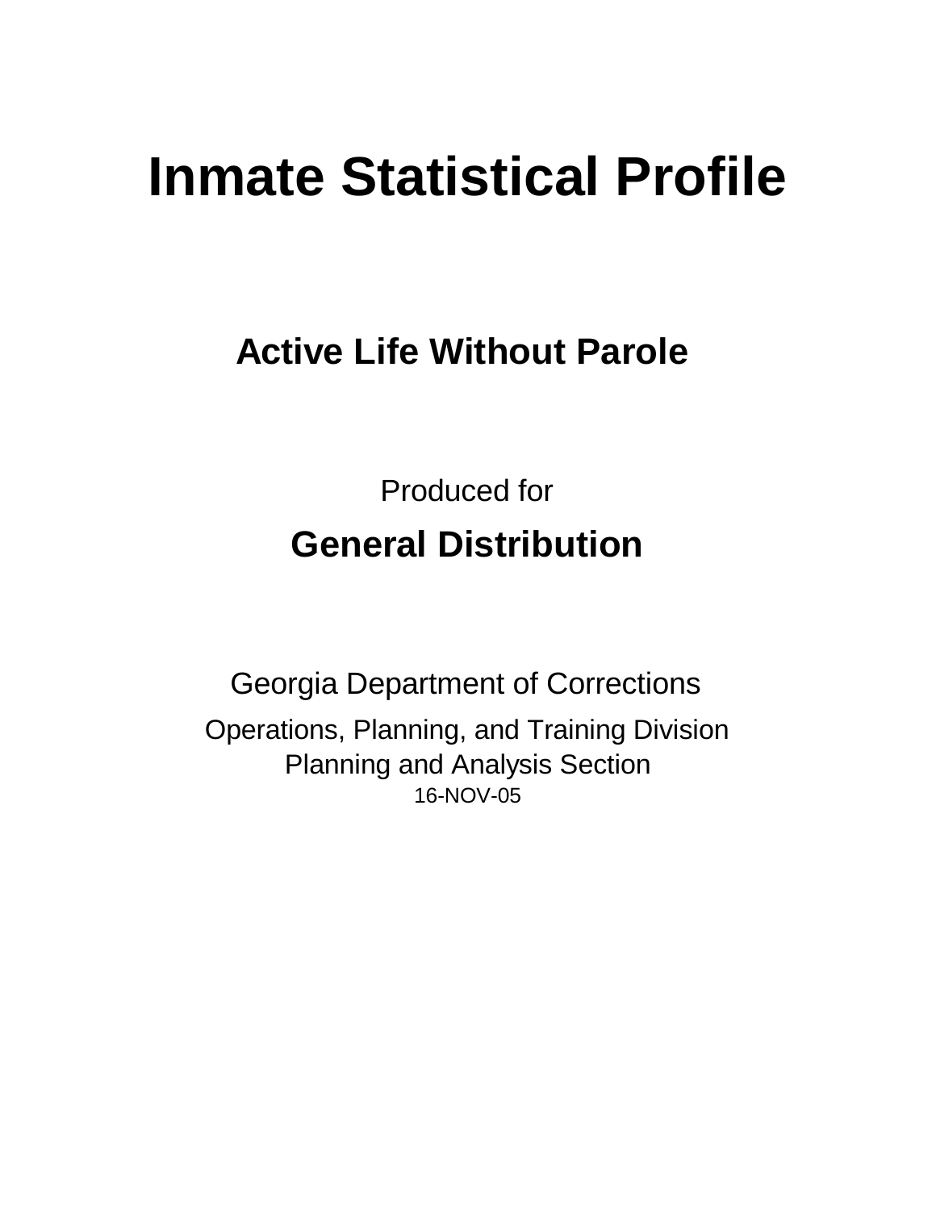# Inmate Statistical Profile

## Active Life Without Parole

Produced for

## General Distribution

Georgia Department of Corrections

Operations, Planning, and Training Division
Planning and Analysis Section
16-NOV-05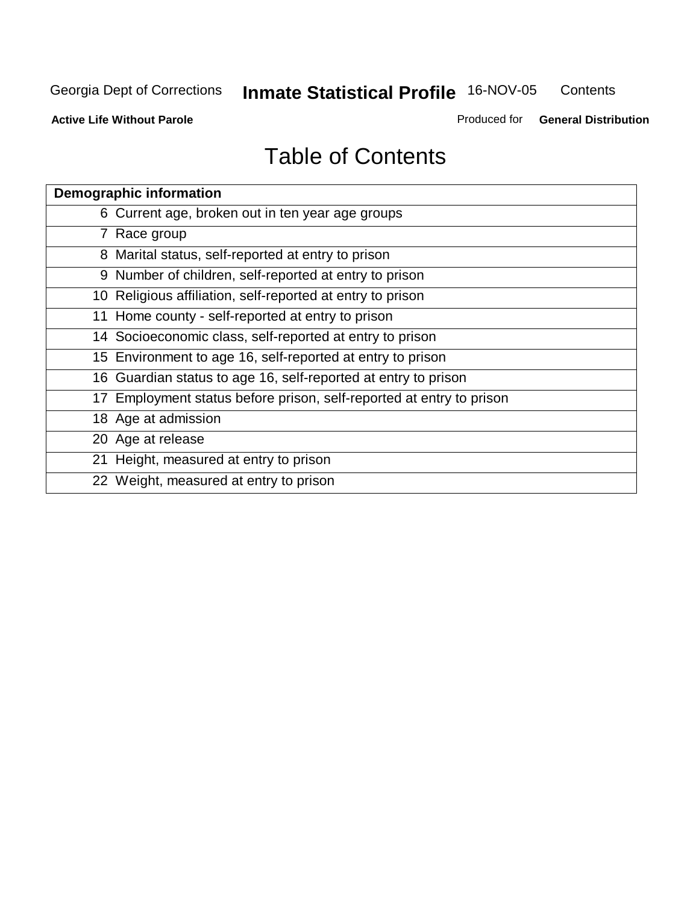# Table of Contents

| Demographic information | |
|---|---|
| 6 | Current age, broken out in ten year age groups |
| 7 | Race group |
| 8 | Marital status, self-reported at entry to prison |
| 9 | Number of children, self-reported at entry to prison |
| 10 | Religious affiliation, self-reported at entry to prison |
| 11 | Home county - self-reported at entry to prison |
| 14 | Socioeconomic class, self-reported at entry to prison |
| 15 | Environment to age 16, self-reported at entry to prison |
| 16 | Guardian status to age 16, self-reported at entry to prison |
| 17 | Employment status before prison, self-reported at entry to prison |
| 18 | Age at admission |
| 20 | Age at release |
| 21 | Height, measured at entry to prison |
| 22 | Weight, measured at entry to prison |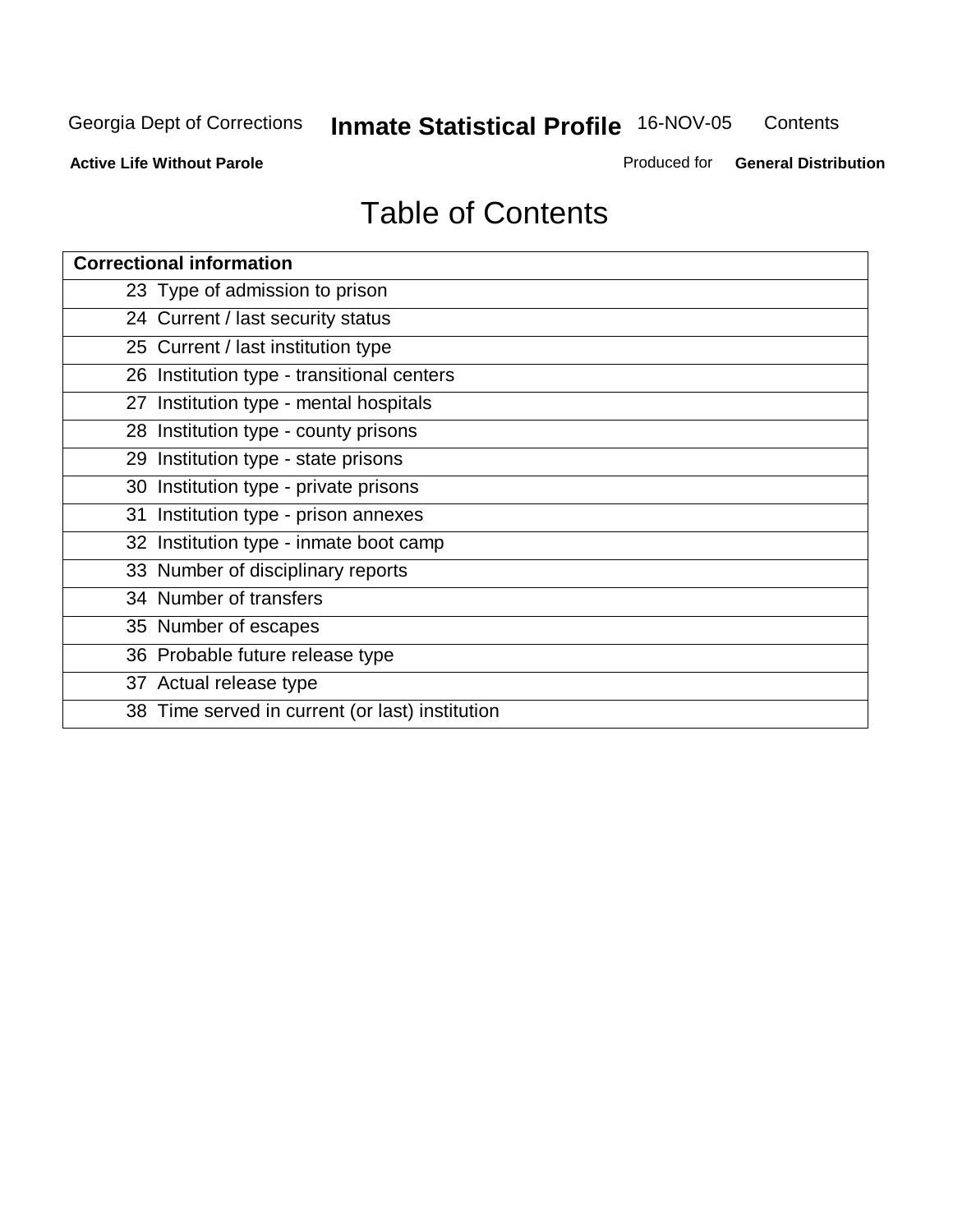# Table of Contents

| Correctional information |
|---|
| 23 Type of admission to prison |
| 24 Current / last security status |
| 25 Current / last institution type |
| 26 Institution type - transitional centers |
| 27 Institution type - mental hospitals |
| 28 Institution type - county prisons |
| 29 Institution type - state prisons |
| 30 Institution type - private prisons |
| 31 Institution type - prison annexes |
| 32 Institution type - inmate boot camp |
| 33 Number of disciplinary reports |
| 34 Number of transfers |
| 35 Number of escapes |
| 36 Probable future release type |
| 37 Actual release type |
| 38 Time served in current (or last) institution |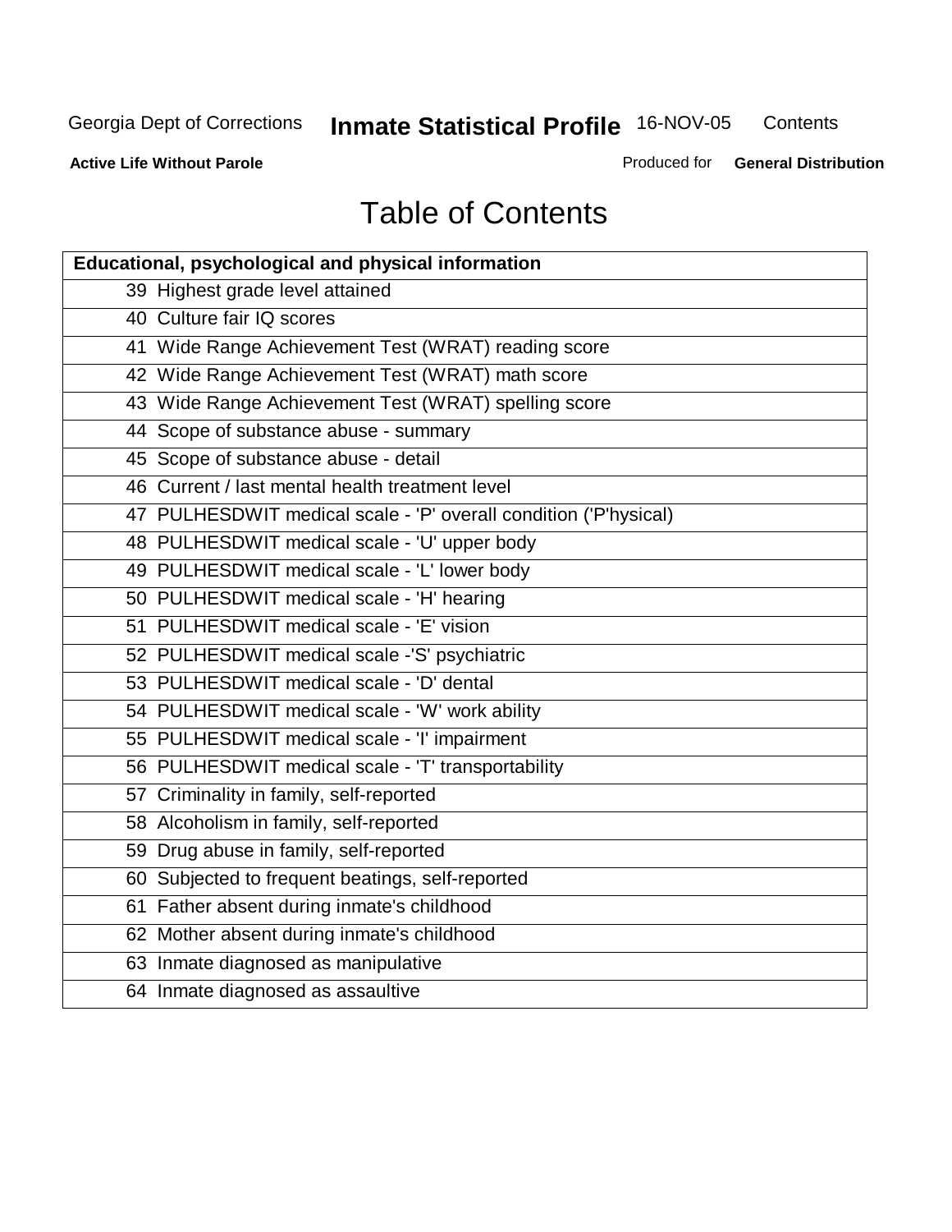Georgia Dept of Corrections **Inmate Statistical Profile** 16-NOV-05 Contents

**Active Life Without Parole** Produced for **General Distribution**

# Table of Contents

| **Educational, psychological and physical information** |
|---|
| 39 Highest grade level attained |
| 40 Culture fair IQ scores |
| 41 Wide Range Achievement Test (WRAT) reading score |
| 42 Wide Range Achievement Test (WRAT) math score |
| 43 Wide Range Achievement Test (WRAT) spelling score |
| 44 Scope of substance abuse - summary |
| 45 Scope of substance abuse - detail |
| 46 Current / last mental health treatment level |
| 47 PULHESDWIT medical scale - 'P' overall condition ('P'hysical) |
| 48 PULHESDWIT medical scale - 'U' upper body |
| 49 PULHESDWIT medical scale - 'L' lower body |
| 50 PULHESDWIT medical scale - 'H' hearing |
| 51 PULHESDWIT medical scale - 'E' vision |
| 52 PULHESDWIT medical scale -'S' psychiatric |
| 53 PULHESDWIT medical scale - 'D' dental |
| 54 PULHESDWIT medical scale - 'W' work ability |
| 55 PULHESDWIT medical scale - 'I' impairment |
| 56 PULHESDWIT medical scale - 'T' transportability |
| 57 Criminality in family, self-reported |
| 58 Alcoholism in family, self-reported |
| 59 Drug abuse in family, self-reported |
| 60 Subjected to frequent beatings, self-reported |
| 61 Father absent during inmate's childhood |
| 62 Mother absent during inmate's childhood |
| 63 Inmate diagnosed as manipulative |
| 64 Inmate diagnosed as assaultive |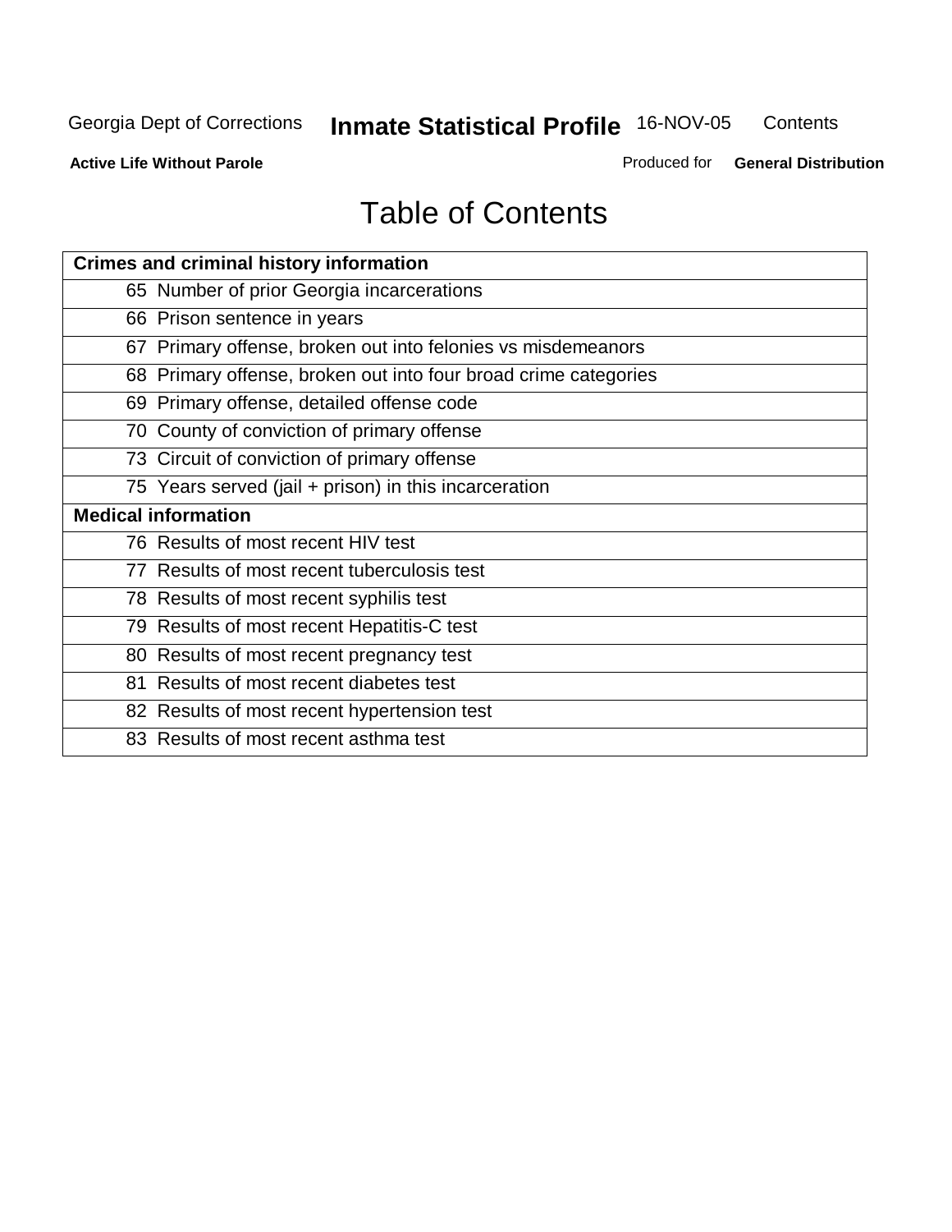# Table of Contents

| Crimes and criminal history information |
|---|
| 65 Number of prior Georgia incarcerations |
| 66 Prison sentence in years |
| 67 Primary offense, broken out into felonies vs misdemeanors |
| 68 Primary offense, broken out into four broad crime categories |
| 69 Primary offense, detailed offense code |
| 70 County of conviction of primary offense |
| 73 Circuit of conviction of primary offense |
| 75 Years served (jail + prison) in this incarceration |
| **Medical information** |
| 76 Results of most recent HIV test |
| 77 Results of most recent tuberculosis test |
| 78 Results of most recent syphilis test |
| 79 Results of most recent Hepatitis-C test |
| 80 Results of most recent pregnancy test |
| 81 Results of most recent diabetes test |
| 82 Results of most recent hypertension test |
| 83 Results of most recent asthma test |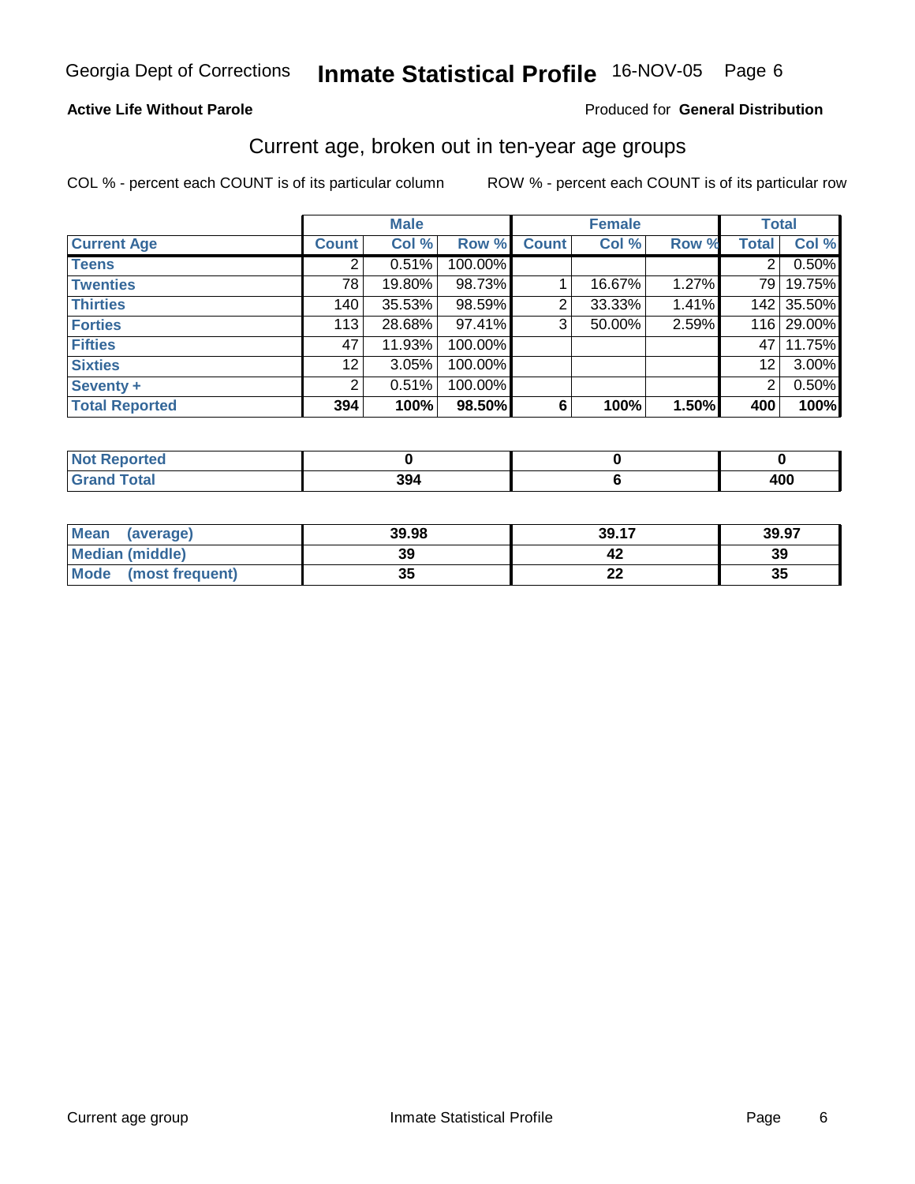Georgia Dept of Corrections **Inmate Statistical Profile** 16-NOV-05 Page 6

**Active Life Without Parole**

Produced for **General Distribution**

## Current age, broken out in ten-year age groups

COL % - percent each COUNT is of its particular column    ROW % - percent each COUNT is of its particular row

| | Male | | | Female | | | Total | |
|---|---|---|---|---|---|---|---|---|
| **Current Age** | **Count** | **Col %** | **Row %** | **Count** | **Col %** | **Row %** | **Total** | **Col %** |
| **Teens** | 2 | 0.51% | 100.00% | | | | 2 | 0.50% |
| **Twenties** | 78 | 19.80% | 98.73% | 1 | 16.67% | 1.27% | 79 | 19.75% |
| **Thirties** | 140 | 35.53% | 98.59% | 2 | 33.33% | 1.41% | 142 | 35.50% |
| **Forties** | 113 | 28.68% | 97.41% | 3 | 50.00% | 2.59% | 116 | 29.00% |
| **Fifties** | 47 | 11.93% | 100.00% | | | | 47 | 11.75% |
| **Sixties** | 12 | 3.05% | 100.00% | | | | 12 | 3.00% |
| **Seventy +** | 2 | 0.51% | 100.00% | | | | 2 | 0.50% |
| **Total Reported** | **394** | **100%** | **98.50%** | **6** | **100%** | **1.50%** | **400** | **100%** |

| | Male | Female | Total |
|---|---|---|---|
| **Not Reported** | **0** | **0** | **0** |
| **Grand Total** | **394** | **6** | **400** |

| | Male | Female | Total |
|---|---|---|---|
| **Mean (average)** | **39.98** | **39.17** | **39.97** |
| **Median (middle)** | **39** | **42** | **39** |
| **Mode (most frequent)** | **35** | **22** | **35** |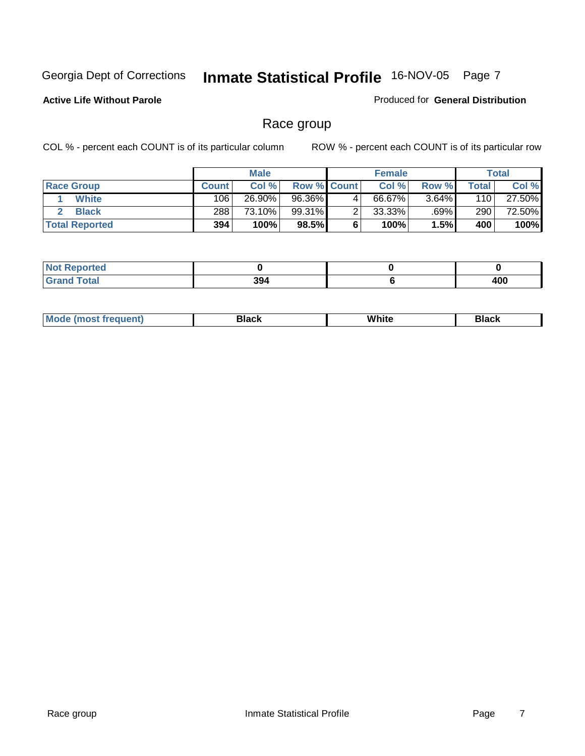Georgia Dept of Corrections **Inmate Statistical Profile** 16-NOV-05

**Active Life Without Parole**

Produced for **General Distribution**

## Race group

COL % - percent each COUNT is of its particular column ROW % - percent each COUNT is of its particular row

| | Male | | | Female | | | Total | |
|---|---|---|---|---|---|---|---|---|
| **Race Group** | **Count** | **Col %** | **Row %** | **Count** | **Col %** | **Row %** | **Total** | **Col %** |
| 1 **White** | 106 | 26.90% | 96.36% | 4 | 66.67% | 3.64% | 110 | 27.50% |
| 2 **Black** | 288 | 73.10% | 99.31% | 2 | 33.33% | .69% | 290 | 72.50% |
| **Total Reported** | **394** | **100%** | **98.5%** | **6** | **100%** | **1.5%** | **400** | **100%** |

| | Male | Female | Total |
|---|---|---|---|
| **Not Reported** | **0** | **0** | **0** |
| **Grand Total** | **394** | **6** | **400** |

| | Male | Female | Total |
|---|---|---|---|
| **Mode (most frequent)** | **Black** | **White** | **Black** |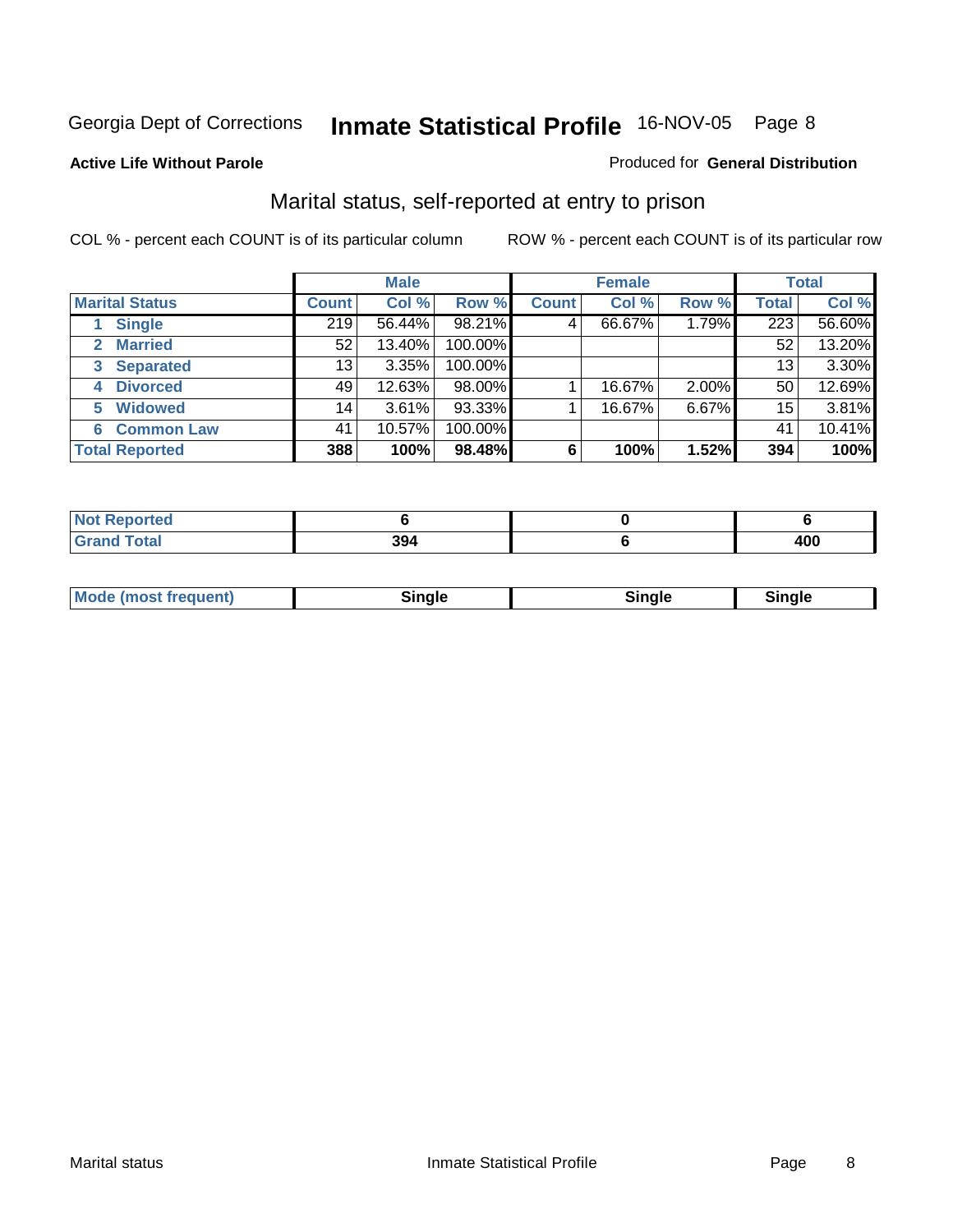Georgia Dept of Corrections **Inmate Statistical Profile** 16-NOV-05 Page 8

**Active Life Without Parole**

Produced for **General Distribution**

## Marital status, self-reported at entry to prison

COL % - percent each COUNT is of its particular column

ROW % - percent each COUNT is of its particular row

| | Male | | | Female | | | Total | |
|---|---|---|---|---|---|---|---|---|
| **Marital Status** | **Count** | **Col %** | **Row %** | **Count** | **Col %** | **Row %** | **Total** | **Col %** |
| 1 **Single** | 219 | 56.44% | 98.21% | 4 | 66.67% | 1.79% | 223 | 56.60% |
| 2 **Married** | 52 | 13.40% | 100.00% | | | | 52 | 13.20% |
| 3 **Separated** | 13 | 3.35% | 100.00% | | | | 13 | 3.30% |
| 4 **Divorced** | 49 | 12.63% | 98.00% | 1 | 16.67% | 2.00% | 50 | 12.69% |
| 5 **Widowed** | 14 | 3.61% | 93.33% | 1 | 16.67% | 6.67% | 15 | 3.81% |
| 6 **Common Law** | 41 | 10.57% | 100.00% | | | | 41 | 10.41% |
| **Total Reported** | **388** | **100%** | **98.48%** | **6** | **100%** | **1.52%** | **394** | **100%** |

| | Male | Female | Total |
|---|---|---|---|
| **Not Reported** | **6** | **0** | **6** |
| **Grand Total** | **394** | **6** | **400** |

| | Male | Female | Total |
|---|---|---|---|
| **Mode (most frequent)** | **Single** | **Single** | **Single** |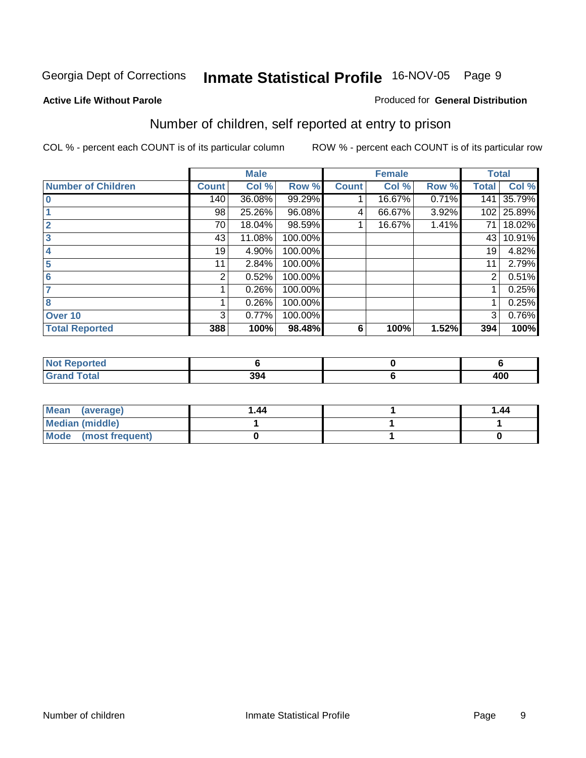Georgia Dept of Corrections **Inmate Statistical Profile** 16-NOV-05 Page 9

**Active Life Without Parole**

Produced for **General Distribution**

## Number of children, self reported at entry to prison

COL % - percent each COUNT is of its particular column ROW % - percent each COUNT is of its particular row

| | Male | | | Female | | | Total | |
|---|---|---|---|---|---|---|---|---|
| **Number of Children** | **Count** | **Col %** | **Row %** | **Count** | **Col %** | **Row %** | **Total** | **Col %** |
| 0 | 140 | 36.08% | 99.29% | 1 | 16.67% | 0.71% | 141 | 35.79% |
| 1 | 98 | 25.26% | 96.08% | 4 | 66.67% | 3.92% | 102 | 25.89% |
| 2 | 70 | 18.04% | 98.59% | 1 | 16.67% | 1.41% | 71 | 18.02% |
| 3 | 43 | 11.08% | 100.00% | | | | 43 | 10.91% |
| 4 | 19 | 4.90% | 100.00% | | | | 19 | 4.82% |
| 5 | 11 | 2.84% | 100.00% | | | | 11 | 2.79% |
| 6 | 2 | 0.52% | 100.00% | | | | 2 | 0.51% |
| 7 | 1 | 0.26% | 100.00% | | | | 1 | 0.25% |
| 8 | 1 | 0.26% | 100.00% | | | | 1 | 0.25% |
| Over 10 | 3 | 0.77% | 100.00% | | | | 3 | 0.76% |
| **Total Reported** | **388** | **100%** | **98.48%** | **6** | **100%** | **1.52%** | **394** | **100%** |

| | Male | Female | Total |
|---|---|---|---|
| **Not Reported** | **6** | **0** | **6** |
| **Grand Total** | **394** | **6** | **400** |

| | Male | Female | Total |
|---|---|---|---|
| **Mean (average)** | **1.44** | **1** | **1.44** |
| **Median (middle)** | **1** | **1** | **1** |
| **Mode (most frequent)** | **0** | **1** | **0** |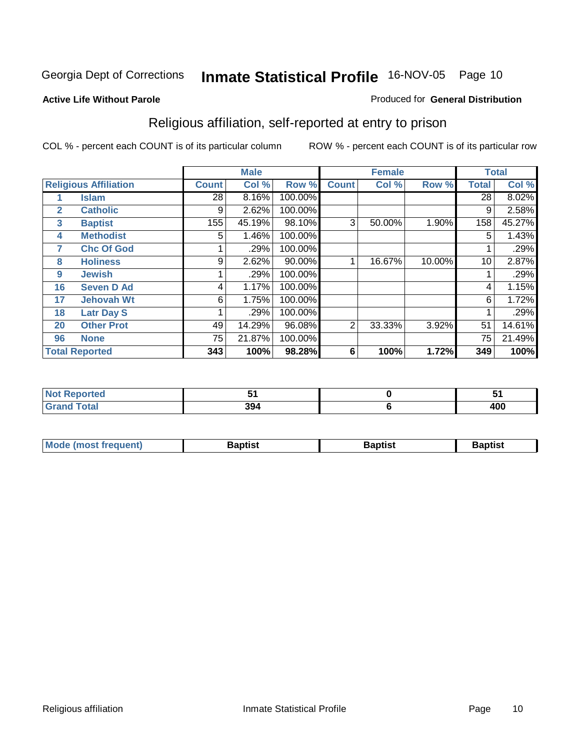Georgia Dept of Corrections **Inmate Statistical Profile** 16-NOV-05

**Active Life Without Parole**

Produced for **General Distribution**

## Religious affiliation, self-reported at entry to prison

COL % - percent each COUNT is of its particular column

ROW % - percent each COUNT is of its particular row

| Religious Affiliation | | Male | | | Female | | | Total | |
|---|---|---|---|---|---|---|---|---|---|
| | | Count | Col % | Row % | Count | Col % | Row % | Total | Col % |
| 1 | Islam | 28 | 8.16% | 100.00% | | | | 28 | 8.02% |
| 2 | Catholic | 9 | 2.62% | 100.00% | | | | 9 | 2.58% |
| 3 | Baptist | 155 | 45.19% | 98.10% | 3 | 50.00% | 1.90% | 158 | 45.27% |
| 4 | Methodist | 5 | 1.46% | 100.00% | | | | 5 | 1.43% |
| 7 | Chc Of God | 1 | .29% | 100.00% | | | | 1 | .29% |
| 8 | Holiness | 9 | 2.62% | 90.00% | 1 | 16.67% | 10.00% | 10 | 2.87% |
| 9 | Jewish | 1 | .29% | 100.00% | | | | 1 | .29% |
| 16 | Seven D Ad | 4 | 1.17% | 100.00% | | | | 4 | 1.15% |
| 17 | Jehovah Wt | 6 | 1.75% | 100.00% | | | | 6 | 1.72% |
| 18 | Latr Day S | 1 | .29% | 100.00% | | | | 1 | .29% |
| 20 | Other Prot | 49 | 14.29% | 96.08% | 2 | 33.33% | 3.92% | 51 | 14.61% |
| 96 | None | 75 | 21.87% | 100.00% | | | | 75 | 21.49% |
| **Total Reported** | | **343** | **100%** | **98.28%** | **6** | **100%** | **1.72%** | **349** | **100%** |

| | Male | Female | Total |
|---|---|---|---|
| Not Reported | 51 | 0 | 51 |
| Grand Total | 394 | 6 | 400 |

| | Male | Female | Total |
|---|---|---|---|
| Mode (most frequent) | Baptist | Baptist | Baptist |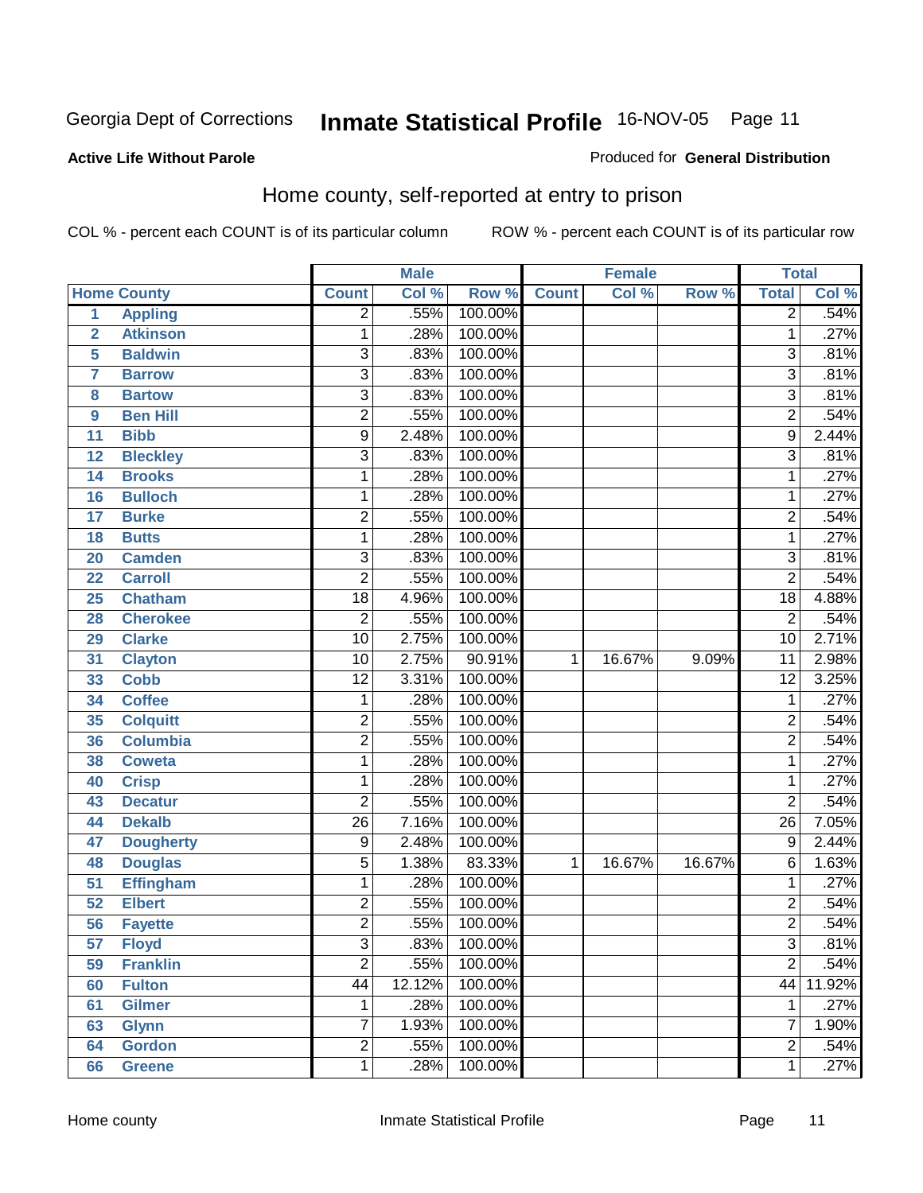Georgia Dept of Corrections **Inmate Statistical Profile** 16-NOV-05

**Active Life Without Parole**

Produced for **General Distribution**

## Home county, self-reported at entry to prison

COL % - percent each COUNT is of its particular column    ROW % - percent each COUNT is of its particular row

| | | Male | | | Female | | | Total | |
|---|---|---|---|---|---|---|---|---|---|
| **Home County** | | **Count** | **Col %** | **Row %** | **Count** | **Col %** | **Row %** | **Total** | **Col %** |
| 1 | Appling | 2 | .55% | 100.00% | | | | 2 | .54% |
| 2 | Atkinson | 1 | .28% | 100.00% | | | | 1 | .27% |
| 5 | Baldwin | 3 | .83% | 100.00% | | | | 3 | .81% |
| 7 | Barrow | 3 | .83% | 100.00% | | | | 3 | .81% |
| 8 | Bartow | 3 | .83% | 100.00% | | | | 3 | .81% |
| 9 | Ben Hill | 2 | .55% | 100.00% | | | | 2 | .54% |
| 11 | Bibb | 9 | 2.48% | 100.00% | | | | 9 | 2.44% |
| 12 | Bleckley | 3 | .83% | 100.00% | | | | 3 | .81% |
| 14 | Brooks | 1 | .28% | 100.00% | | | | 1 | .27% |
| 16 | Bulloch | 1 | .28% | 100.00% | | | | 1 | .27% |
| 17 | Burke | 2 | .55% | 100.00% | | | | 2 | .54% |
| 18 | Butts | 1 | .28% | 100.00% | | | | 1 | .27% |
| 20 | Camden | 3 | .83% | 100.00% | | | | 3 | .81% |
| 22 | Carroll | 2 | .55% | 100.00% | | | | 2 | .54% |
| 25 | Chatham | 18 | 4.96% | 100.00% | | | | 18 | 4.88% |
| 28 | Cherokee | 2 | .55% | 100.00% | | | | 2 | .54% |
| 29 | Clarke | 10 | 2.75% | 100.00% | | | | 10 | 2.71% |
| 31 | Clayton | 10 | 2.75% | 90.91% | 1 | 16.67% | 9.09% | 11 | 2.98% |
| 33 | Cobb | 12 | 3.31% | 100.00% | | | | 12 | 3.25% |
| 34 | Coffee | 1 | .28% | 100.00% | | | | 1 | .27% |
| 35 | Colquitt | 2 | .55% | 100.00% | | | | 2 | .54% |
| 36 | Columbia | 2 | .55% | 100.00% | | | | 2 | .54% |
| 38 | Coweta | 1 | .28% | 100.00% | | | | 1 | .27% |
| 40 | Crisp | 1 | .28% | 100.00% | | | | 1 | .27% |
| 43 | Decatur | 2 | .55% | 100.00% | | | | 2 | .54% |
| 44 | Dekalb | 26 | 7.16% | 100.00% | | | | 26 | 7.05% |
| 47 | Dougherty | 9 | 2.48% | 100.00% | | | | 9 | 2.44% |
| 48 | Douglas | 5 | 1.38% | 83.33% | 1 | 16.67% | 16.67% | 6 | 1.63% |
| 51 | Effingham | 1 | .28% | 100.00% | | | | 1 | .27% |
| 52 | Elbert | 2 | .55% | 100.00% | | | | 2 | .54% |
| 56 | Fayette | 2 | .55% | 100.00% | | | | 2 | .54% |
| 57 | Floyd | 3 | .83% | 100.00% | | | | 3 | .81% |
| 59 | Franklin | 2 | .55% | 100.00% | | | | 2 | .54% |
| 60 | Fulton | 44 | 12.12% | 100.00% | | | | 44 | 11.92% |
| 61 | Gilmer | 1 | .28% | 100.00% | | | | 1 | .27% |
| 63 | Glynn | 7 | 1.93% | 100.00% | | | | 7 | 1.90% |
| 64 | Gordon | 2 | .55% | 100.00% | | | | 2 | .54% |
| 66 | Greene | 1 | .28% | 100.00% | | | | 1 | .27% |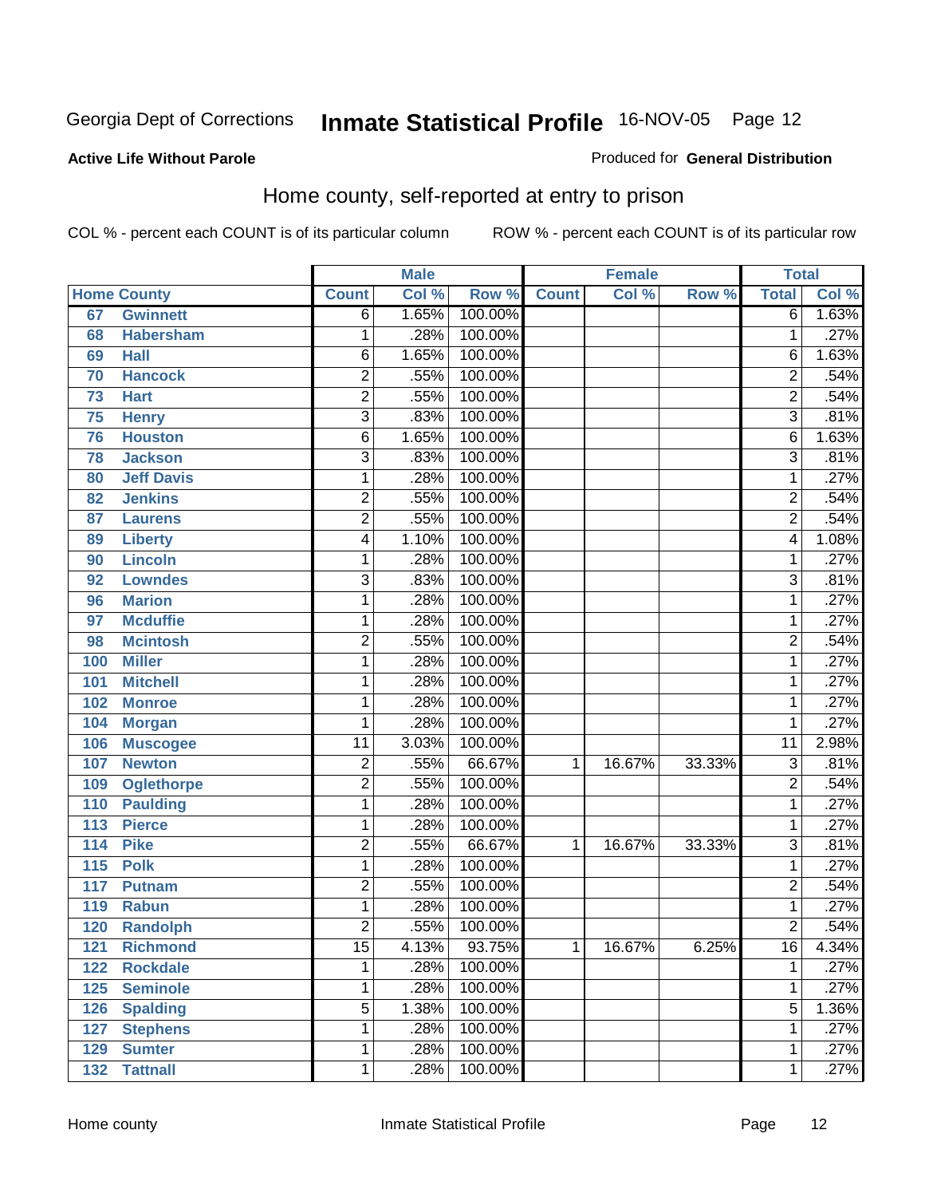Georgia Dept of Corrections **Inmate Statistical Profile** 16-NOV-05 Page 12

**Active Life Without Parole**

Produced for **General Distribution**

## Home county, self-reported at entry to prison

COL % - percent each COUNT is of its particular column ROW % - percent each COUNT is of its particular row

| Home County | | Male | | | Female | | | Total | |
|---|---|---|---|---|---|---|---|---|---|
| | | Count | Col % | Row % | Count | Col % | Row % | Total | Col % |
| 67 | Gwinnett | 6 | 1.65% | 100.00% | | | | 6 | 1.63% |
| 68 | Habersham | 1 | .28% | 100.00% | | | | 1 | .27% |
| 69 | Hall | 6 | 1.65% | 100.00% | | | | 6 | 1.63% |
| 70 | Hancock | 2 | .55% | 100.00% | | | | 2 | .54% |
| 73 | Hart | 2 | .55% | 100.00% | | | | 2 | .54% |
| 75 | Henry | 3 | .83% | 100.00% | | | | 3 | .81% |
| 76 | Houston | 6 | 1.65% | 100.00% | | | | 6 | 1.63% |
| 78 | Jackson | 3 | .83% | 100.00% | | | | 3 | .81% |
| 80 | Jeff Davis | 1 | .28% | 100.00% | | | | 1 | .27% |
| 82 | Jenkins | 2 | .55% | 100.00% | | | | 2 | .54% |
| 87 | Laurens | 2 | .55% | 100.00% | | | | 2 | .54% |
| 89 | Liberty | 4 | 1.10% | 100.00% | | | | 4 | 1.08% |
| 90 | Lincoln | 1 | .28% | 100.00% | | | | 1 | .27% |
| 92 | Lowndes | 3 | .83% | 100.00% | | | | 3 | .81% |
| 96 | Marion | 1 | .28% | 100.00% | | | | 1 | .27% |
| 97 | Mcduffie | 1 | .28% | 100.00% | | | | 1 | .27% |
| 98 | Mcintosh | 2 | .55% | 100.00% | | | | 2 | .54% |
| 100 | Miller | 1 | .28% | 100.00% | | | | 1 | .27% |
| 101 | Mitchell | 1 | .28% | 100.00% | | | | 1 | .27% |
| 102 | Monroe | 1 | .28% | 100.00% | | | | 1 | .27% |
| 104 | Morgan | 1 | .28% | 100.00% | | | | 1 | .27% |
| 106 | Muscogee | 11 | 3.03% | 100.00% | | | | 11 | 2.98% |
| 107 | Newton | 2 | .55% | 66.67% | 1 | 16.67% | 33.33% | 3 | .81% |
| 109 | Oglethorpe | 2 | .55% | 100.00% | | | | 2 | .54% |
| 110 | Paulding | 1 | .28% | 100.00% | | | | 1 | .27% |
| 113 | Pierce | 1 | .28% | 100.00% | | | | 1 | .27% |
| 114 | Pike | 2 | .55% | 66.67% | 1 | 16.67% | 33.33% | 3 | .81% |
| 115 | Polk | 1 | .28% | 100.00% | | | | 1 | .27% |
| 117 | Putnam | 2 | .55% | 100.00% | | | | 2 | .54% |
| 119 | Rabun | 1 | .28% | 100.00% | | | | 1 | .27% |
| 120 | Randolph | 2 | .55% | 100.00% | | | | 2 | .54% |
| 121 | Richmond | 15 | 4.13% | 93.75% | 1 | 16.67% | 6.25% | 16 | 4.34% |
| 122 | Rockdale | 1 | .28% | 100.00% | | | | 1 | .27% |
| 125 | Seminole | 1 | .28% | 100.00% | | | | 1 | .27% |
| 126 | Spalding | 5 | 1.38% | 100.00% | | | | 5 | 1.36% |
| 127 | Stephens | 1 | .28% | 100.00% | | | | 1 | .27% |
| 129 | Sumter | 1 | .28% | 100.00% | | | | 1 | .27% |
| 132 | Tattnall | 1 | .28% | 100.00% | | | | 1 | .27% |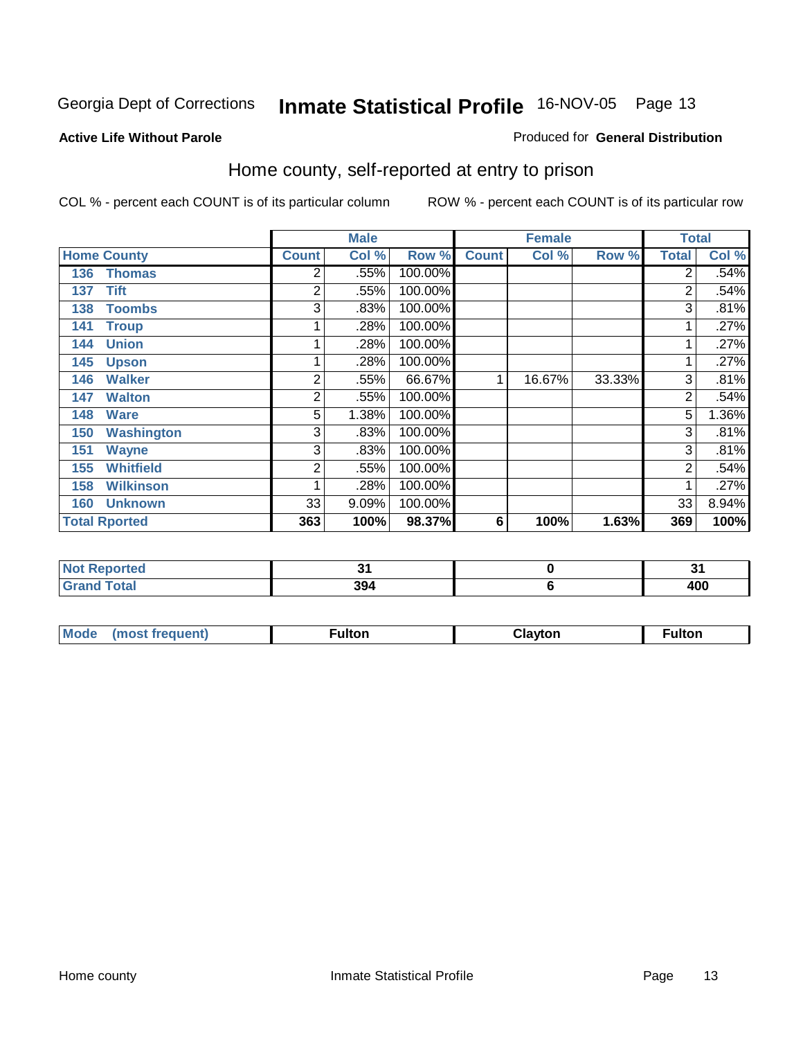Georgia Dept of Corrections **Inmate Statistical Profile** 16-NOV-05

**Active Life Without Parole**

Produced for **General Distribution**

## Home county, self-reported at entry to prison

COL % - percent each COUNT is of its particular column

ROW % - percent each COUNT is of its particular row

| | Male | | | Female | | | Total | |
|---|---|---|---|---|---|---|---|---|
| **Home County** | **Count** | **Col %** | **Row %** | **Count** | **Col %** | **Row %** | **Total** | **Col %** |
| 136 Thomas | 2 | .55% | 100.00% | | | | 2 | .54% |
| 137 Tift | 2 | .55% | 100.00% | | | | 2 | .54% |
| 138 Toombs | 3 | .83% | 100.00% | | | | 3 | .81% |
| 141 Troup | 1 | .28% | 100.00% | | | | 1 | .27% |
| 144 Union | 1 | .28% | 100.00% | | | | 1 | .27% |
| 145 Upson | 1 | .28% | 100.00% | | | | 1 | .27% |
| 146 Walker | 2 | .55% | 66.67% | 1 | 16.67% | 33.33% | 3 | .81% |
| 147 Walton | 2 | .55% | 100.00% | | | | 2 | .54% |
| 148 Ware | 5 | 1.38% | 100.00% | | | | 5 | 1.36% |
| 150 Washington | 3 | .83% | 100.00% | | | | 3 | .81% |
| 151 Wayne | 3 | .83% | 100.00% | | | | 3 | .81% |
| 155 Whitfield | 2 | .55% | 100.00% | | | | 2 | .54% |
| 158 Wilkinson | 1 | .28% | 100.00% | | | | 1 | .27% |
| 160 Unknown | 33 | 9.09% | 100.00% | | | | 33 | 8.94% |
| **Total Rported** | **363** | **100%** | **98.37%** | **6** | **100%** | **1.63%** | **369** | **100%** |

| | Male | Female | Total |
|---|---|---|---|
| Not Reported | 31 | 0 | 31 |
| Grand Total | 394 | 6 | 400 |

| | Male | Female | Total |
|---|---|---|---|
| Mode (most frequent) | Fulton | Clayton | Fulton |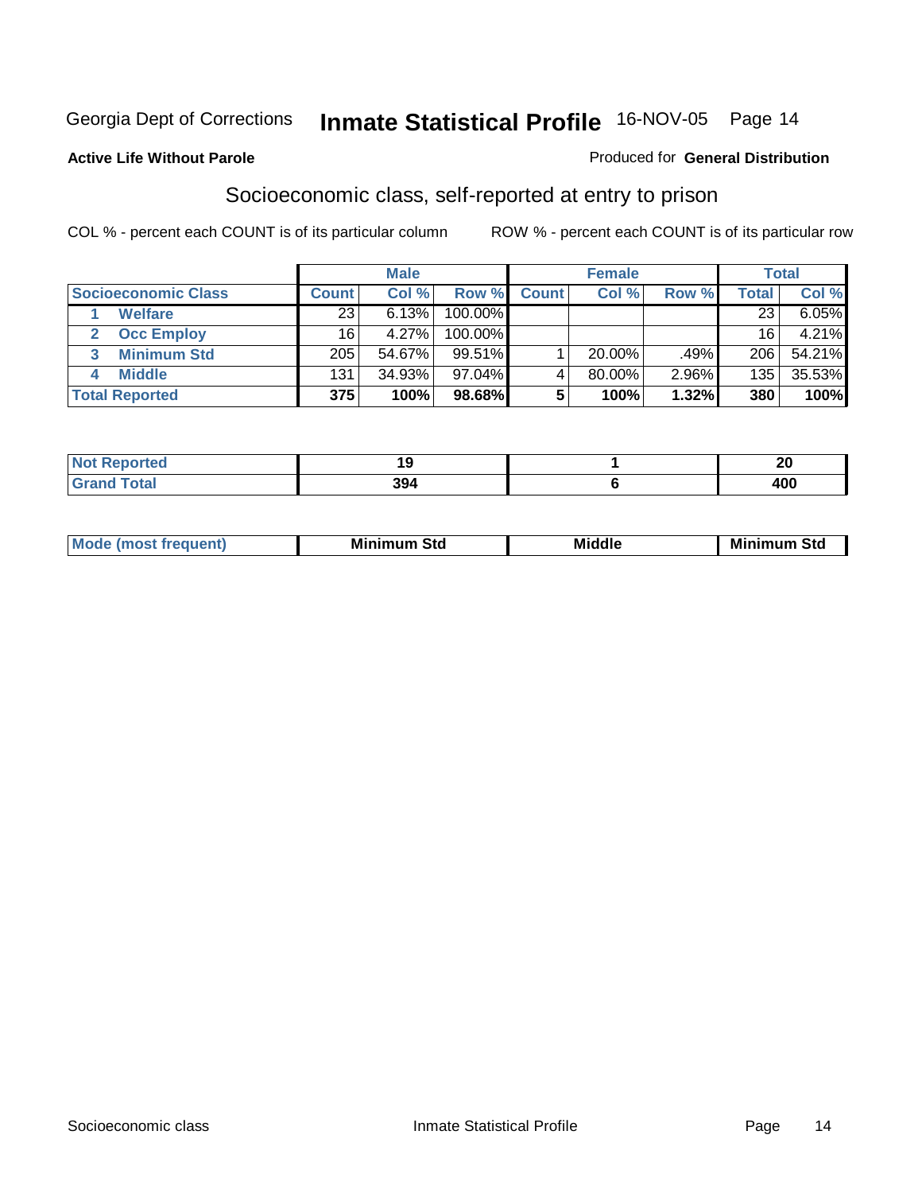Georgia Dept of Corrections **Inmate Statistical Profile** 16-NOV-05

**Active Life Without Parole**

Produced for **General Distribution**

## Socioeconomic class, self-reported at entry to prison

COL % - percent each COUNT is of its particular column ROW % - percent each COUNT is of its particular row

| Socioeconomic Class | Male | | | Female | | | Total | |
|---|---|---|---|---|---|---|---|---|
| | Count | Col % | Row % | Count | Col % | Row % | Total | Col % |
| 1 Welfare | 23 | 6.13% | 100.00% | | | | 23 | 6.05% |
| 2 Occ Employ | 16 | 4.27% | 100.00% | | | | 16 | 4.21% |
| 3 Minimum Std | 205 | 54.67% | 99.51% | 1 | 20.00% | .49% | 206 | 54.21% |
| 4 Middle | 131 | 34.93% | 97.04% | 4 | 80.00% | 2.96% | 135 | 35.53% |
| **Total Reported** | **375** | **100%** | **98.68%** | **5** | **100%** | **1.32%** | **380** | **100%** |

| | Male | Female | Total |
|---|---|---|---|
| Not Reported | 19 | 1 | 20 |
| Grand Total | 394 | 6 | 400 |

| | Male | Female | Total |
|---|---|---|---|
| Mode (most frequent) | Minimum Std | Middle | Minimum Std |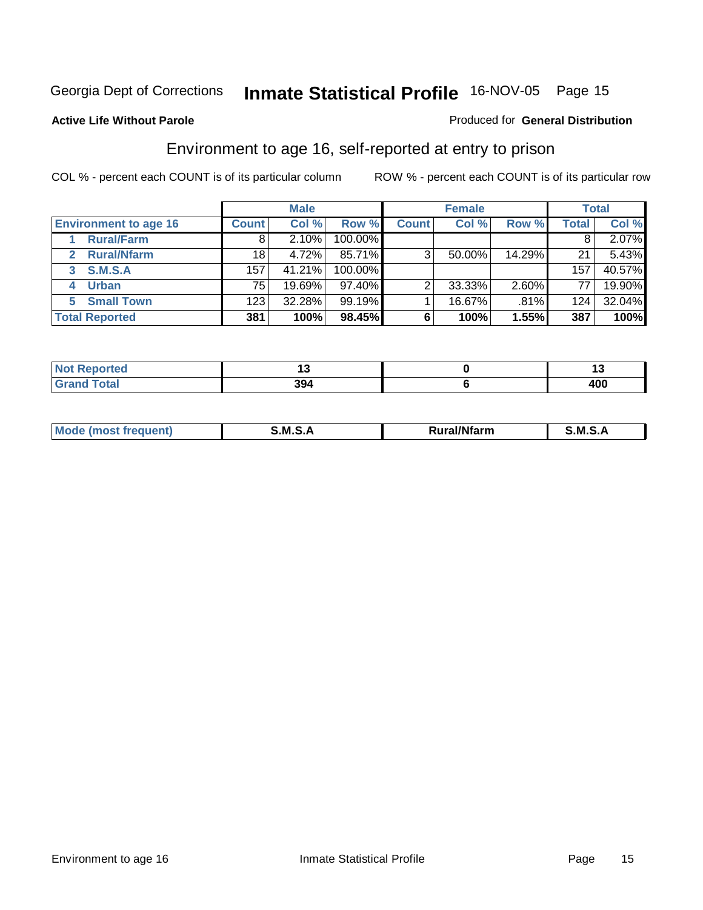Georgia Dept of Corrections **Inmate Statistical Profile** 16-NOV-05 Page 15

**Active Life Without Parole**

Produced for **General Distribution**

## Environment to age 16, self-reported at entry to prison

COL % - percent each COUNT is of its particular column

ROW % - percent each COUNT is of its particular row

| | Male | | | Female | | | Total | |
|---|---|---|---|---|---|---|---|---|
| **Environment to age 16** | **Count** | **Col %** | **Row %** | **Count** | **Col %** | **Row %** | **Total** | **Col %** |
| 1 **Rural/Farm** | 8 | 2.10% | 100.00% | | | | 8 | 2.07% |
| 2 **Rural/Nfarm** | 18 | 4.72% | 85.71% | 3 | 50.00% | 14.29% | 21 | 5.43% |
| 3 **S.M.S.A** | 157 | 41.21% | 100.00% | | | | 157 | 40.57% |
| 4 **Urban** | 75 | 19.69% | 97.40% | 2 | 33.33% | 2.60% | 77 | 19.90% |
| 5 **Small Town** | 123 | 32.28% | 99.19% | 1 | 16.67% | .81% | 124 | 32.04% |
| **Total Reported** | **381** | **100%** | **98.45%** | **6** | **100%** | **1.55%** | **387** | **100%** |

| | Male | Female | Total |
|---|---|---|---|
| **Not Reported** | **13** | **0** | **13** |
| **Grand Total** | **394** | **6** | **400** |

| | Male | Female | Total |
|---|---|---|---|
| **Mode (most frequent)** | **S.M.S.A** | **Rural/Nfarm** | **S.M.S.A** |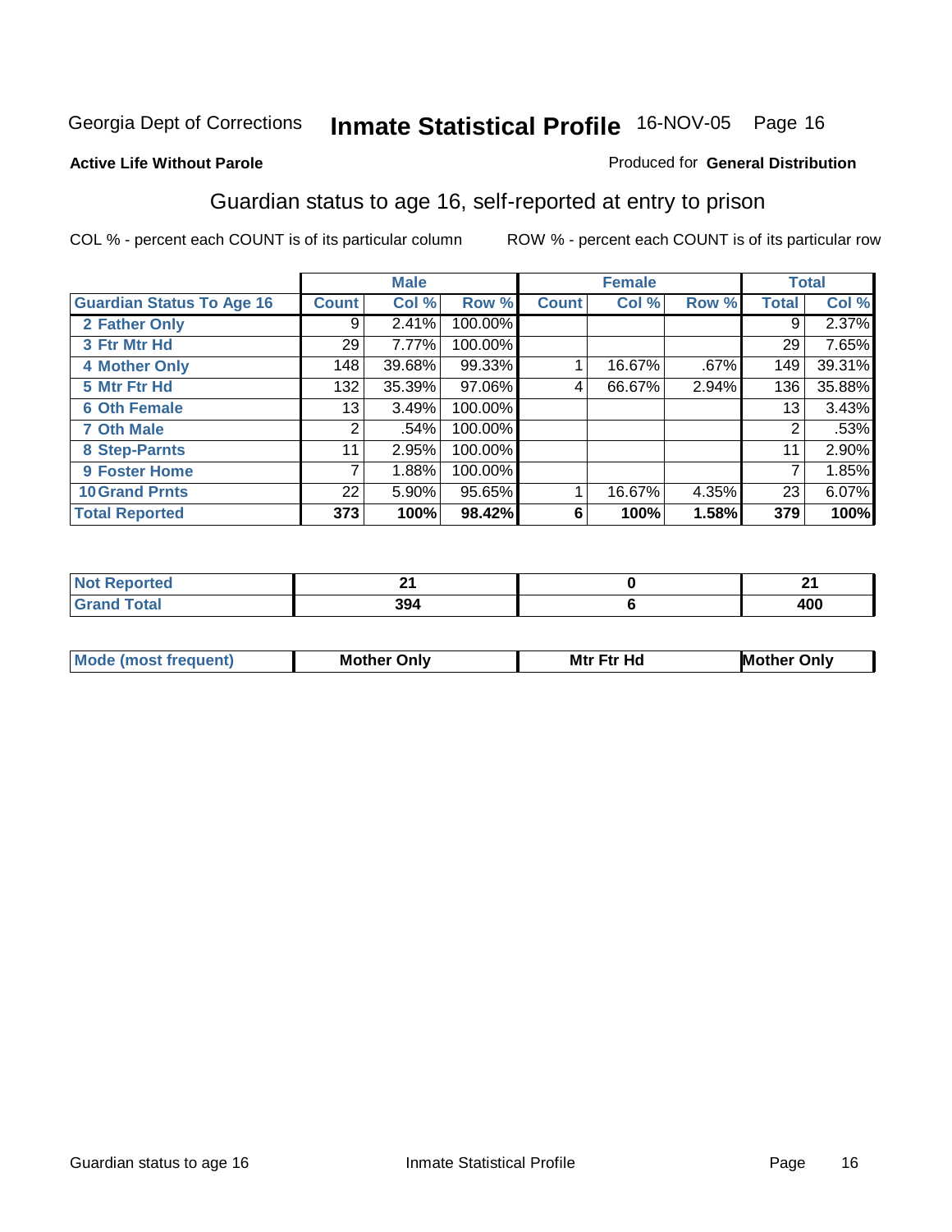Georgia Dept of Corrections **Inmate Statistical Profile** 16-NOV-05

**Active Life Without Parole**

Produced for **General Distribution**

## Guardian status to age 16, self-reported at entry to prison

COL % - percent each COUNT is of its particular column ROW % - percent each COUNT is of its particular row

| | Male | | | Female | | | Total | |
|---|---|---|---|---|---|---|---|---|
| **Guardian Status To Age 16** | **Count** | **Col %** | **Row %** | **Count** | **Col %** | **Row %** | **Total** | **Col %** |
| 2 Father Only | 9 | 2.41% | 100.00% | | | | 9 | 2.37% |
| 3 Ftr Mtr Hd | 29 | 7.77% | 100.00% | | | | 29 | 7.65% |
| 4 Mother Only | 148 | 39.68% | 99.33% | 1 | 16.67% | .67% | 149 | 39.31% |
| 5 Mtr Ftr Hd | 132 | 35.39% | 97.06% | 4 | 66.67% | 2.94% | 136 | 35.88% |
| 6 Oth Female | 13 | 3.49% | 100.00% | | | | 13 | 3.43% |
| 7 Oth Male | 2 | .54% | 100.00% | | | | 2 | .53% |
| 8 Step-Parnts | 11 | 2.95% | 100.00% | | | | 11 | 2.90% |
| 9 Foster Home | 7 | 1.88% | 100.00% | | | | 7 | 1.85% |
| 10 Grand Prnts | 22 | 5.90% | 95.65% | 1 | 16.67% | 4.35% | 23 | 6.07% |
| **Total Reported** | **373** | **100%** | **98.42%** | **6** | **100%** | **1.58%** | **379** | **100%** |

| | Male | Female | Total |
|---|---|---|---|
| Not Reported | 21 | 0 | 21 |
| Grand Total | 394 | 6 | 400 |

| | Male | Female | Total |
|---|---|---|---|
| Mode (most frequent) | Mother Only | Mtr Ftr Hd | Mother Only |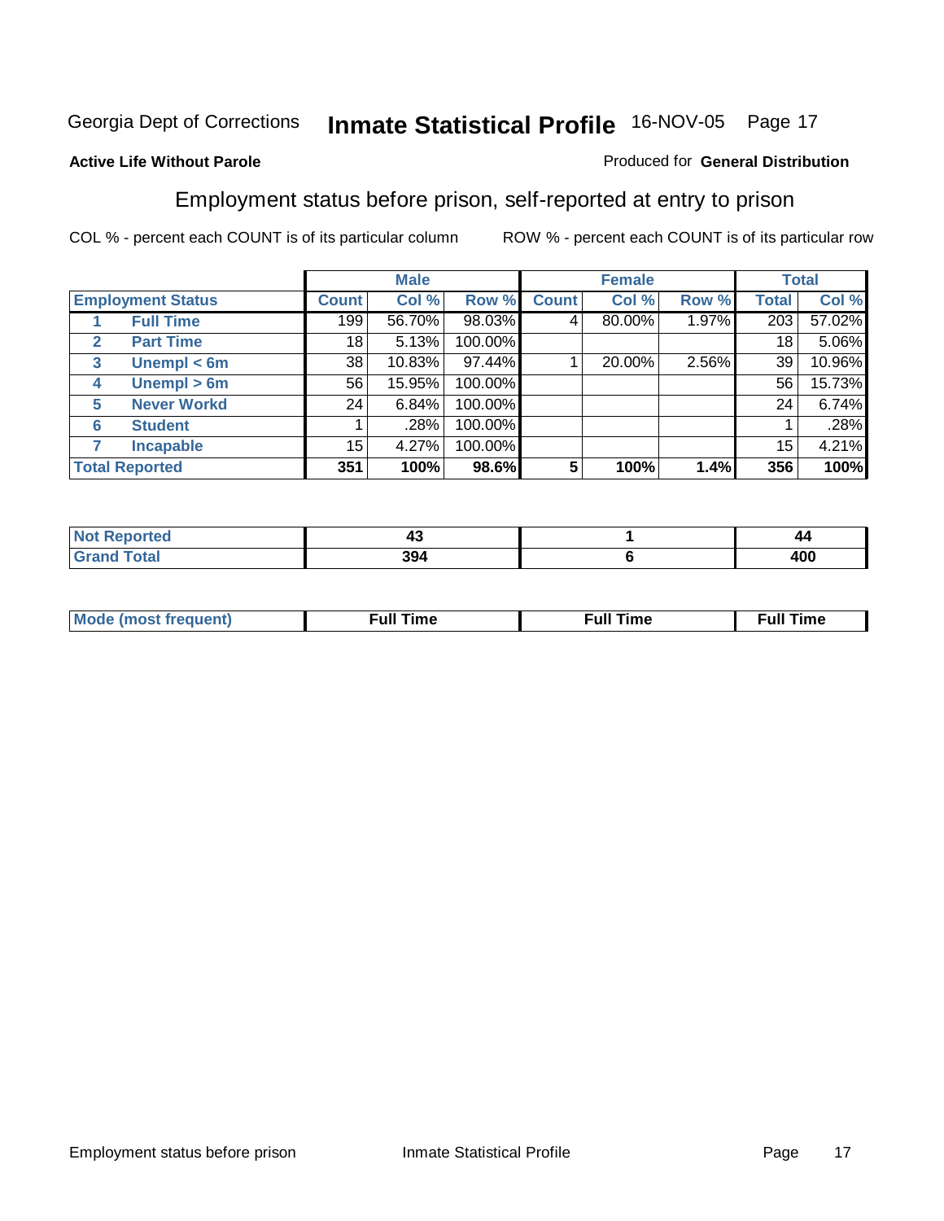Georgia Dept of Corrections **Inmate Statistical Profile** 16-NOV-05 Page 17

**Active Life Without Parole**

Produced for **General Distribution**

## Employment status before prison, self-reported at entry to prison

COL % - percent each COUNT is of its particular column ROW % - percent each COUNT is of its particular row

| | | Male | | | Female | | | Total | |
|---|---|---|---|---|---|---|---|---|---|
| **Employment Status** | | **Count** | **Col %** | **Row %** | **Count** | **Col %** | **Row %** | **Total** | **Col %** |
| 1 | **Full Time** | 199 | 56.70% | 98.03% | 4 | 80.00% | 1.97% | 203 | 57.02% |
| 2 | **Part Time** | 18 | 5.13% | 100.00% | | | | 18 | 5.06% |
| 3 | **Unempl < 6m** | 38 | 10.83% | 97.44% | 1 | 20.00% | 2.56% | 39 | 10.96% |
| 4 | **Unempl > 6m** | 56 | 15.95% | 100.00% | | | | 56 | 15.73% |
| 5 | **Never Workd** | 24 | 6.84% | 100.00% | | | | 24 | 6.74% |
| 6 | **Student** | 1 | .28% | 100.00% | | | | 1 | .28% |
| 7 | **Incapable** | 15 | 4.27% | 100.00% | | | | 15 | 4.21% |
| **Total Reported** | | **351** | **100%** | **98.6%** | **5** | **100%** | **1.4%** | **356** | **100%** |

| | Male | Female | Total |
|---|---|---|---|
| **Not Reported** | **43** | **1** | **44** |
| **Grand Total** | **394** | **6** | **400** |

| | Male | Female | Total |
|---|---|---|---|
| **Mode (most frequent)** | **Full Time** | **Full Time** | **Full Time** |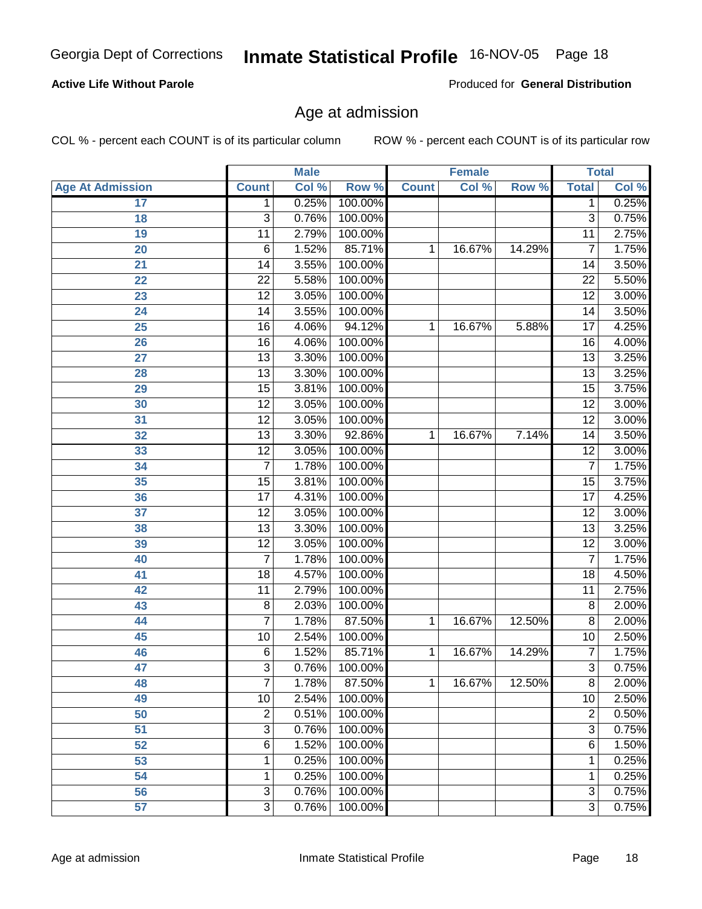Georgia Dept of Corrections **Inmate Statistical Profile** 16-NOV-05

**Active Life Without Parole**

Produced for **General Distribution**

## Age at admission

COL % - percent each COUNT is of its particular column    ROW % - percent each COUNT is of its particular row

| | Male | | | Female | | | Total | |
|---|---|---|---|---|---|---|---|---|
| **Age At Admission** | **Count** | **Col %** | **Row %** | **Count** | **Col %** | **Row %** | **Total** | **Col %** |
| 17 | 1 | 0.25% | 100.00% | | | | 1 | 0.25% |
| 18 | 3 | 0.76% | 100.00% | | | | 3 | 0.75% |
| 19 | 11 | 2.79% | 100.00% | | | | 11 | 2.75% |
| 20 | 6 | 1.52% | 85.71% | 1 | 16.67% | 14.29% | 7 | 1.75% |
| 21 | 14 | 3.55% | 100.00% | | | | 14 | 3.50% |
| 22 | 22 | 5.58% | 100.00% | | | | 22 | 5.50% |
| 23 | 12 | 3.05% | 100.00% | | | | 12 | 3.00% |
| 24 | 14 | 3.55% | 100.00% | | | | 14 | 3.50% |
| 25 | 16 | 4.06% | 94.12% | 1 | 16.67% | 5.88% | 17 | 4.25% |
| 26 | 16 | 4.06% | 100.00% | | | | 16 | 4.00% |
| 27 | 13 | 3.30% | 100.00% | | | | 13 | 3.25% |
| 28 | 13 | 3.30% | 100.00% | | | | 13 | 3.25% |
| 29 | 15 | 3.81% | 100.00% | | | | 15 | 3.75% |
| 30 | 12 | 3.05% | 100.00% | | | | 12 | 3.00% |
| 31 | 12 | 3.05% | 100.00% | | | | 12 | 3.00% |
| 32 | 13 | 3.30% | 92.86% | 1 | 16.67% | 7.14% | 14 | 3.50% |
| 33 | 12 | 3.05% | 100.00% | | | | 12 | 3.00% |
| 34 | 7 | 1.78% | 100.00% | | | | 7 | 1.75% |
| 35 | 15 | 3.81% | 100.00% | | | | 15 | 3.75% |
| 36 | 17 | 4.31% | 100.00% | | | | 17 | 4.25% |
| 37 | 12 | 3.05% | 100.00% | | | | 12 | 3.00% |
| 38 | 13 | 3.30% | 100.00% | | | | 13 | 3.25% |
| 39 | 12 | 3.05% | 100.00% | | | | 12 | 3.00% |
| 40 | 7 | 1.78% | 100.00% | | | | 7 | 1.75% |
| 41 | 18 | 4.57% | 100.00% | | | | 18 | 4.50% |
| 42 | 11 | 2.79% | 100.00% | | | | 11 | 2.75% |
| 43 | 8 | 2.03% | 100.00% | | | | 8 | 2.00% |
| 44 | 7 | 1.78% | 87.50% | 1 | 16.67% | 12.50% | 8 | 2.00% |
| 45 | 10 | 2.54% | 100.00% | | | | 10 | 2.50% |
| 46 | 6 | 1.52% | 85.71% | 1 | 16.67% | 14.29% | 7 | 1.75% |
| 47 | 3 | 0.76% | 100.00% | | | | 3 | 0.75% |
| 48 | 7 | 1.78% | 87.50% | 1 | 16.67% | 12.50% | 8 | 2.00% |
| 49 | 10 | 2.54% | 100.00% | | | | 10 | 2.50% |
| 50 | 2 | 0.51% | 100.00% | | | | 2 | 0.50% |
| 51 | 3 | 0.76% | 100.00% | | | | 3 | 0.75% |
| 52 | 6 | 1.52% | 100.00% | | | | 6 | 1.50% |
| 53 | 1 | 0.25% | 100.00% | | | | 1 | 0.25% |
| 54 | 1 | 0.25% | 100.00% | | | | 1 | 0.25% |
| 56 | 3 | 0.76% | 100.00% | | | | 3 | 0.75% |
| 57 | 3 | 0.76% | 100.00% | | | | 3 | 0.75% |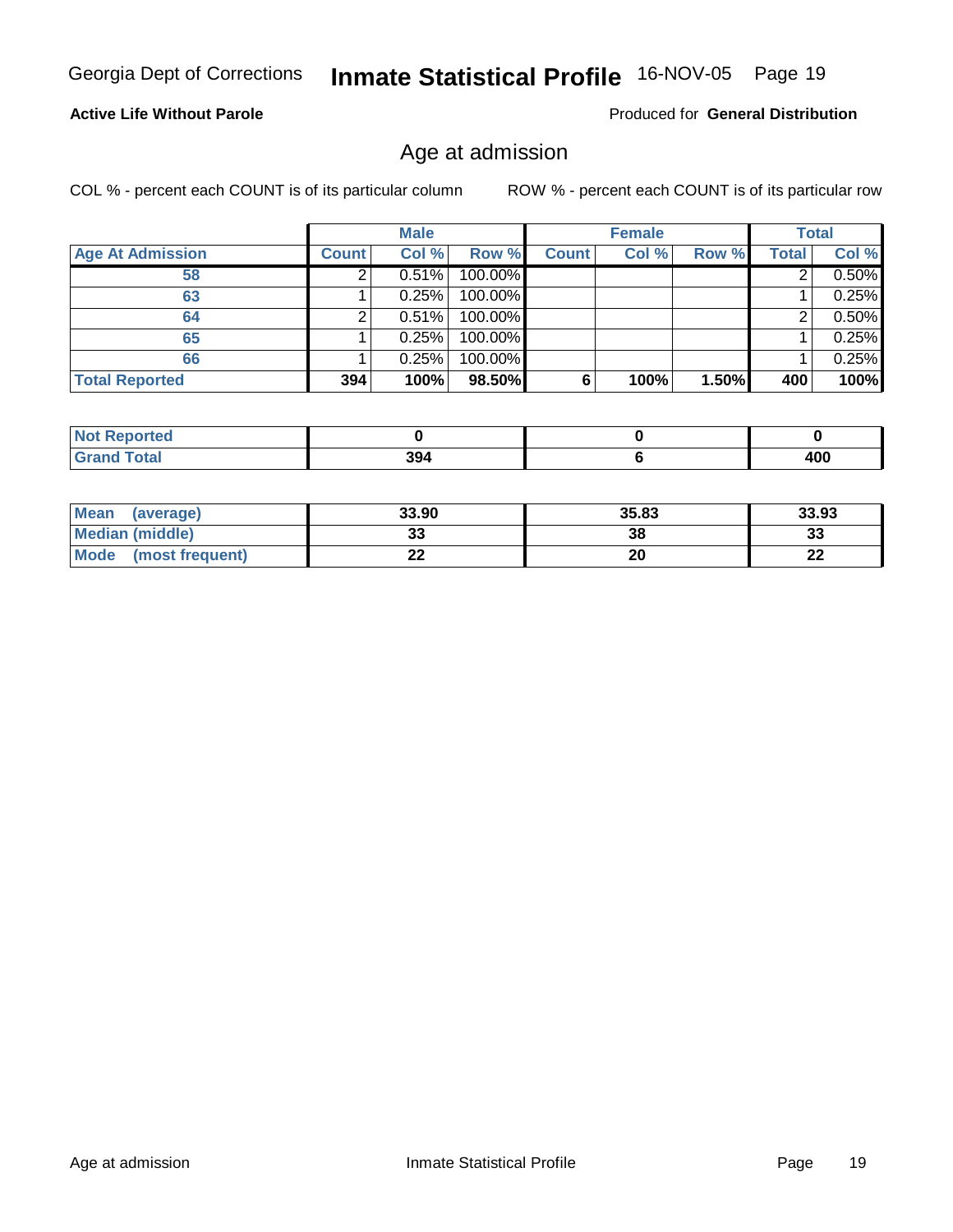Georgia Dept of Corrections **Inmate Statistical Profile** 16-NOV-05

**Active Life Without Parole**

Produced for **General Distribution**

## Age at admission

COL % - percent each COUNT is of its particular column

ROW % - percent each COUNT is of its particular row

| | Male | | | Female | | | Total | |
|---|---|---|---|---|---|---|---|---|
| **Age At Admission** | **Count** | **Col %** | **Row %** | **Count** | **Col %** | **Row %** | **Total** | **Col %** |
| 58 | 2 | 0.51% | 100.00% | | | | 2 | 0.50% |
| 63 | 1 | 0.25% | 100.00% | | | | 1 | 0.25% |
| 64 | 2 | 0.51% | 100.00% | | | | 2 | 0.50% |
| 65 | 1 | 0.25% | 100.00% | | | | 1 | 0.25% |
| 66 | 1 | 0.25% | 100.00% | | | | 1 | 0.25% |
| **Total Reported** | **394** | **100%** | **98.50%** | **6** | **100%** | **1.50%** | **400** | **100%** |

| | Male | Female | Total |
|---|---|---|---|
| **Not Reported** | 0 | 0 | 0 |
| **Grand Total** | 394 | 6 | 400 |

| | Male | Female | Total |
|---|---|---|---|
| **Mean (average)** | 33.90 | 35.83 | 33.93 |
| **Median (middle)** | 33 | 38 | 33 |
| **Mode (most frequent)** | 22 | 20 | 22 |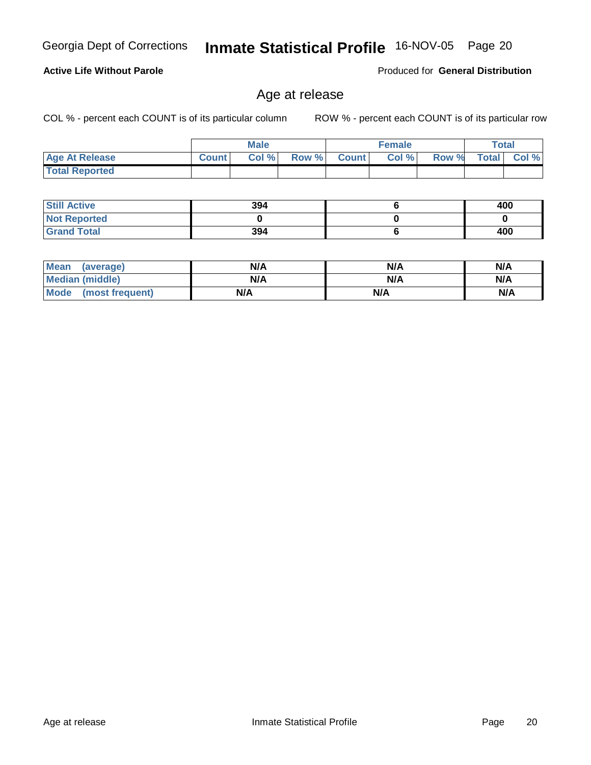Georgia Dept of Corrections **Inmate Statistical Profile** 16-NOV-05

**Active Life Without Parole**

Produced for **General Distribution**

## Age at release

COL % - percent each COUNT is of its particular column

ROW % - percent each COUNT is of its particular row

| | Male | | | Female | | | Total | |
|---|---|---|---|---|---|---|---|---|
| **Age At Release** | **Count** | **Col %** | **Row %** | **Count** | **Col %** | **Row %** | **Total** | **Col %** |
| **Total Reported** | | | | | | | | |

| | Male | Female | Total |
|---|---|---|---|
| **Still Active** | **394** | **6** | **400** |
| **Not Reported** | **0** | **0** | **0** |
| **Grand Total** | **394** | **6** | **400** |

| | Male | Female | Total |
|---|---|---|---|
| **Mean (average)** | **N/A** | **N/A** | **N/A** |
| **Median (middle)** | **N/A** | **N/A** | **N/A** |
| **Mode (most frequent)** | **N/A** | **N/A** | **N/A** |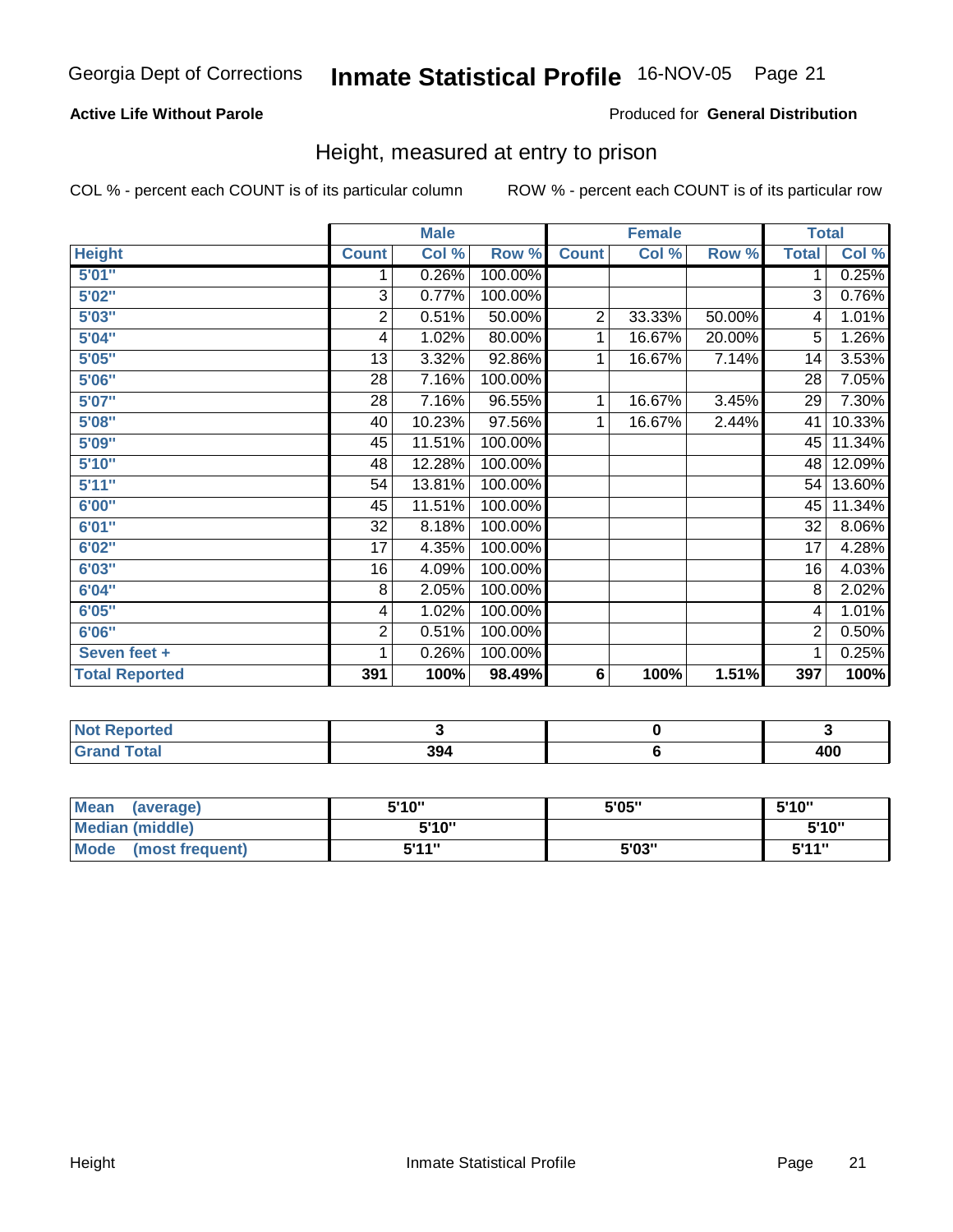Georgia Dept of Corrections **Inmate Statistical Profile** 16-NOV-05 Page 21

**Active Life Without Parole**

Produced for **General Distribution**

## Height, measured at entry to prison

COL % - percent each COUNT is of its particular column

ROW % - percent each COUNT is of its particular row

| Height | Male | | | Female | | | Total | |
|---|---|---|---|---|---|---|---|---|
| | Count | Col % | Row % | Count | Col % | Row % | Total | Col % |
| 5'01" | 1 | 0.26% | 100.00% | | | | 1 | 0.25% |
| 5'02" | 3 | 0.77% | 100.00% | | | | 3 | 0.76% |
| 5'03" | 2 | 0.51% | 50.00% | 2 | 33.33% | 50.00% | 4 | 1.01% |
| 5'04" | 4 | 1.02% | 80.00% | 1 | 16.67% | 20.00% | 5 | 1.26% |
| 5'05" | 13 | 3.32% | 92.86% | 1 | 16.67% | 7.14% | 14 | 3.53% |
| 5'06" | 28 | 7.16% | 100.00% | | | | 28 | 7.05% |
| 5'07" | 28 | 7.16% | 96.55% | 1 | 16.67% | 3.45% | 29 | 7.30% |
| 5'08" | 40 | 10.23% | 97.56% | 1 | 16.67% | 2.44% | 41 | 10.33% |
| 5'09" | 45 | 11.51% | 100.00% | | | | 45 | 11.34% |
| 5'10" | 48 | 12.28% | 100.00% | | | | 48 | 12.09% |
| 5'11" | 54 | 13.81% | 100.00% | | | | 54 | 13.60% |
| 6'00" | 45 | 11.51% | 100.00% | | | | 45 | 11.34% |
| 6'01" | 32 | 8.18% | 100.00% | | | | 32 | 8.06% |
| 6'02" | 17 | 4.35% | 100.00% | | | | 17 | 4.28% |
| 6'03" | 16 | 4.09% | 100.00% | | | | 16 | 4.03% |
| 6'04" | 8 | 2.05% | 100.00% | | | | 8 | 2.02% |
| 6'05" | 4 | 1.02% | 100.00% | | | | 4 | 1.01% |
| 6'06" | 2 | 0.51% | 100.00% | | | | 2 | 0.50% |
| Seven feet + | 1 | 0.26% | 100.00% | | | | 1 | 0.25% |
| **Total Reported** | **391** | **100%** | **98.49%** | **6** | **100%** | **1.51%** | **397** | **100%** |

| | Male | Female | Total |
|---|---|---|---|
| Not Reported | 3 | 0 | 3 |
| Grand Total | 394 | 6 | 400 |

| | Male | Female | Total |
|---|---|---|---|
| Mean (average) | 5'10" | 5'05" | 5'10" |
| Median (middle) | 5'10" | | 5'10" |
| Mode (most frequent) | 5'11" | 5'03" | 5'11" |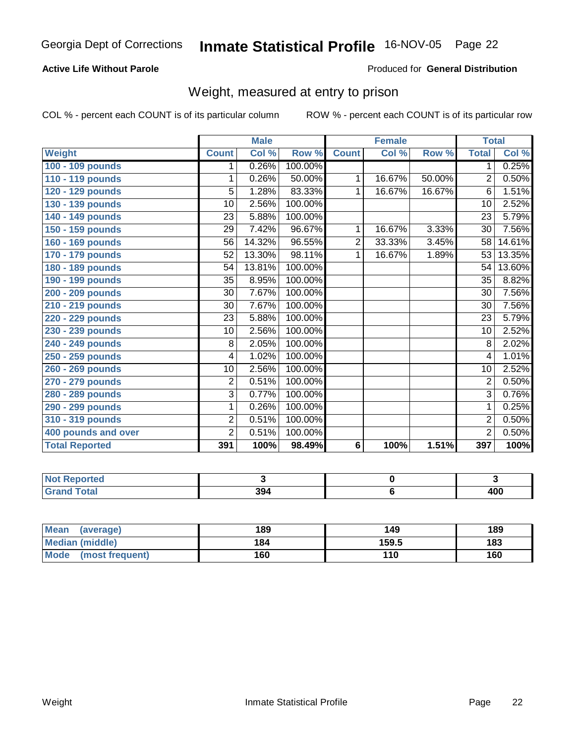Georgia Dept of Corrections **Inmate Statistical Profile** 16-NOV-05 Page 22

**Active Life Without Parole**

Produced for **General Distribution**

## Weight, measured at entry to prison

COL % - percent each COUNT is of its particular column

ROW % - percent each COUNT is of its particular row

| | Male | | | Female | | | Total | |
|---|---|---|---|---|---|---|---|---|
| Weight | Count | Col % | Row % | Count | Col % | Row % | Total | Col % |
| 100 - 109 pounds | 1 | 0.26% | 100.00% | | | | 1 | 0.25% |
| 110 - 119 pounds | 1 | 0.26% | 50.00% | 1 | 16.67% | 50.00% | 2 | 0.50% |
| 120 - 129 pounds | 5 | 1.28% | 83.33% | 1 | 16.67% | 16.67% | 6 | 1.51% |
| 130 - 139 pounds | 10 | 2.56% | 100.00% | | | | 10 | 2.52% |
| 140 - 149 pounds | 23 | 5.88% | 100.00% | | | | 23 | 5.79% |
| 150 - 159 pounds | 29 | 7.42% | 96.67% | 1 | 16.67% | 3.33% | 30 | 7.56% |
| 160 - 169 pounds | 56 | 14.32% | 96.55% | 2 | 33.33% | 3.45% | 58 | 14.61% |
| 170 - 179 pounds | 52 | 13.30% | 98.11% | 1 | 16.67% | 1.89% | 53 | 13.35% |
| 180 - 189 pounds | 54 | 13.81% | 100.00% | | | | 54 | 13.60% |
| 190 - 199 pounds | 35 | 8.95% | 100.00% | | | | 35 | 8.82% |
| 200 - 209 pounds | 30 | 7.67% | 100.00% | | | | 30 | 7.56% |
| 210 - 219 pounds | 30 | 7.67% | 100.00% | | | | 30 | 7.56% |
| 220 - 229 pounds | 23 | 5.88% | 100.00% | | | | 23 | 5.79% |
| 230 - 239 pounds | 10 | 2.56% | 100.00% | | | | 10 | 2.52% |
| 240 - 249 pounds | 8 | 2.05% | 100.00% | | | | 8 | 2.02% |
| 250 - 259 pounds | 4 | 1.02% | 100.00% | | | | 4 | 1.01% |
| 260 - 269 pounds | 10 | 2.56% | 100.00% | | | | 10 | 2.52% |
| 270 - 279 pounds | 2 | 0.51% | 100.00% | | | | 2 | 0.50% |
| 280 - 289 pounds | 3 | 0.77% | 100.00% | | | | 3 | 0.76% |
| 290 - 299 pounds | 1 | 0.26% | 100.00% | | | | 1 | 0.25% |
| 310 - 319 pounds | 2 | 0.51% | 100.00% | | | | 2 | 0.50% |
| 400 pounds and over | 2 | 0.51% | 100.00% | | | | 2 | 0.50% |
| **Total Reported** | **391** | **100%** | **98.49%** | **6** | **100%** | **1.51%** | **397** | **100%** |

| | Male | Female | Total |
|---|---|---|---|
| Not Reported | 3 | 0 | 3 |
| Grand Total | 394 | 6 | 400 |

| | Male | Female | Total |
|---|---|---|---|
| Mean (average) | 189 | 149 | 189 |
| Median (middle) | 184 | 159.5 | 183 |
| Mode (most frequent) | 160 | 110 | 160 |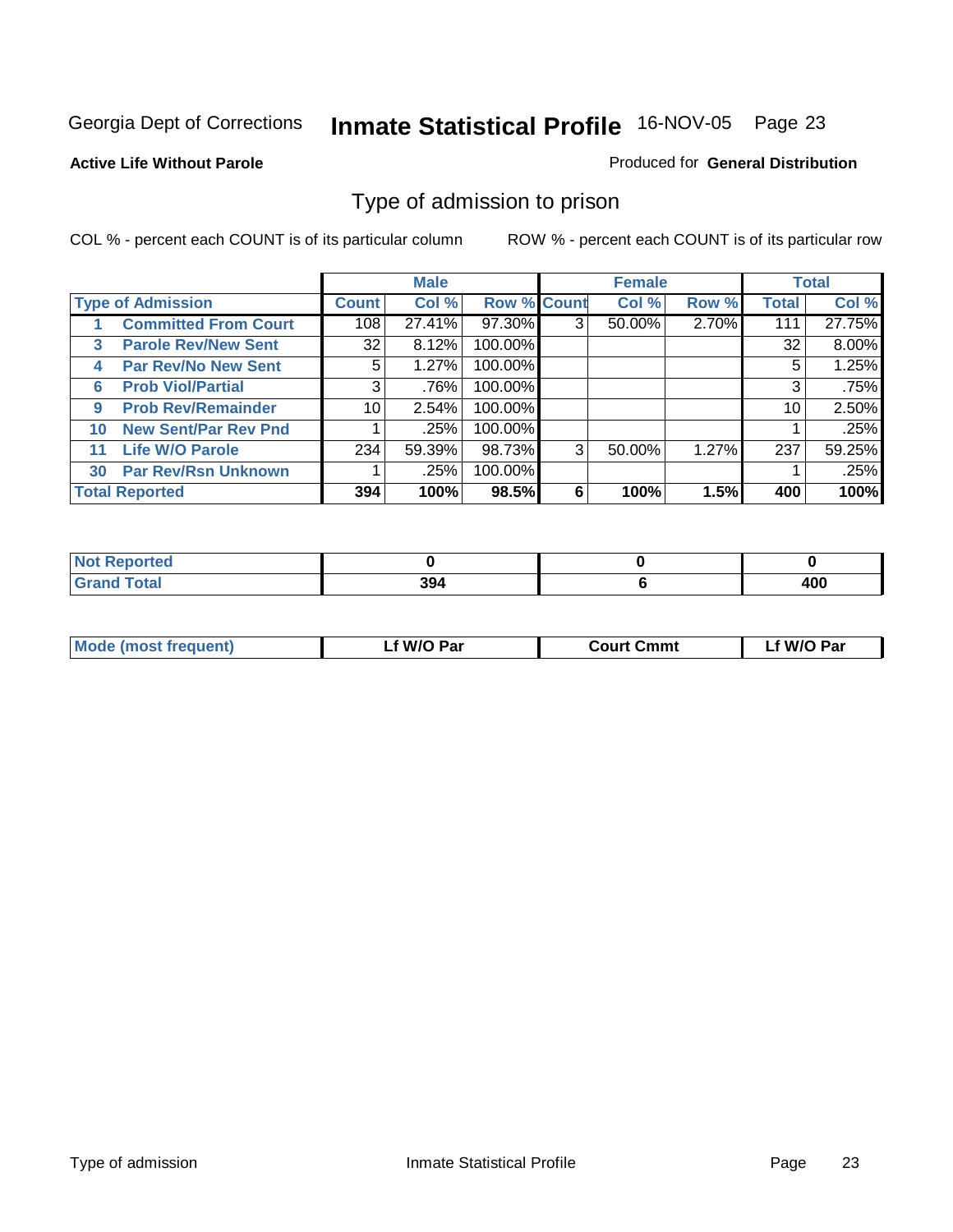Georgia Dept of Corrections **Inmate Statistical Profile** 16-NOV-05

**Active Life Without Parole**

Produced for **General Distribution**

## Type of admission to prison

COL % - percent each COUNT is of its particular column

ROW % - percent each COUNT is of its particular row

| | | Male | | | Female | | | Total | |
|---|---|---|---|---|---|---|---|---|---|
| Type of Admission | | Count | Col % | Row % | Count | Col % | Row % | Total | Col % |
| 1 | Committed From Court | 108 | 27.41% | 97.30% | 3 | 50.00% | 2.70% | 111 | 27.75% |
| 3 | Parole Rev/New Sent | 32 | 8.12% | 100.00% | | | | 32 | 8.00% |
| 4 | Par Rev/No New Sent | 5 | 1.27% | 100.00% | | | | 5 | 1.25% |
| 6 | Prob Viol/Partial | 3 | .76% | 100.00% | | | | 3 | .75% |
| 9 | Prob Rev/Remainder | 10 | 2.54% | 100.00% | | | | 10 | 2.50% |
| 10 | New Sent/Par Rev Pnd | 1 | .25% | 100.00% | | | | 1 | .25% |
| 11 | Life W/O Parole | 234 | 59.39% | 98.73% | 3 | 50.00% | 1.27% | 237 | 59.25% |
| 30 | Par Rev/Rsn Unknown | 1 | .25% | 100.00% | | | | 1 | .25% |
| **Total Reported** | | **394** | **100%** | **98.5%** | **6** | **100%** | **1.5%** | **400** | **100%** |

| | Male | Female | Total |
|---|---|---|---|
| Not Reported | 0 | 0 | 0 |
| Grand Total | 394 | 6 | 400 |

| | Male | Female | Total |
|---|---|---|---|
| Mode (most frequent) | Lf W/O Par | Court Cmmt | Lf W/O Par |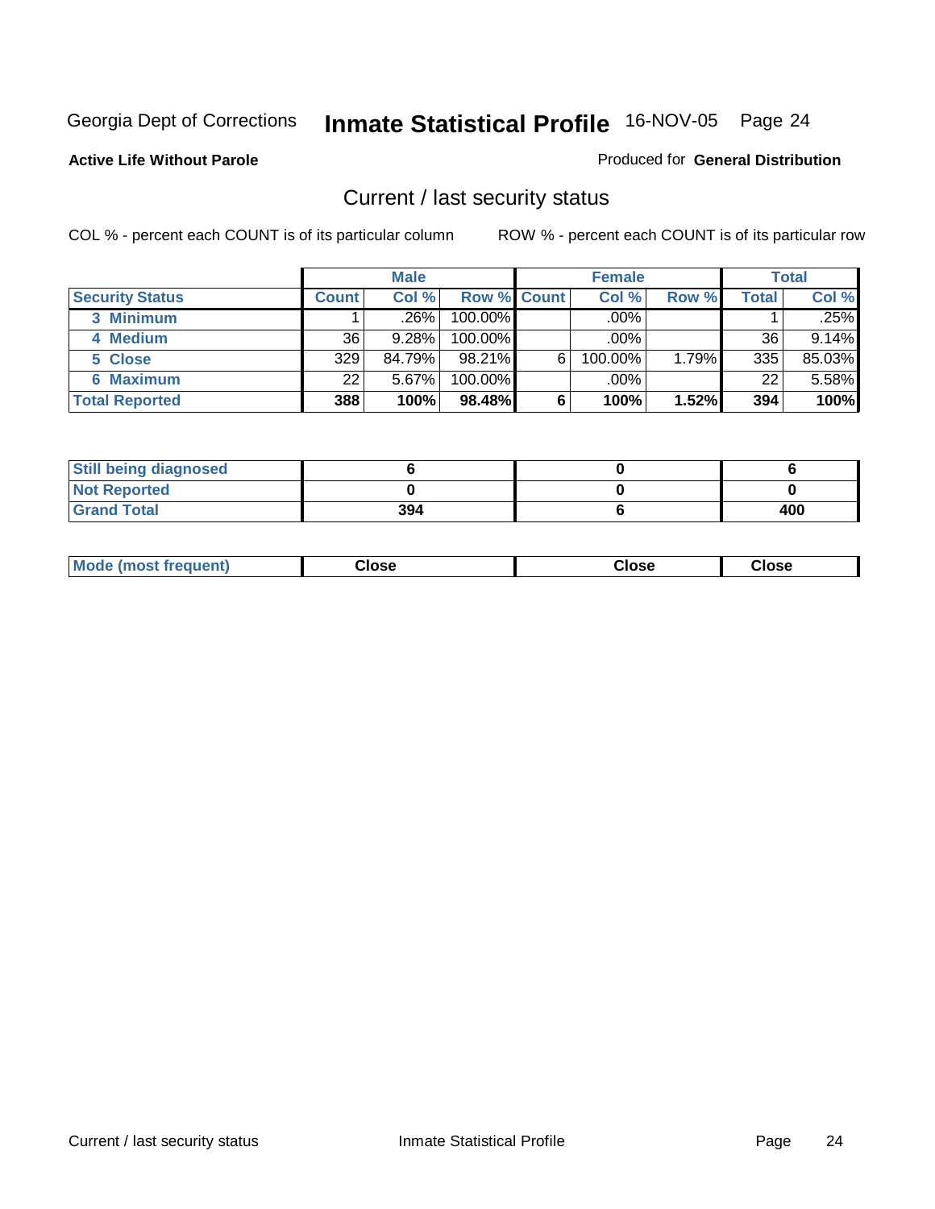Georgia Dept of Corrections **Inmate Statistical Profile** 16-NOV-05 Page 24

**Active Life Without Parole**

Produced for **General Distribution**

## Current / last security status

COL % - percent each COUNT is of its particular column ROW % - percent each COUNT is of its particular row

| | Male | | | Female | | | Total | |
|---|---|---|---|---|---|---|---|---|
| **Security Status** | **Count** | **Col %** | **Row %** | **Count** | **Col %** | **Row %** | **Total** | **Col %** |
| 3 Minimum | 1 | .26% | 100.00% | | .00% | | 1 | .25% |
| 4 Medium | 36 | 9.28% | 100.00% | | .00% | | 36 | 9.14% |
| 5 Close | 329 | 84.79% | 98.21% | 6 | 100.00% | 1.79% | 335 | 85.03% |
| 6 Maximum | 22 | 5.67% | 100.00% | | .00% | | 22 | 5.58% |
| **Total Reported** | **388** | **100%** | **98.48%** | **6** | **100%** | **1.52%** | **394** | **100%** |

| | Male | Female | Total |
|---|---|---|---|
| **Still being diagnosed** | **6** | **0** | **6** |
| **Not Reported** | **0** | **0** | **0** |
| **Grand Total** | **394** | **6** | **400** |

| | Male | Female | Total |
|---|---|---|---|
| **Mode (most frequent)** | **Close** | **Close** | **Close** |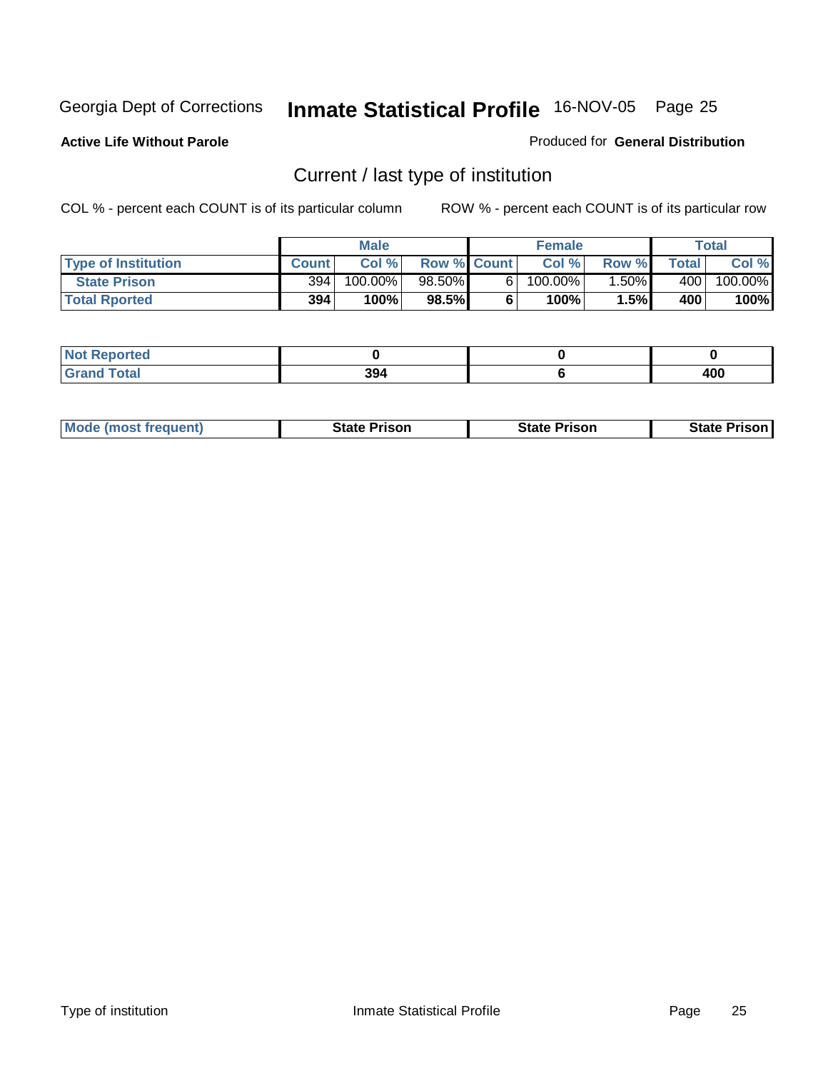Georgia Dept of Corrections **Inmate Statistical Profile** 16-NOV-05

**Active Life Without Parole**

Produced for **General Distribution**

## Current / last type of institution

COL % - percent each COUNT is of its particular column

ROW % - percent each COUNT is of its particular row

| | Male | | | Female | | | Total | |
|---|---|---|---|---|---|---|---|---|
| **Type of Institution** | **Count** | **Col %** | **Row %** | **Count** | **Col %** | **Row %** | **Total** | **Col %** |
| **State Prison** | 394 | 100.00% | 98.50% | 6 | 100.00% | 1.50% | 400 | 100.00% |
| **Total Rported** | **394** | **100%** | **98.5%** | **6** | **100%** | **1.5%** | **400** | **100%** |

| | Male | Female | Total |
|---|---|---|---|
| **Not Reported** | **0** | **0** | **0** |
| **Grand Total** | **394** | **6** | **400** |

| | Male | Female | Total |
|---|---|---|---|
| **Mode (most frequent)** | **State Prison** | **State Prison** | **State Prison** |

Type of institution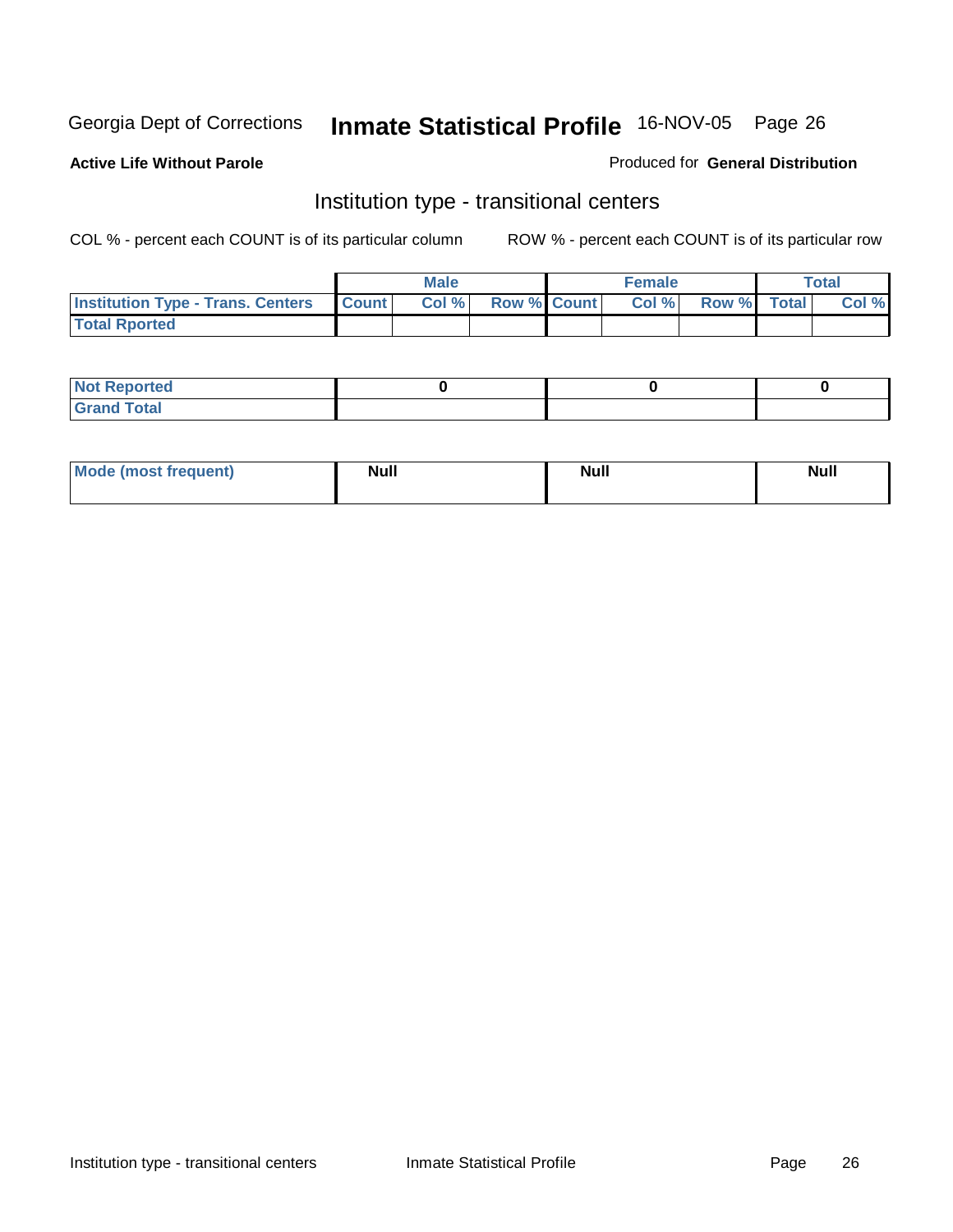Georgia Dept of Corrections **Inmate Statistical Profile** 16-NOV-05 Page 26

**Active Life Without Parole**

Produced for **General Distribution**

## Institution type - transitional centers

COL % - percent each COUNT is of its particular column

ROW % - percent each COUNT is of its particular row

| | Male | | | Female | | | Total | |
|---|---|---|---|---|---|---|---|---|
| **Institution Type - Trans. Centers** | **Count** | **Col %** | **Row %** | **Count** | **Col %** | **Row %** | **Total** | **Col %** |
| **Total Rported** | | | | | | | | |

| | Male | Female | Total |
|---|---|---|---|
| **Not Reported** | **0** | **0** | **0** |
| **Grand Total** | | | |

| | Male | Female | Total |
|---|---|---|---|
| **Mode (most frequent)** | **Null** | **Null** | **Null** |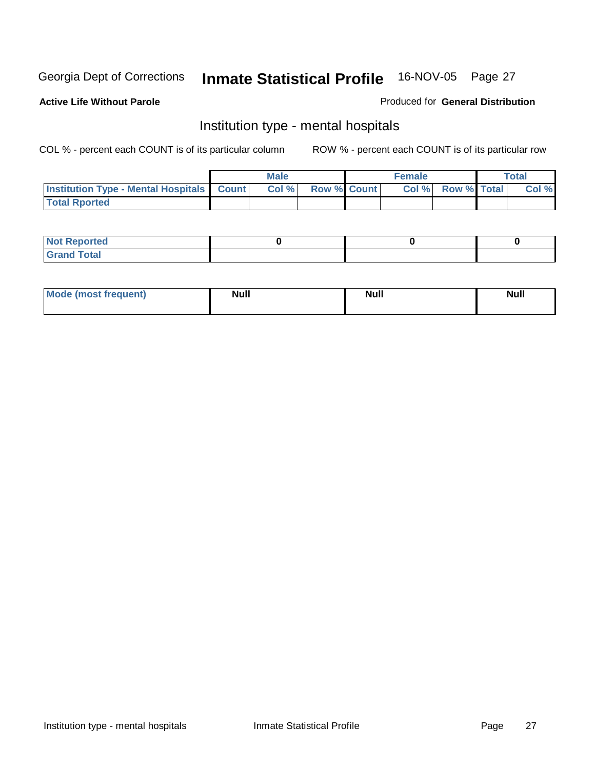Georgia Dept of Corrections **Inmate Statistical Profile** 16-NOV-05 Page 27

**Active Life Without Parole**

Produced for **General Distribution**

## Institution type - mental hospitals

COL % - percent each COUNT is of its particular column

ROW % - percent each COUNT is of its particular row

| | Male | | | Female | | | Total | |
|---|---|---|---|---|---|---|---|---|
| **Institution Type - Mental Hospitals** | **Count** | **Col %** | **Row %** | **Count** | **Col %** | **Row %** | **Total** | **Col %** |
| **Total Rported** | | | | | | | | |

| | Male | Female | Total |
|---|---|---|---|
| **Not Reported** | 0 | 0 | 0 |
| **Grand Total** | | | |

| | Male | Female | Total |
|---|---|---|---|
| **Mode (most frequent)** | Null | Null | Null |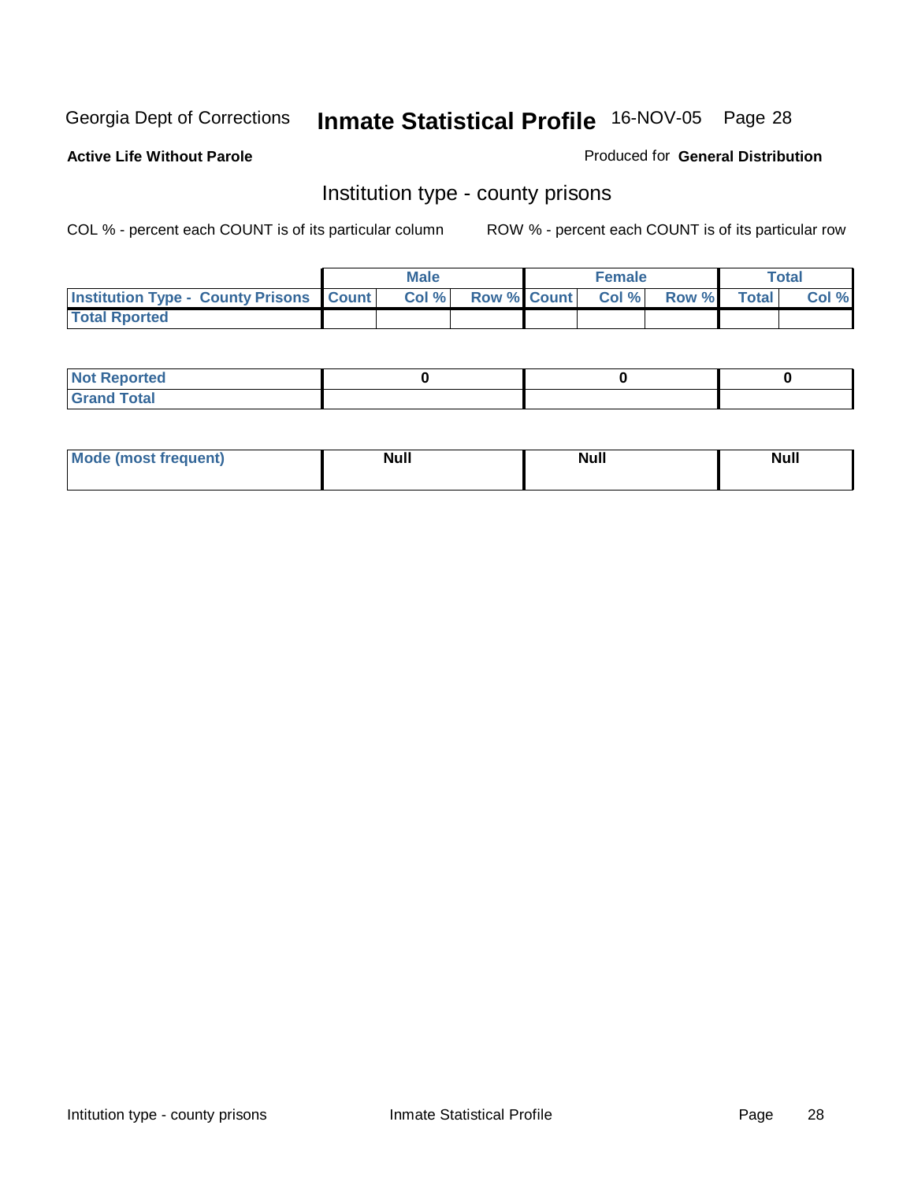Georgia Dept of Corrections **Inmate Statistical Profile** 16-NOV-05 Page 28

**Active Life Without Parole**

Produced for **General Distribution**

## Institution type - county prisons

COL % - percent each COUNT is of its particular column ROW % - percent each COUNT is of its particular row

| | Male | | | Female | | | Total | |
|---|---|---|---|---|---|---|---|---|
| **Institution Type - County Prisons** | **Count** | **Col %** | **Row %** | **Count** | **Col %** | **Row %** | **Total** | **Col %** |
| **Total Rported** | | | | | | | | |

| | Male | Female | Total |
|---|---|---|---|
| **Not Reported** | 0 | 0 | 0 |
| **Grand Total** | | | |

| | Male | Female | Total |
|---|---|---|---|
| **Mode (most frequent)** | Null | Null | Null |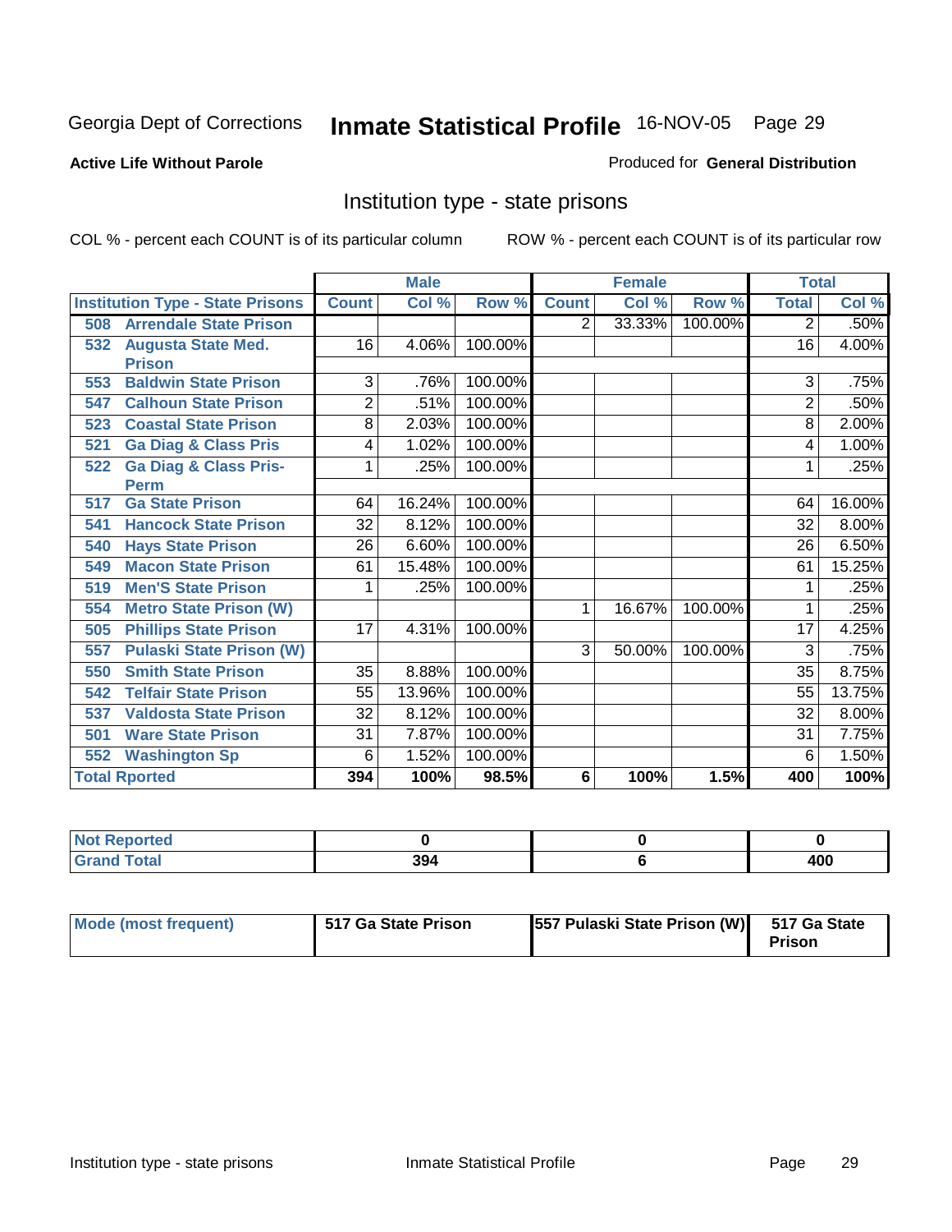Georgia Dept of Corrections **Inmate Statistical Profile** 16-NOV-05 Page 29

**Active Life Without Parole**

Produced for **General Distribution**

## Institution type - state prisons

COL % - percent each COUNT is of its particular column ROW % - percent each COUNT is of its particular row

| Institution Type - State Prisons | Male | | | Female | | | Total | |
|---|---|---|---|---|---|---|---|---|
| | Count | Col % | Row % | Count | Col % | Row % | Total | Col % |
| 508 Arrendale State Prison | | | | 2 | 33.33% | 100.00% | 2 | .50% |
| 532 Augusta State Med. Prison | 16 | 4.06% | 100.00% | | | | 16 | 4.00% |
| 553 Baldwin State Prison | 3 | .76% | 100.00% | | | | 3 | .75% |
| 547 Calhoun State Prison | 2 | .51% | 100.00% | | | | 2 | .50% |
| 523 Coastal State Prison | 8 | 2.03% | 100.00% | | | | 8 | 2.00% |
| 521 Ga Diag & Class Pris | 4 | 1.02% | 100.00% | | | | 4 | 1.00% |
| 522 Ga Diag & Class Pris-Perm | 1 | .25% | 100.00% | | | | 1 | .25% |
| 517 Ga State Prison | 64 | 16.24% | 100.00% | | | | 64 | 16.00% |
| 541 Hancock State Prison | 32 | 8.12% | 100.00% | | | | 32 | 8.00% |
| 540 Hays State Prison | 26 | 6.60% | 100.00% | | | | 26 | 6.50% |
| 549 Macon State Prison | 61 | 15.48% | 100.00% | | | | 61 | 15.25% |
| 519 Men'S State Prison | 1 | .25% | 100.00% | | | | 1 | .25% |
| 554 Metro State Prison (W) | | | | 1 | 16.67% | 100.00% | 1 | .25% |
| 505 Phillips State Prison | 17 | 4.31% | 100.00% | | | | 17 | 4.25% |
| 557 Pulaski State Prison (W) | | | | 3 | 50.00% | 100.00% | 3 | .75% |
| 550 Smith State Prison | 35 | 8.88% | 100.00% | | | | 35 | 8.75% |
| 542 Telfair State Prison | 55 | 13.96% | 100.00% | | | | 55 | 13.75% |
| 537 Valdosta State Prison | 32 | 8.12% | 100.00% | | | | 32 | 8.00% |
| 501 Ware State Prison | 31 | 7.87% | 100.00% | | | | 31 | 7.75% |
| 552 Washington Sp | 6 | 1.52% | 100.00% | | | | 6 | 1.50% |
| **Total Rported** | **394** | **100%** | **98.5%** | **6** | **100%** | **1.5%** | **400** | **100%** |

| | Male | Female | Total |
|---|---|---|---|
| Not Reported | 0 | 0 | 0 |
| Grand Total | 394 | 6 | 400 |

| | Male | Female | Total |
|---|---|---|---|
| Mode (most frequent) | 517 Ga State Prison | 557 Pulaski State Prison (W) | 517 Ga State Prison |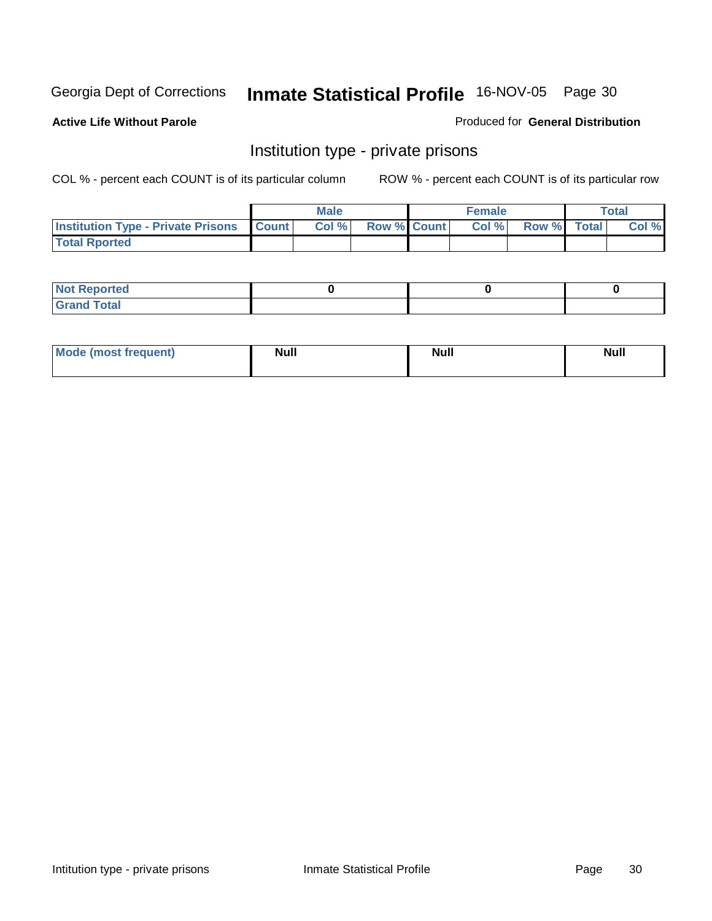Georgia Dept of Corrections **Inmate Statistical Profile** 16-NOV-05

**Active Life Without Parole**

Produced for **General Distribution**

## Institution type - private prisons

COL % - percent each COUNT is of its particular column

ROW % - percent each COUNT is of its particular row

| | Male | | | Female | | | Total | |
|---|---|---|---|---|---|---|---|---|
| **Institution Type - Private Prisons** | **Count** | **Col %** | **Row %** | **Count** | **Col %** | **Row %** | **Total** | **Col %** |
| **Total Rported** | | | | | | | | |

| | | | |
|---|---|---|---|
| **Not Reported** | 0 | 0 | 0 |
| **Grand Total** | | | |

| | | | |
|---|---|---|---|
| **Mode (most frequent)** | Null | Null | Null |

Intitution type - private prisons Inmate Statistical Profile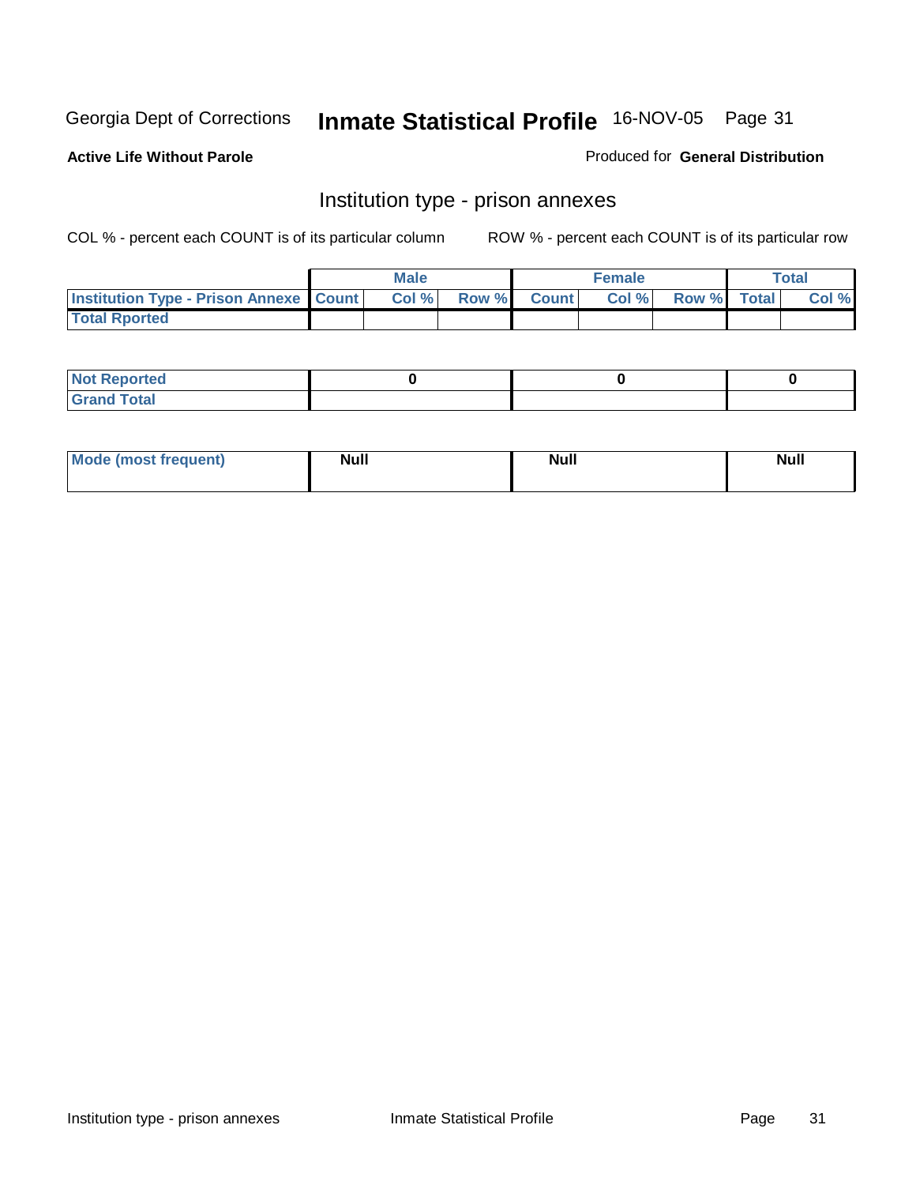Georgia Dept of Corrections **Inmate Statistical Profile** 16-NOV-05

**Active Life Without Parole**

Produced for **General Distribution**

## Institution type - prison annexes

COL % - percent each COUNT is of its particular column

ROW % - percent each COUNT is of its particular row

| | Male | | | Female | | | Total | |
|---|---|---|---|---|---|---|---|---|
| **Institution Type - Prison Annexe** | **Count** | **Col %** | **Row %** | **Count** | **Col %** | **Row %** | **Total** | **Col %** |
| **Total Rported** | | | | | | | | |
| **Not Reported** | **0** | | | **0** | | | **0** | |
| **Grand Total** | | | | | | | | |

| | Male | Female | Total |
|---|---|---|---|
| **Mode (most frequent)** | **Null** | **Null** | **Null** |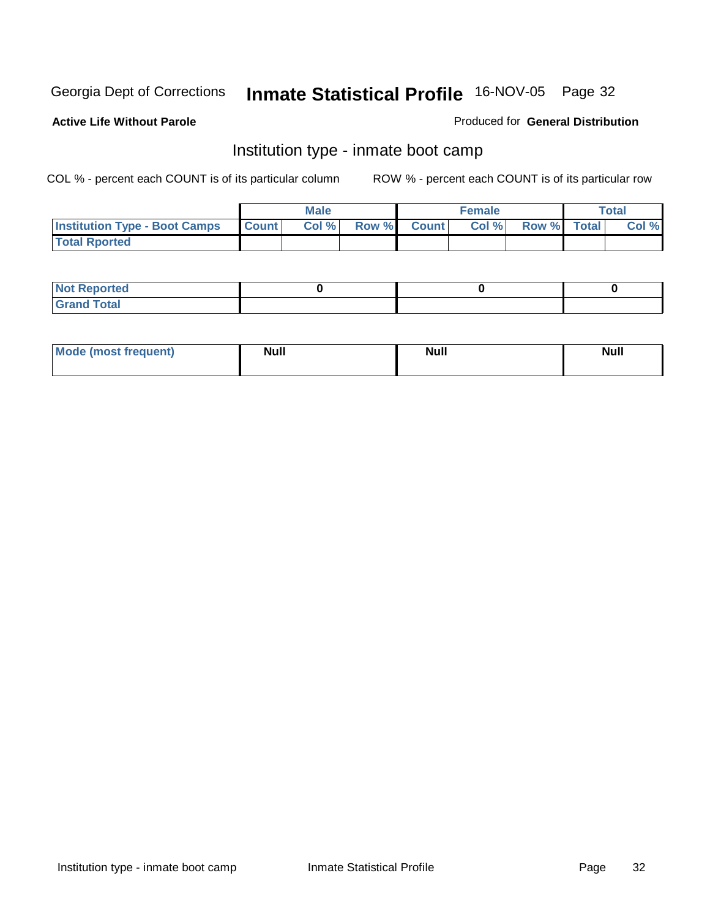Georgia Dept of Corrections **Inmate Statistical Profile** 16-NOV-05 Page 32

**Active Life Without Parole**

Produced for **General Distribution**

## Institution type - inmate boot camp

COL % - percent each COUNT is of its particular column

ROW % - percent each COUNT is of its particular row

| | Male | | | Female | | | Total | |
|---|---|---|---|---|---|---|---|---|
| **Institution Type - Boot Camps** | **Count** | **Col %** | **Row %** | **Count** | **Col %** | **Row %** | **Total** | **Col %** |
| **Total Rported** | | | | | | | | |

| | Male | Female | Total |
|---|---|---|---|
| **Not Reported** | 0 | 0 | 0 |
| **Grand Total** | | | |

| | Male | Female | Total |
|---|---|---|---|
| **Mode (most frequent)** | Null | Null | Null |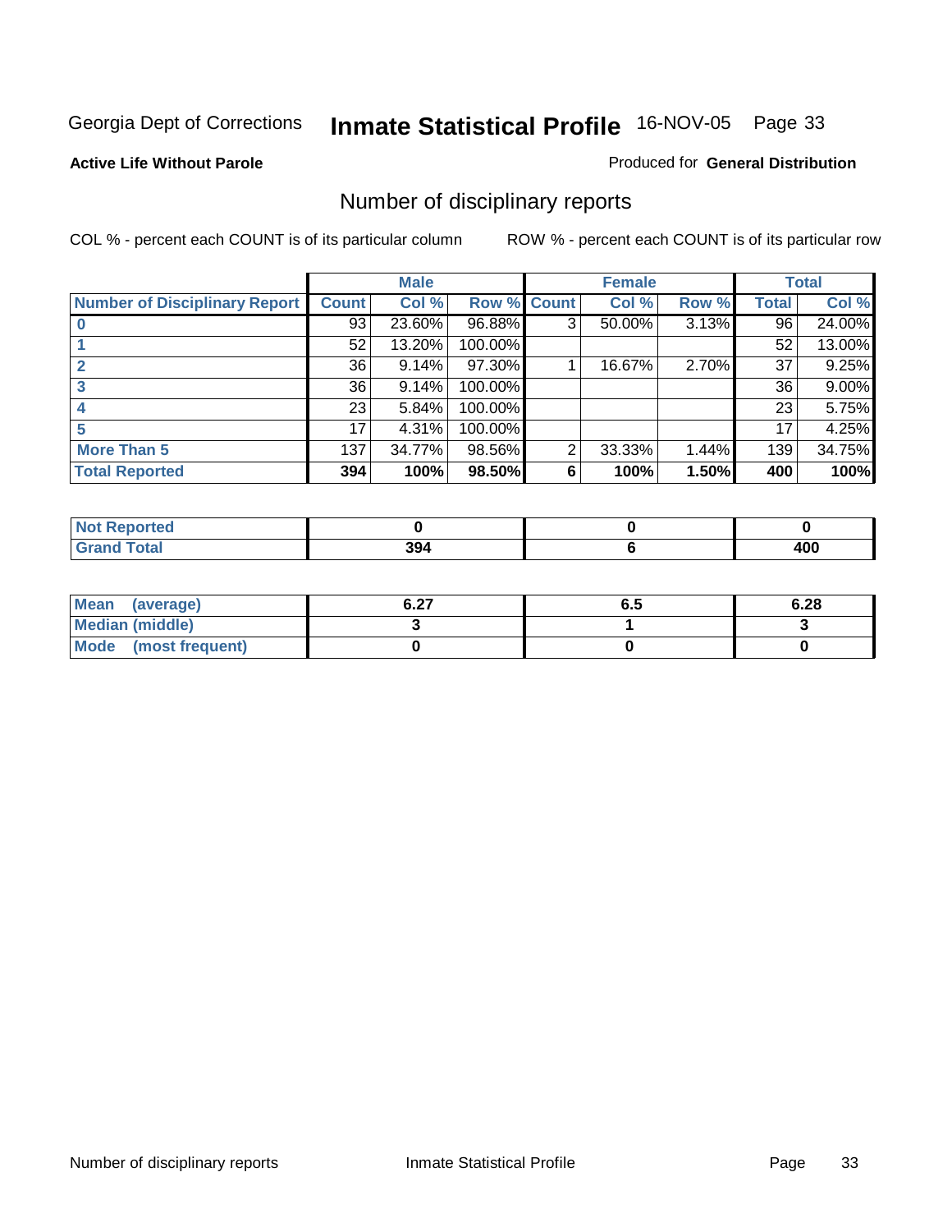Georgia Dept of Corrections **Inmate Statistical Profile** 16-NOV-05

**Active Life Without Parole**

Produced for **General Distribution**

## Number of disciplinary reports

COL % - percent each COUNT is of its particular column

ROW % - percent each COUNT is of its particular row

| | Male | | | Female | | | Total | |
|---|---|---|---|---|---|---|---|---|
| **Number of Disciplinary Report** | **Count** | **Col %** | **Row %** | **Count** | **Col %** | **Row %** | **Total** | **Col %** |
| **0** | 93 | 23.60% | 96.88% | 3 | 50.00% | 3.13% | 96 | 24.00% |
| **1** | 52 | 13.20% | 100.00% | | | | 52 | 13.00% |
| **2** | 36 | 9.14% | 97.30% | 1 | 16.67% | 2.70% | 37 | 9.25% |
| **3** | 36 | 9.14% | 100.00% | | | | 36 | 9.00% |
| **4** | 23 | 5.84% | 100.00% | | | | 23 | 5.75% |
| **5** | 17 | 4.31% | 100.00% | | | | 17 | 4.25% |
| **More Than 5** | 137 | 34.77% | 98.56% | 2 | 33.33% | 1.44% | 139 | 34.75% |
| **Total Reported** | **394** | **100%** | **98.50%** | **6** | **100%** | **1.50%** | **400** | **100%** |

| | Male | Female | Total |
|---|---|---|---|
| **Not Reported** | **0** | **0** | **0** |
| **Grand Total** | **394** | **6** | **400** |

| | Male | Female | Total |
|---|---|---|---|
| **Mean (average)** | **6.27** | **6.5** | **6.28** |
| **Median (middle)** | **3** | **1** | **3** |
| **Mode (most frequent)** | **0** | **0** | **0** |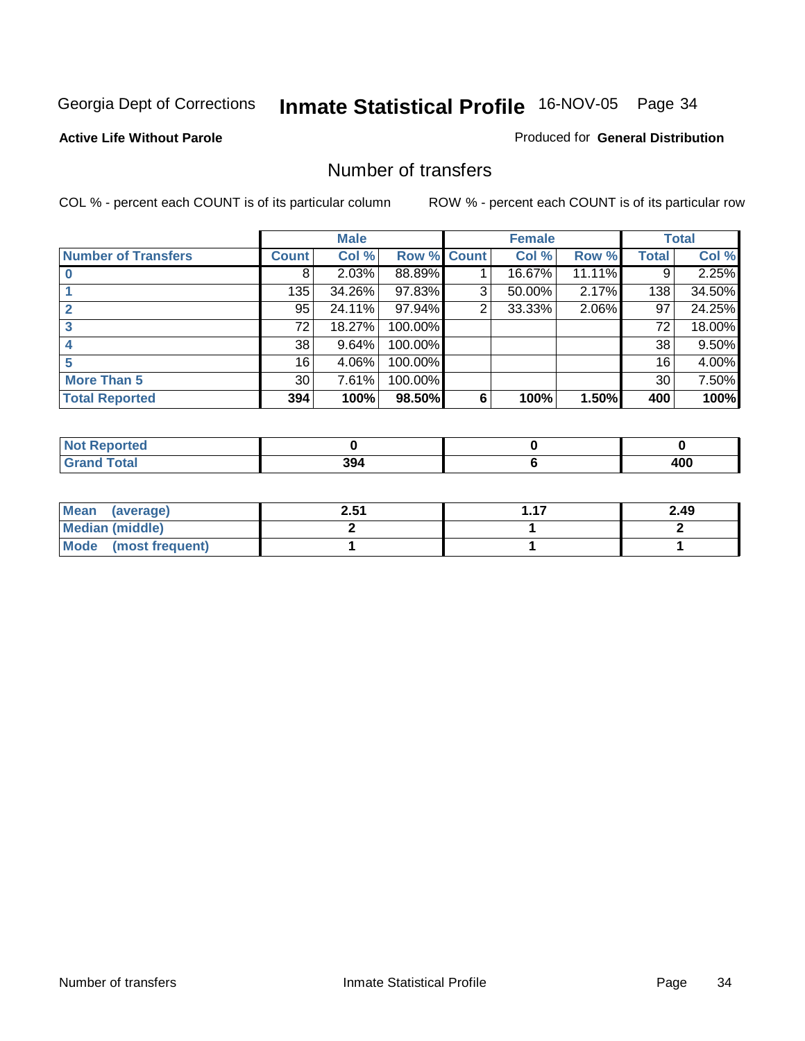Georgia Dept of Corrections **Inmate Statistical Profile** 16-NOV-05 Page 34

**Active Life Without Parole**

Produced for **General Distribution**

## Number of transfers

COL % - percent each COUNT is of its particular column

ROW % - percent each COUNT is of its particular row

| | Male | | | Female | | | Total | |
|---|---|---|---|---|---|---|---|---|
| **Number of Transfers** | **Count** | **Col %** | **Row %** | **Count** | **Col %** | **Row %** | **Total** | **Col %** |
| **0** | 8 | 2.03% | 88.89% | 1 | 16.67% | 11.11% | 9 | 2.25% |
| **1** | 135 | 34.26% | 97.83% | 3 | 50.00% | 2.17% | 138 | 34.50% |
| **2** | 95 | 24.11% | 97.94% | 2 | 33.33% | 2.06% | 97 | 24.25% |
| **3** | 72 | 18.27% | 100.00% | | | | 72 | 18.00% |
| **4** | 38 | 9.64% | 100.00% | | | | 38 | 9.50% |
| **5** | 16 | 4.06% | 100.00% | | | | 16 | 4.00% |
| **More Than 5** | 30 | 7.61% | 100.00% | | | | 30 | 7.50% |
| **Total Reported** | **394** | **100%** | **98.50%** | **6** | **100%** | **1.50%** | **400** | **100%** |

| | Male | Female | Total |
|---|---|---|---|
| **Not Reported** | **0** | **0** | **0** |
| **Grand Total** | **394** | **6** | **400** |

| | Male | Female | Total |
|---|---|---|---|
| **Mean (average)** | **2.51** | **1.17** | **2.49** |
| **Median (middle)** | **2** | **1** | **2** |
| **Mode (most frequent)** | **1** | **1** | **1** |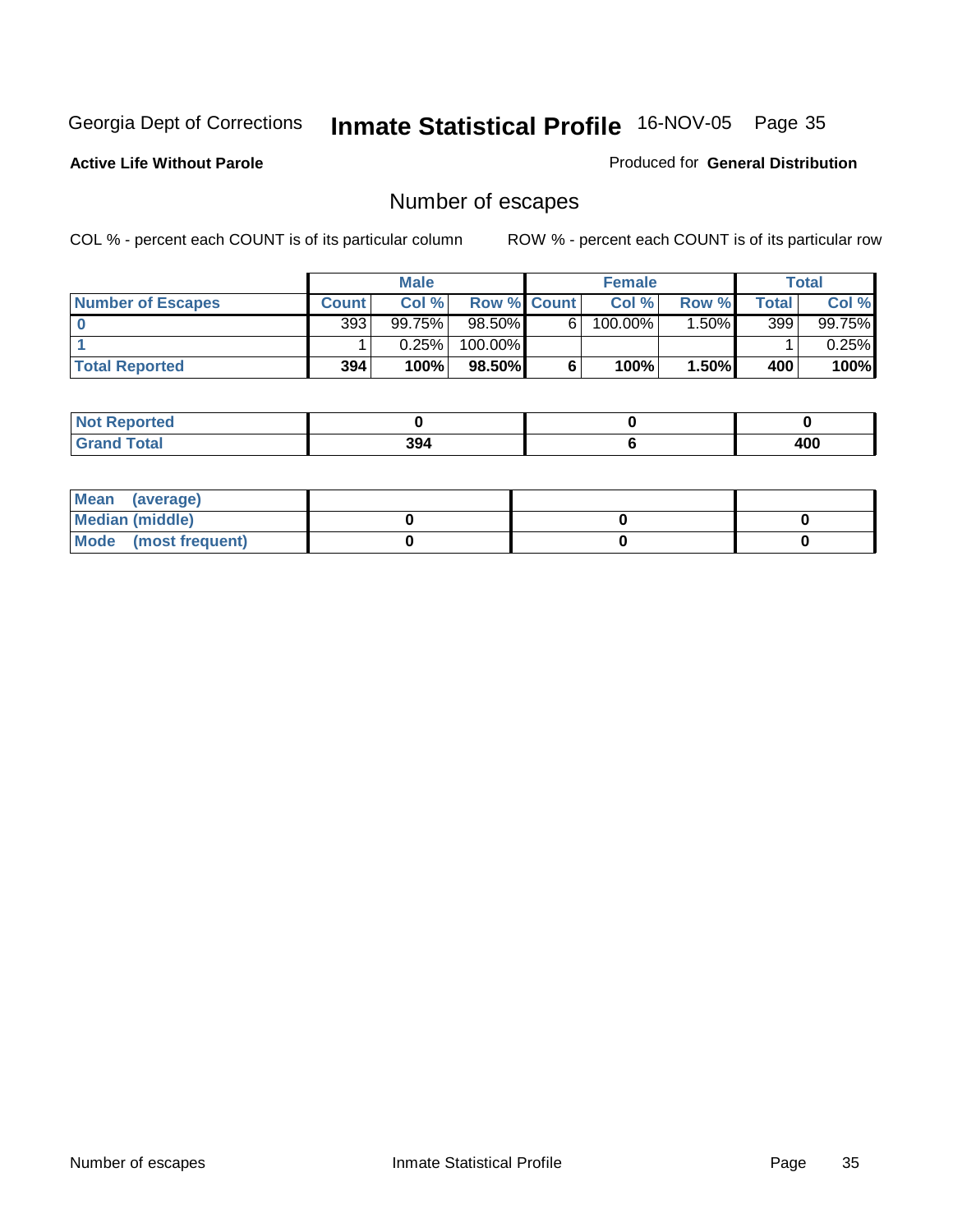Georgia Dept of Corrections **Inmate Statistical Profile** 16-NOV-05 Page 35

**Active Life Without Parole**

Produced for **General Distribution**

## Number of escapes

COL % - percent each COUNT is of its particular column

ROW % - percent each COUNT is of its particular row

| | Male | | | Female | | | Total | |
|---|---|---|---|---|---|---|---|---|
| **Number of Escapes** | **Count** | **Col %** | **Row %** | **Count** | **Col %** | **Row %** | **Total** | **Col %** |
| **0** | 393 | 99.75% | 98.50% | 6 | 100.00% | 1.50% | 399 | 99.75% |
| **1** | 1 | 0.25% | 100.00% | | | | 1 | 0.25% |
| **Total Reported** | **394** | **100%** | **98.50%** | **6** | **100%** | **1.50%** | **400** | **100%** |

| | Male | Female | Total |
|---|---|---|---|
| **Not Reported** | **0** | **0** | **0** |
| **Grand Total** | **394** | **6** | **400** |

| | Male | Female | Total |
|---|---|---|---|
| **Mean (average)** | | | |
| **Median (middle)** | **0** | **0** | **0** |
| **Mode (most frequent)** | **0** | **0** | **0** |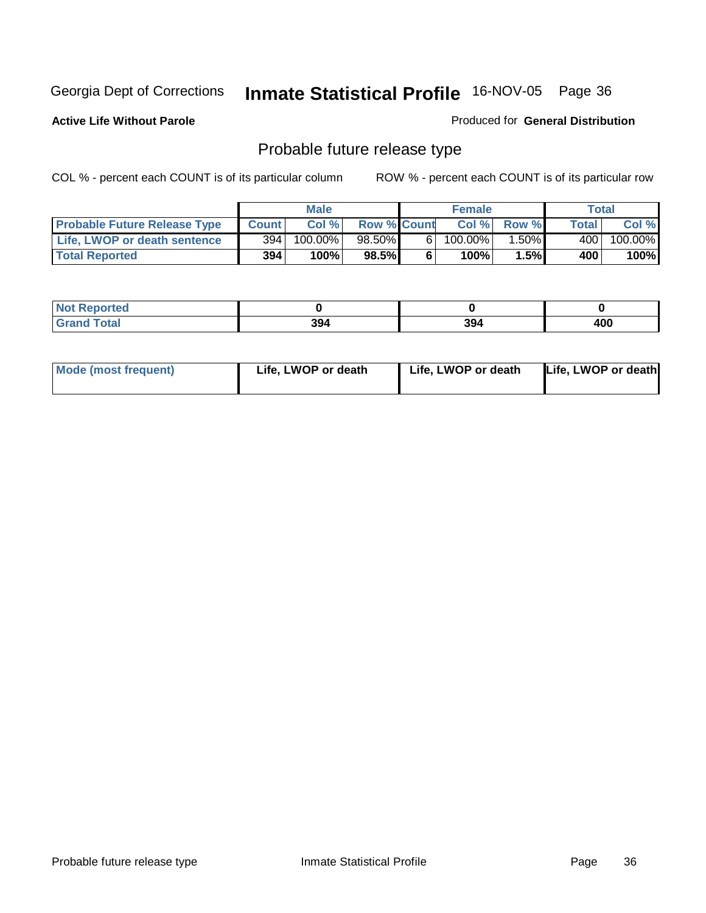Georgia Dept of Corrections **Inmate Statistical Profile** 16-NOV-05

**Active Life Without Parole**

Produced for **General Distribution**

## Probable future release type

COL % - percent each COUNT is of its particular column

ROW % - percent each COUNT is of its particular row

| | Male | | | Female | | | Total | |
|---|---|---|---|---|---|---|---|---|
| **Probable Future Release Type** | **Count** | **Col %** | **Row %** | **Count** | **Col %** | **Row %** | **Total** | **Col %** |
| **Life, LWOP or death sentence** | 394 | 100.00% | 98.50% | 6 | 100.00% | 1.50% | 400 | 100.00% |
| **Total Reported** | **394** | **100%** | **98.5%** | **6** | **100%** | **1.5%** | **400** | **100%** |

| | Male | Female | Total |
|---|---|---|---|
| **Not Reported** | **0** | **0** | **0** |
| **Grand Total** | **394** | **394** | **400** |

| | Male | Female | Total |
|---|---|---|---|
| **Mode (most frequent)** | **Life, LWOP or death** | **Life, LWOP or death** | **Life, LWOP or death** |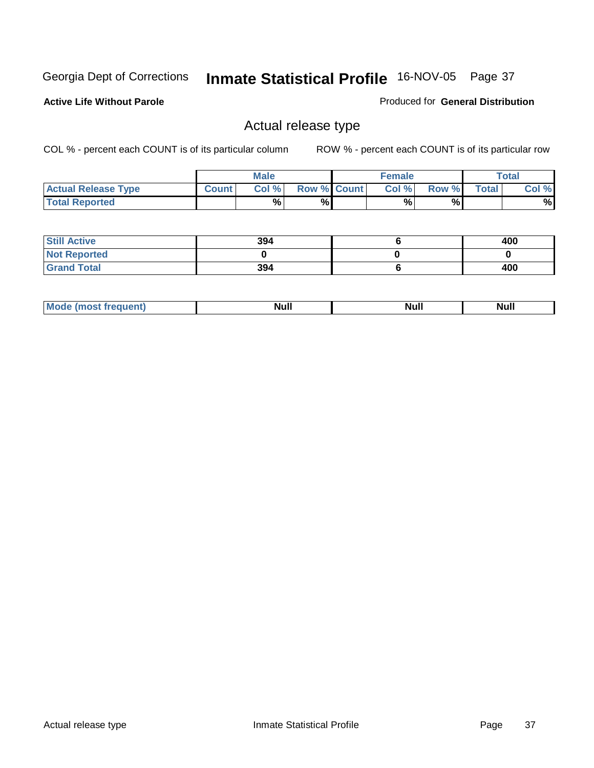Georgia Dept of Corrections **Inmate Statistical Profile** 16-NOV-05 Page 37

**Active Life Without Parole**

Produced for **General Distribution**

## Actual release type

COL % - percent each COUNT is of its particular column ROW % - percent each COUNT is of its particular row

| | Male | | | Female | | | Total | |
|---|---|---|---|---|---|---|---|---|
| **Actual Release Type** | **Count** | **Col %** | **Row %** | **Count** | **Col %** | **Row %** | **Total** | **Col %** |
| **Total Reported** | | % | % | | % | % | | % |
| **Still Active** | 394 | | | 6 | | | 400 | |
| **Not Reported** | 0 | | | 0 | | | 0 | |
| **Grand Total** | 394 | | | 6 | | | 400 | |
| **Mode (most frequent)** | Null | | | Null | | | Null | |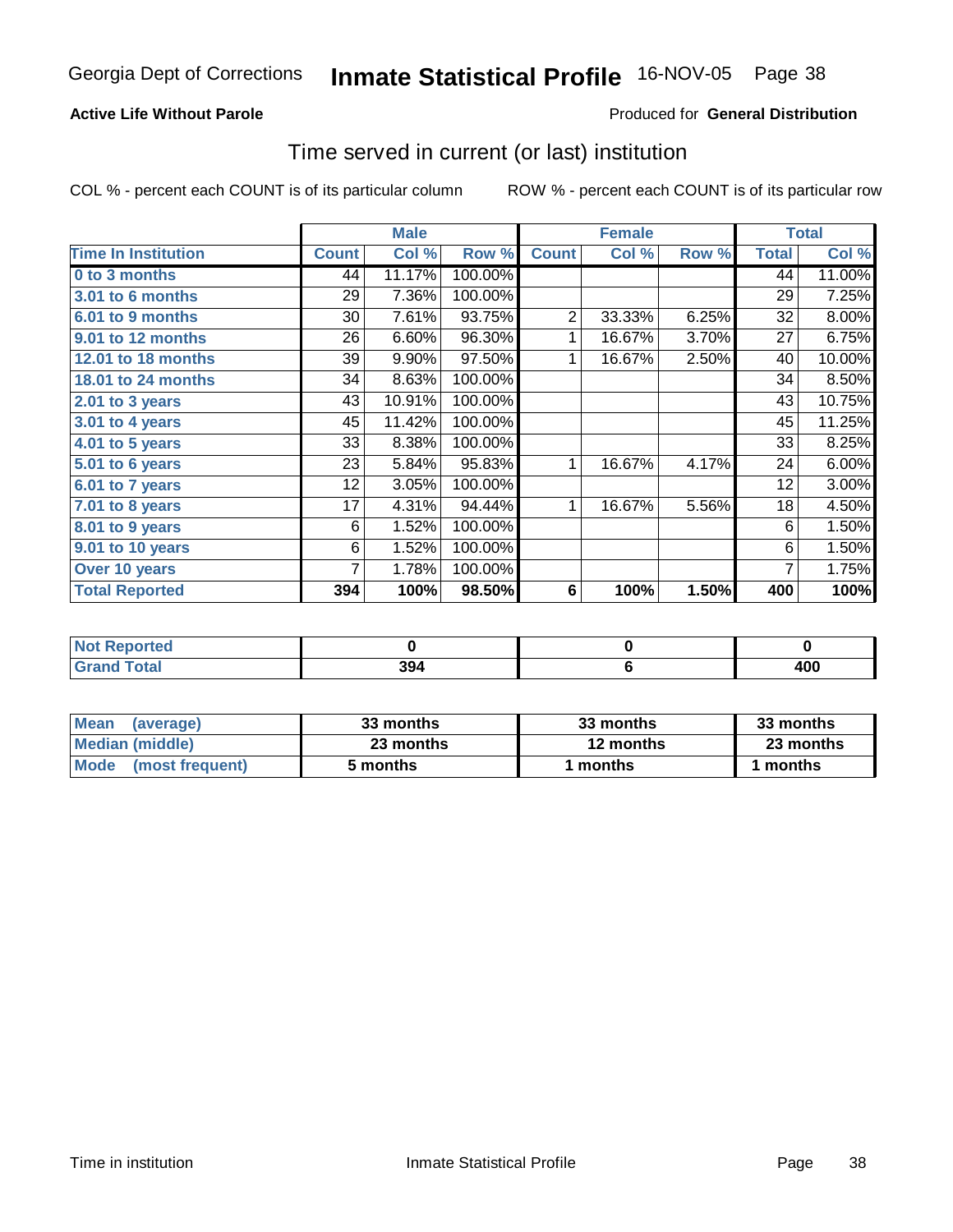Georgia Dept of Corrections **Inmate Statistical Profile** 16-NOV-05

**Active Life Without Parole**

Produced for **General Distribution**

## Time served in current (or last) institution

COL % - percent each COUNT is of its particular column

ROW % - percent each COUNT is of its particular row

| | Male | | | Female | | | Total | |
|---|---|---|---|---|---|---|---|---|
| **Time In Institution** | **Count** | **Col %** | **Row %** | **Count** | **Col %** | **Row %** | **Total** | **Col %** |
| **0 to 3 months** | 44 | 11.17% | 100.00% | | | | 44 | 11.00% |
| **3.01 to 6 months** | 29 | 7.36% | 100.00% | | | | 29 | 7.25% |
| **6.01 to 9 months** | 30 | 7.61% | 93.75% | 2 | 33.33% | 6.25% | 32 | 8.00% |
| **9.01 to 12 months** | 26 | 6.60% | 96.30% | 1 | 16.67% | 3.70% | 27 | 6.75% |
| **12.01 to 18 months** | 39 | 9.90% | 97.50% | 1 | 16.67% | 2.50% | 40 | 10.00% |
| **18.01 to 24 months** | 34 | 8.63% | 100.00% | | | | 34 | 8.50% |
| **2.01 to 3 years** | 43 | 10.91% | 100.00% | | | | 43 | 10.75% |
| **3.01 to 4 years** | 45 | 11.42% | 100.00% | | | | 45 | 11.25% |
| **4.01 to 5 years** | 33 | 8.38% | 100.00% | | | | 33 | 8.25% |
| **5.01 to 6 years** | 23 | 5.84% | 95.83% | 1 | 16.67% | 4.17% | 24 | 6.00% |
| **6.01 to 7 years** | 12 | 3.05% | 100.00% | | | | 12 | 3.00% |
| **7.01 to 8 years** | 17 | 4.31% | 94.44% | 1 | 16.67% | 5.56% | 18 | 4.50% |
| **8.01 to 9 years** | 6 | 1.52% | 100.00% | | | | 6 | 1.50% |
| **9.01 to 10 years** | 6 | 1.52% | 100.00% | | | | 6 | 1.50% |
| **Over 10 years** | 7 | 1.78% | 100.00% | | | | 7 | 1.75% |
| **Total Reported** | **394** | **100%** | **98.50%** | **6** | **100%** | **1.50%** | **400** | **100%** |

| | Male | Female | Total |
|---|---|---|---|
| **Not Reported** | **0** | **0** | **0** |
| **Grand Total** | **394** | **6** | **400** |

| | Male | Female | Total |
|---|---|---|---|
| **Mean (average)** | **33 months** | **33 months** | **33 months** |
| **Median (middle)** | **23 months** | **12 months** | **23 months** |
| **Mode (most frequent)** | **5 months** | **1 months** | **1 months** |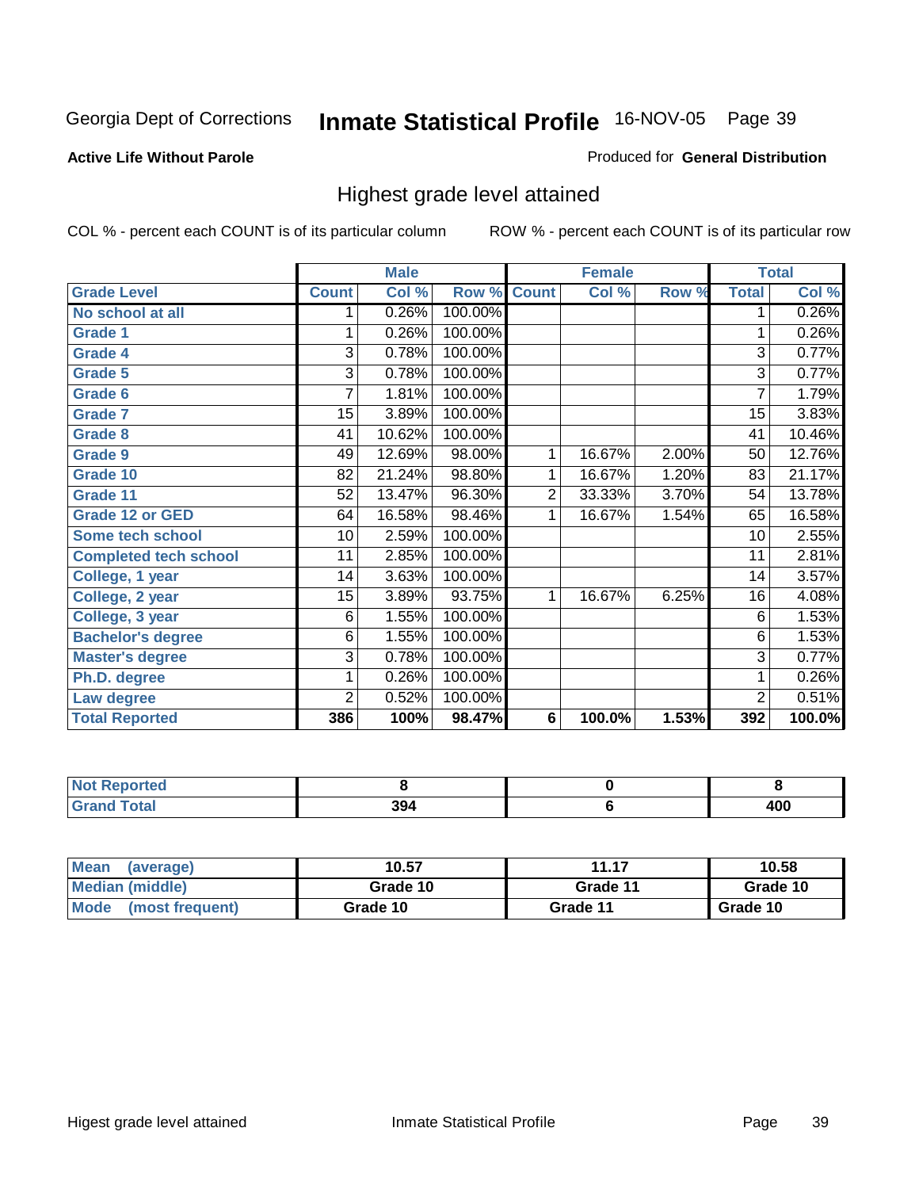Georgia Dept of Corrections **Inmate Statistical Profile** 16-NOV-05 Page 39

**Active Life Without Parole**

Produced for **General Distribution**

## Highest grade level attained

COL % - percent each COUNT is of its particular column  ROW % - percent each COUNT is of its particular row

| | Male | | | Female | | | Total | |
|---|---|---|---|---|---|---|---|---|
| **Grade Level** | **Count** | **Col %** | **Row %** | **Count** | **Col %** | **Row %** | **Total** | **Col %** |
| **No school at all** | 1 | 0.26% | 100.00% | | | | 1 | 0.26% |
| **Grade 1** | 1 | 0.26% | 100.00% | | | | 1 | 0.26% |
| **Grade 4** | 3 | 0.78% | 100.00% | | | | 3 | 0.77% |
| **Grade 5** | 3 | 0.78% | 100.00% | | | | 3 | 0.77% |
| **Grade 6** | 7 | 1.81% | 100.00% | | | | 7 | 1.79% |
| **Grade 7** | 15 | 3.89% | 100.00% | | | | 15 | 3.83% |
| **Grade 8** | 41 | 10.62% | 100.00% | | | | 41 | 10.46% |
| **Grade 9** | 49 | 12.69% | 98.00% | 1 | 16.67% | 2.00% | 50 | 12.76% |
| **Grade 10** | 82 | 21.24% | 98.80% | 1 | 16.67% | 1.20% | 83 | 21.17% |
| **Grade 11** | 52 | 13.47% | 96.30% | 2 | 33.33% | 3.70% | 54 | 13.78% |
| **Grade 12 or GED** | 64 | 16.58% | 98.46% | 1 | 16.67% | 1.54% | 65 | 16.58% |
| **Some tech school** | 10 | 2.59% | 100.00% | | | | 10 | 2.55% |
| **Completed tech school** | 11 | 2.85% | 100.00% | | | | 11 | 2.81% |
| **College, 1 year** | 14 | 3.63% | 100.00% | | | | 14 | 3.57% |
| **College, 2 year** | 15 | 3.89% | 93.75% | 1 | 16.67% | 6.25% | 16 | 4.08% |
| **College, 3 year** | 6 | 1.55% | 100.00% | | | | 6 | 1.53% |
| **Bachelor's degree** | 6 | 1.55% | 100.00% | | | | 6 | 1.53% |
| **Master's degree** | 3 | 0.78% | 100.00% | | | | 3 | 0.77% |
| **Ph.D. degree** | 1 | 0.26% | 100.00% | | | | 1 | 0.26% |
| **Law degree** | 2 | 0.52% | 100.00% | | | | 2 | 0.51% |
| **Total Reported** | **386** | **100%** | **98.47%** | **6** | **100.0%** | **1.53%** | **392** | **100.0%** |

| | Male | Female | Total |
|---|---|---|---|
| **Not Reported** | **8** | **0** | **8** |
| **Grand Total** | **394** | **6** | **400** |

| | Male | Female | Total |
|---|---|---|---|
| **Mean (average)** | **10.57** | **11.17** | **10.58** |
| **Median (middle)** | **Grade 10** | **Grade 11** | **Grade 10** |
| **Mode (most frequent)** | **Grade 10** | **Grade 11** | **Grade 10** |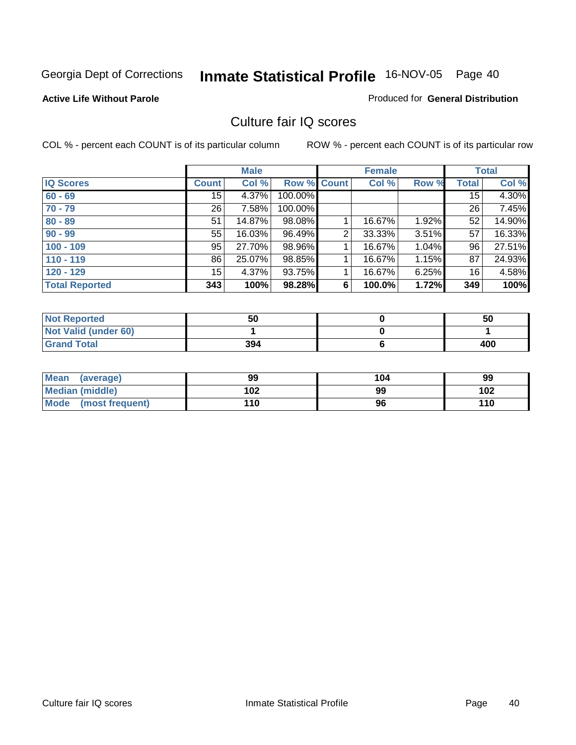Georgia Dept of Corrections **Inshmate Statistical Profile** 16-NOV-05 Page 40

**Active Life Without Parole**

Produced for **General Distribution**

## Culture fair IQ scores

COL % - percent each COUNT is of its particular column

ROW % - percent each COUNT is of its particular row

| | Male | | | Female | | | Total | |
|---|---|---|---|---|---|---|---|---|
| **IQ Scores** | **Count** | **Col %** | **Row %** | **Count** | **Col %** | **Row %** | **Total** | **Col %** |
| **60 - 69** | 15 | 4.37% | 100.00% | | | | 15 | 4.30% |
| **70 - 79** | 26 | 7.58% | 100.00% | | | | 26 | 7.45% |
| **80 - 89** | 51 | 14.87% | 98.08% | 1 | 16.67% | 1.92% | 52 | 14.90% |
| **90 - 99** | 55 | 16.03% | 96.49% | 2 | 33.33% | 3.51% | 57 | 16.33% |
| **100 - 109** | 95 | 27.70% | 98.96% | 1 | 16.67% | 1.04% | 96 | 27.51% |
| **110 - 119** | 86 | 25.07% | 98.85% | 1 | 16.67% | 1.15% | 87 | 24.93% |
| **120 - 129** | 15 | 4.37% | 93.75% | 1 | 16.67% | 6.25% | 16 | 4.58% |
| **Total Reported** | **343** | **100%** | **98.28%** | **6** | **100.0%** | **1.72%** | **349** | **100%** |

| | Male | Female | Total |
|---|---|---|---|
| **Not Reported** | **50** | **0** | **50** |
| **Not Valid (under 60)** | **1** | **0** | **1** |
| **Grand Total** | **394** | **6** | **400** |

| | Male | Female | Total |
|---|---|---|---|
| **Mean (average)** | **99** | **104** | **99** |
| **Median (middle)** | **102** | **99** | **102** |
| **Mode (most frequent)** | **110** | **96** | **110** |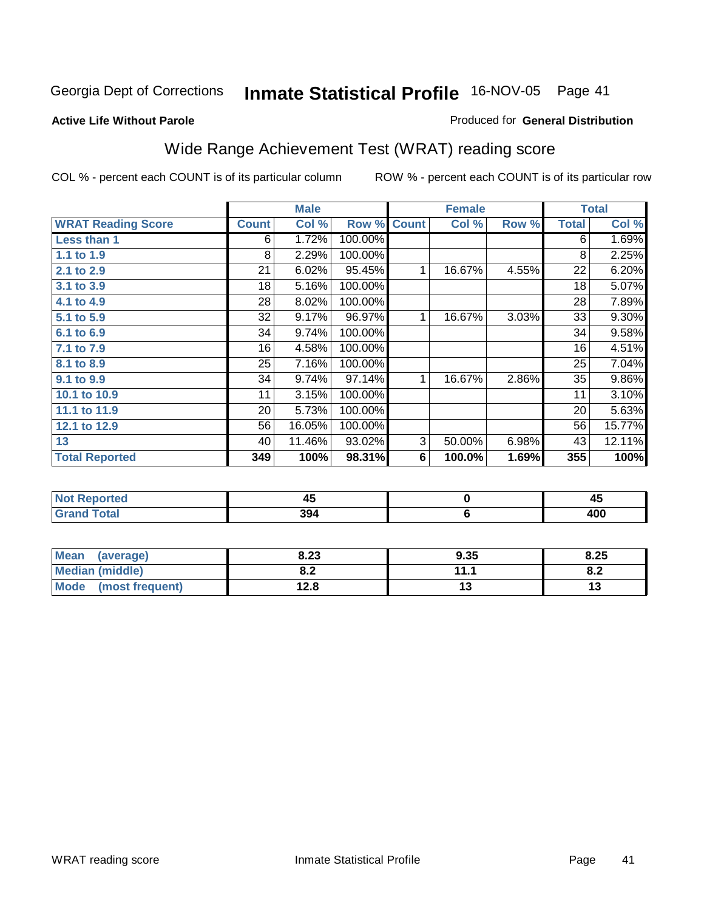Georgia Dept of Corrections **Inmate Statistical Profile** 16-NOV-05

**Active Life Without Parole**

Produced for **General Distribution**

## Wide Range Achievement Test (WRAT) reading score

COL % - percent each COUNT is of its particular column ROW % - percent each COUNT is of its particular row

| | Male | | | Female | | | Total | |
|---|---|---|---|---|---|---|---|---|
| **WRAT Reading Score** | **Count** | **Col %** | **Row %** | **Count** | **Col %** | **Row %** | **Total** | **Col %** |
| **Less than 1** | 6 | 1.72% | 100.00% | | | | 6 | 1.69% |
| **1.1 to 1.9** | 8 | 2.29% | 100.00% | | | | 8 | 2.25% |
| **2.1 to 2.9** | 21 | 6.02% | 95.45% | 1 | 16.67% | 4.55% | 22 | 6.20% |
| **3.1 to 3.9** | 18 | 5.16% | 100.00% | | | | 18 | 5.07% |
| **4.1 to 4.9** | 28 | 8.02% | 100.00% | | | | 28 | 7.89% |
| **5.1 to 5.9** | 32 | 9.17% | 96.97% | 1 | 16.67% | 3.03% | 33 | 9.30% |
| **6.1 to 6.9** | 34 | 9.74% | 100.00% | | | | 34 | 9.58% |
| **7.1 to 7.9** | 16 | 4.58% | 100.00% | | | | 16 | 4.51% |
| **8.1 to 8.9** | 25 | 7.16% | 100.00% | | | | 25 | 7.04% |
| **9.1 to 9.9** | 34 | 9.74% | 97.14% | 1 | 16.67% | 2.86% | 35 | 9.86% |
| **10.1 to 10.9** | 11 | 3.15% | 100.00% | | | | 11 | 3.10% |
| **11.1 to 11.9** | 20 | 5.73% | 100.00% | | | | 20 | 5.63% |
| **12.1 to 12.9** | 56 | 16.05% | 100.00% | | | | 56 | 15.77% |
| **13** | 40 | 11.46% | 93.02% | 3 | 50.00% | 6.98% | 43 | 12.11% |
| **Total Reported** | **349** | **100%** | **98.31%** | **6** | **100.0%** | **1.69%** | **355** | **100%** |

| | Male | Female | Total |
|---|---|---|---|
| **Not Reported** | **45** | **0** | **45** |
| **Grand Total** | **394** | **6** | **400** |

| | Male | Female | Total |
|---|---|---|---|
| **Mean (average)** | **8.23** | **9.35** | **8.25** |
| **Median (middle)** | **8.2** | **11.1** | **8.2** |
| **Mode (most frequent)** | **12.8** | **13** | **13** |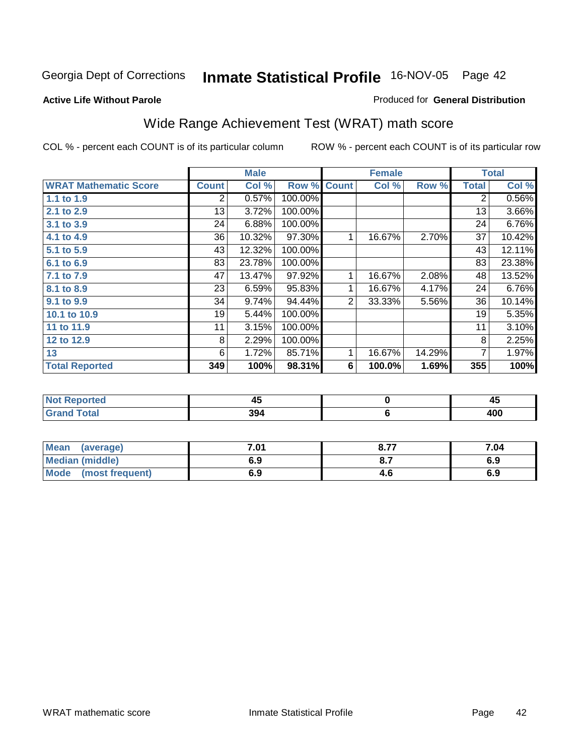Georgia Dept of Corrections **Inmate Statistical Profile** 16-NOV-05

**Active Life Without Parole**

Produced for **General Distribution**

## Wide Range Achievement Test (WRAT) math score

COL % - percent each COUNT is of its particular column

ROW % - percent each COUNT is of its particular row

| | Male | | | Female | | | Total | |
|---|---|---|---|---|---|---|---|---|
| **WRAT Mathematic Score** | **Count** | **Col %** | **Row %** | **Count** | **Col %** | **Row %** | **Total** | **Col %** |
| 1.1 to 1.9 | 2 | 0.57% | 100.00% | | | | 2 | 0.56% |
| 2.1 to 2.9 | 13 | 3.72% | 100.00% | | | | 13 | 3.66% |
| 3.1 to 3.9 | 24 | 6.88% | 100.00% | | | | 24 | 6.76% |
| 4.1 to 4.9 | 36 | 10.32% | 97.30% | 1 | 16.67% | 2.70% | 37 | 10.42% |
| 5.1 to 5.9 | 43 | 12.32% | 100.00% | | | | 43 | 12.11% |
| 6.1 to 6.9 | 83 | 23.78% | 100.00% | | | | 83 | 23.38% |
| 7.1 to 7.9 | 47 | 13.47% | 97.92% | 1 | 16.67% | 2.08% | 48 | 13.52% |
| 8.1 to 8.9 | 23 | 6.59% | 95.83% | 1 | 16.67% | 4.17% | 24 | 6.76% |
| 9.1 to 9.9 | 34 | 9.74% | 94.44% | 2 | 33.33% | 5.56% | 36 | 10.14% |
| 10.1 to 10.9 | 19 | 5.44% | 100.00% | | | | 19 | 5.35% |
| 11 to 11.9 | 11 | 3.15% | 100.00% | | | | 11 | 3.10% |
| 12 to 12.9 | 8 | 2.29% | 100.00% | | | | 8 | 2.25% |
| 13 | 6 | 1.72% | 85.71% | 1 | 16.67% | 14.29% | 7 | 1.97% |
| **Total Reported** | **349** | **100%** | **98.31%** | **6** | **100.0%** | **1.69%** | **355** | **100%** |

| | Male | Female | Total |
|---|---|---|---|
| Not Reported | 45 | 0 | 45 |
| Grand Total | 394 | 6 | 400 |

| | Male | Female | Total |
|---|---|---|---|
| Mean (average) | 7.01 | 8.77 | 7.04 |
| Median (middle) | 6.9 | 8.7 | 6.9 |
| Mode (most frequent) | 6.9 | 4.6 | 6.9 |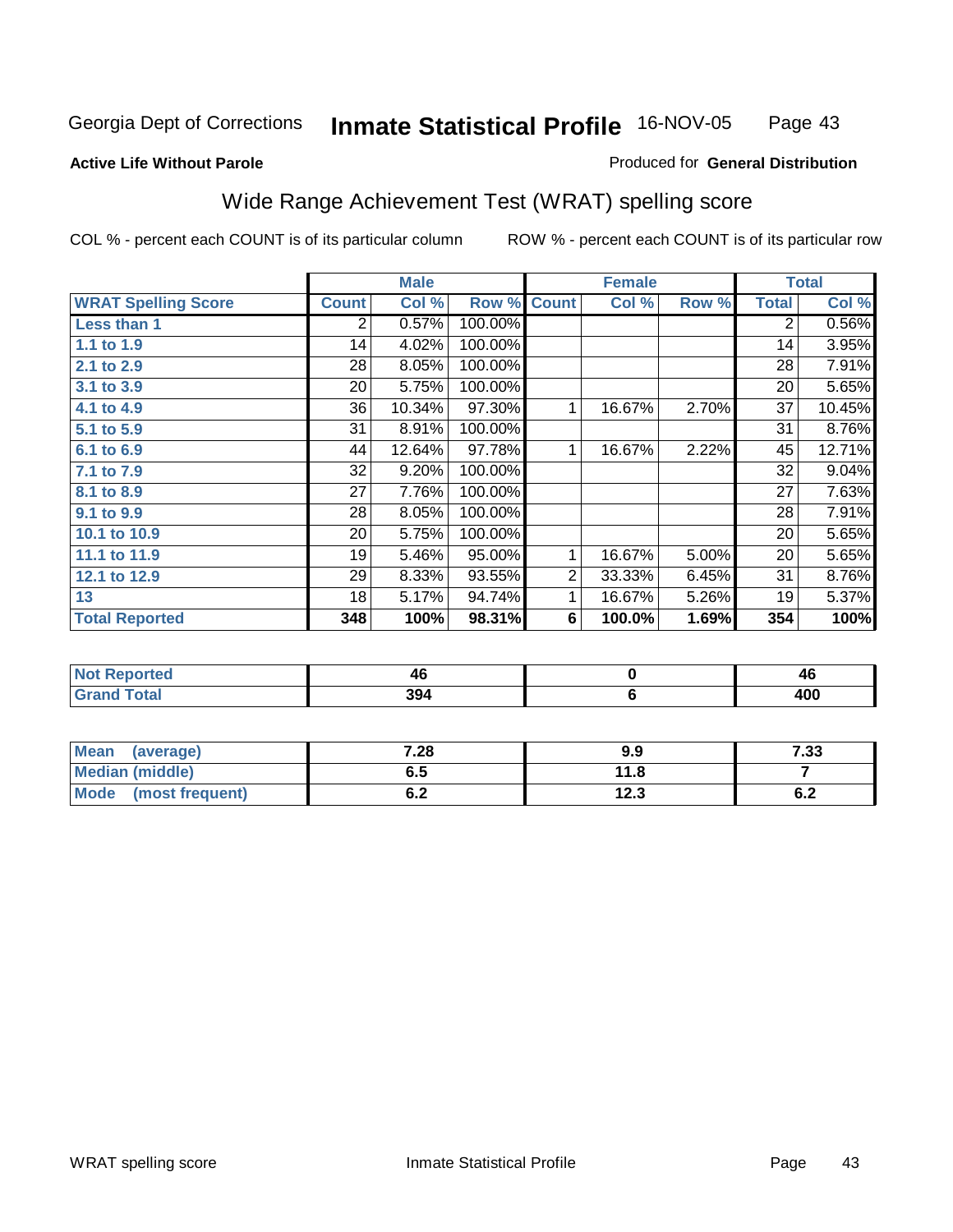Georgia Dept of Corrections **Inmate Statistical Profile** 16-NOV-05

**Active Life Without Parole**

Produced for **General Distribution**

## Wide Range Achievement Test (WRAT) spelling score

COL % - percent each COUNT is of its particular column ROW % - percent each COUNT is of its particular row

| | Male | | | Female | | | Total | |
|---|---|---|---|---|---|---|---|---|
| **WRAT Spelling Score** | **Count** | **Col %** | **Row %** | **Count** | **Col %** | **Row %** | **Total** | **Col %** |
| **Less than 1** | 2 | 0.57% | 100.00% | | | | 2 | 0.56% |
| **1.1 to 1.9** | 14 | 4.02% | 100.00% | | | | 14 | 3.95% |
| **2.1 to 2.9** | 28 | 8.05% | 100.00% | | | | 28 | 7.91% |
| **3.1 to 3.9** | 20 | 5.75% | 100.00% | | | | 20 | 5.65% |
| **4.1 to 4.9** | 36 | 10.34% | 97.30% | 1 | 16.67% | 2.70% | 37 | 10.45% |
| **5.1 to 5.9** | 31 | 8.91% | 100.00% | | | | 31 | 8.76% |
| **6.1 to 6.9** | 44 | 12.64% | 97.78% | 1 | 16.67% | 2.22% | 45 | 12.71% |
| **7.1 to 7.9** | 32 | 9.20% | 100.00% | | | | 32 | 9.04% |
| **8.1 to 8.9** | 27 | 7.76% | 100.00% | | | | 27 | 7.63% |
| **9.1 to 9.9** | 28 | 8.05% | 100.00% | | | | 28 | 7.91% |
| **10.1 to 10.9** | 20 | 5.75% | 100.00% | | | | 20 | 5.65% |
| **11.1 to 11.9** | 19 | 5.46% | 95.00% | 1 | 16.67% | 5.00% | 20 | 5.65% |
| **12.1 to 12.9** | 29 | 8.33% | 93.55% | 2 | 33.33% | 6.45% | 31 | 8.76% |
| **13** | 18 | 5.17% | 94.74% | 1 | 16.67% | 5.26% | 19 | 5.37% |
| **Total Reported** | **348** | **100%** | **98.31%** | **6** | **100.0%** | **1.69%** | **354** | **100%** |

| | Male | Female | Total |
|---|---|---|---|
| **Not Reported** | **46** | **0** | **46** |
| **Grand Total** | **394** | **6** | **400** |

| | Male | Female | Total |
|---|---|---|---|
| **Mean (average)** | **7.28** | **9.9** | **7.33** |
| **Median (middle)** | **6.5** | **11.8** | **7** |
| **Mode (most frequent)** | **6.2** | **12.3** | **6.2** |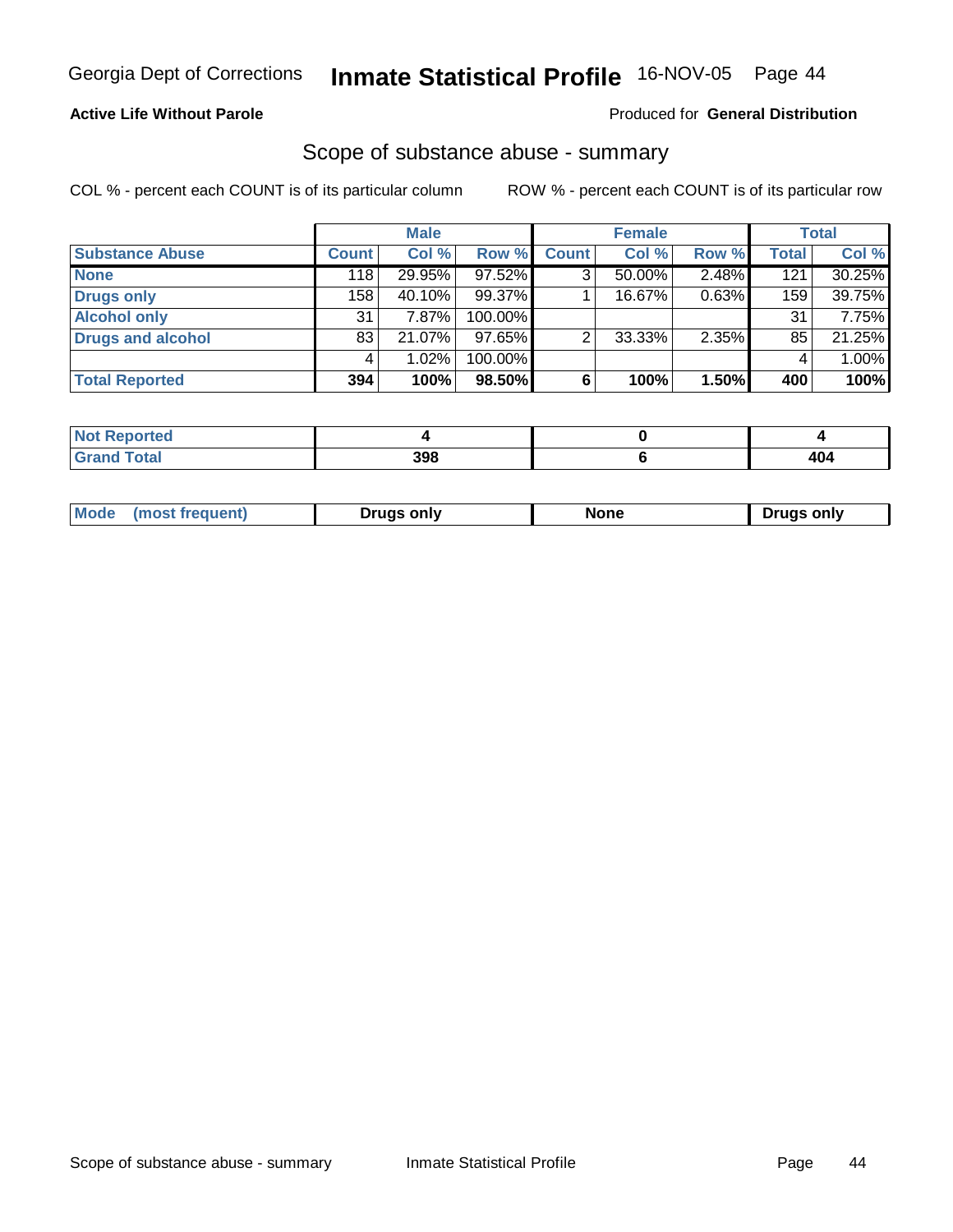Georgia Dept of Corrections **Inmate Statistical Profile** 16-NOV-05

**Active Life Without Parole**

Produced for **General Distribution**

## Scope of substance abuse - summary

COL % - percent each COUNT is of its particular column    ROW % - percent each COUNT is of its particular row

| | Male | | | Female | | | Total | |
|---|---|---|---|---|---|---|---|---|
| **Substance Abuse** | **Count** | **Col %** | **Row %** | **Count** | **Col %** | **Row %** | **Total** | **Col %** |
| **None** | 118 | 29.95% | 97.52% | 3 | 50.00% | 2.48% | 121 | 30.25% |
| **Drugs only** | 158 | 40.10% | 99.37% | 1 | 16.67% | 0.63% | 159 | 39.75% |
| **Alcohol only** | 31 | 7.87% | 100.00% | | | | 31 | 7.75% |
| **Drugs and alcohol** | 83 | 21.07% | 97.65% | 2 | 33.33% | 2.35% | 85 | 21.25% |
| | 4 | 1.02% | 100.00% | | | | 4 | 1.00% |
| **Total Reported** | **394** | **100%** | **98.50%** | **6** | **100%** | **1.50%** | **400** | **100%** |

| | Male | Female | Total |
|---|---|---|---|
| **Not Reported** | **4** | **0** | **4** |
| **Grand Total** | **398** | **6** | **404** |

| | Male | Female | Total |
|---|---|---|---|
| **Mode (most frequent)** | **Drugs only** | **None** | **Drugs only** |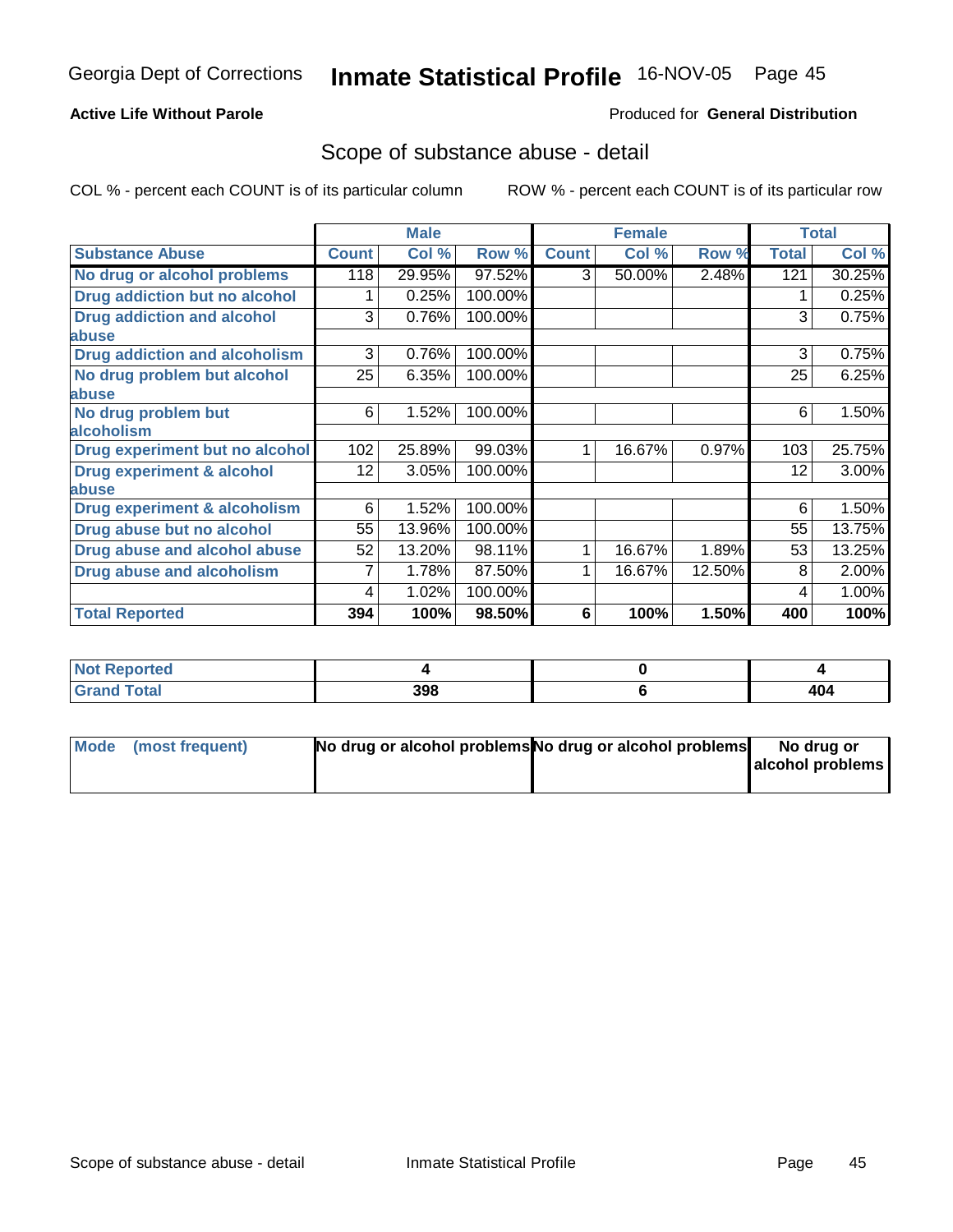Georgia Dept of Corrections **Inmate Statistical Profile** 16-NOV-05

**Active Life Without Parole**

Produced for **General Distribution**

## Scope of substance abuse - detail

COL % - percent each COUNT is of its particular column

ROW % - percent each COUNT is of its particular row

| | Male | | | Female | | | Total | |
|---|---|---|---|---|---|---|---|---|
| **Substance Abuse** | **Count** | **Col %** | **Row %** | **Count** | **Col %** | **Row %** | **Total** | **Col %** |
| **No drug or alcohol problems** | 118 | 29.95% | 97.52% | 3 | 50.00% | 2.48% | 121 | 30.25% |
| **Drug addiction but no alcohol** | 1 | 0.25% | 100.00% | | | | 1 | 0.25% |
| **Drug addiction and alcohol abuse** | 3 | 0.76% | 100.00% | | | | 3 | 0.75% |
| **Drug addiction and alcoholism** | 3 | 0.76% | 100.00% | | | | 3 | 0.75% |
| **No drug problem but alcohol abuse** | 25 | 6.35% | 100.00% | | | | 25 | 6.25% |
| **No drug problem but alcoholism** | 6 | 1.52% | 100.00% | | | | 6 | 1.50% |
| **Drug experiment but no alcohol** | 102 | 25.89% | 99.03% | 1 | 16.67% | 0.97% | 103 | 25.75% |
| **Drug experiment & alcohol abuse** | 12 | 3.05% | 100.00% | | | | 12 | 3.00% |
| **Drug experiment & alcoholism** | 6 | 1.52% | 100.00% | | | | 6 | 1.50% |
| **Drug abuse but no alcohol** | 55 | 13.96% | 100.00% | | | | 55 | 13.75% |
| **Drug abuse and alcohol abuse** | 52 | 13.20% | 98.11% | 1 | 16.67% | 1.89% | 53 | 13.25% |
| **Drug abuse and alcoholism** | 7 | 1.78% | 87.50% | 1 | 16.67% | 12.50% | 8 | 2.00% |
| | 4 | 1.02% | 100.00% | | | | 4 | 1.00% |
| **Total Reported** | **394** | **100%** | **98.50%** | **6** | **100%** | **1.50%** | **400** | **100%** |

| | Male | Female | Total |
|---|---|---|---|
| **Not Reported** | **4** | **0** | **4** |
| **Grand Total** | **398** | **6** | **404** |

| | Male | Female | Total |
|---|---|---|---|
| **Mode (most frequent)** | **No drug or alcohol problems** | **No drug or alcohol problems** | **No drug or alcohol problems** |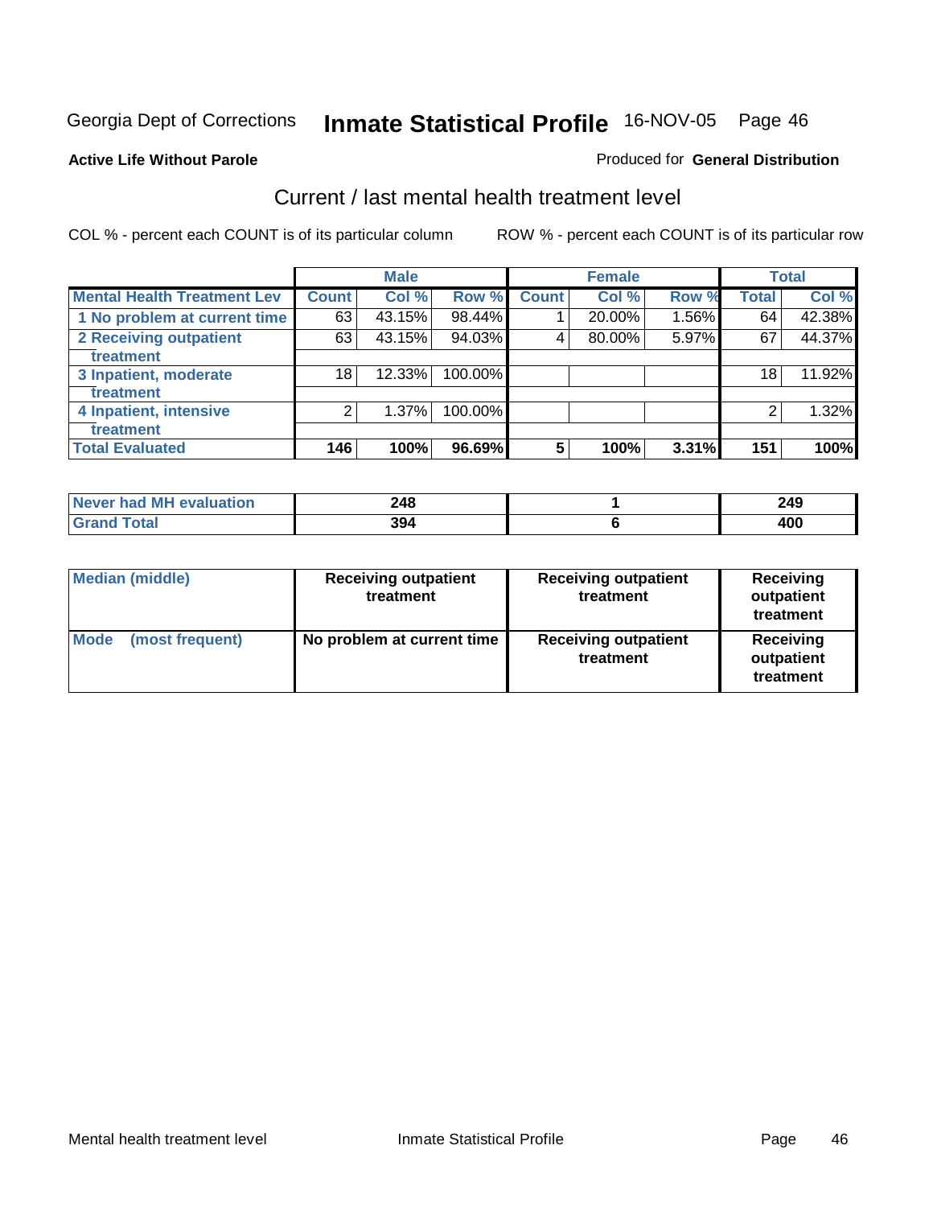Georgia Dept of Corrections **Inmate Statistical Profile** 16-NOV-05

**Active Life Without Parole**

Produced for **General Distribution**

## Current / last mental health treatment level

COL % - percent each COUNT is of its particular column

ROW % - percent each COUNT is of its particular row

| | Male | | | Female | | | Total | |
|---|---|---|---|---|---|---|---|---|
| Mental Health Treatment Lev | Count | Col % | Row % | Count | Col % | Row % | Total | Col % |
| 1 No problem at current time | 63 | 43.15% | 98.44% | 1 | 20.00% | 1.56% | 64 | 42.38% |
| 2 Receiving outpatient treatment | 63 | 43.15% | 94.03% | 4 | 80.00% | 5.97% | 67 | 44.37% |
| 3 Inpatient, moderate treatment | 18 | 12.33% | 100.00% | | | | 18 | 11.92% |
| 4 Inpatient, intensive treatment | 2 | 1.37% | 100.00% | | | | 2 | 1.32% |
| **Total Evaluated** | **146** | **100%** | **96.69%** | **5** | **100%** | **3.31%** | **151** | **100%** |

| | Male | Female | Total |
|---|---|---|---|
| Never had MH evaluation | 248 | 1 | 249 |
| Grand Total | 394 | 6 | 400 |

| | Male | Female | Total |
|---|---|---|---|
| Median (middle) | Receiving outpatient treatment | Receiving outpatient treatment | Receiving outpatient treatment |
| Mode (most frequent) | No problem at current time | Receiving outpatient treatment | Receiving outpatient treatment |

Mental health treatment level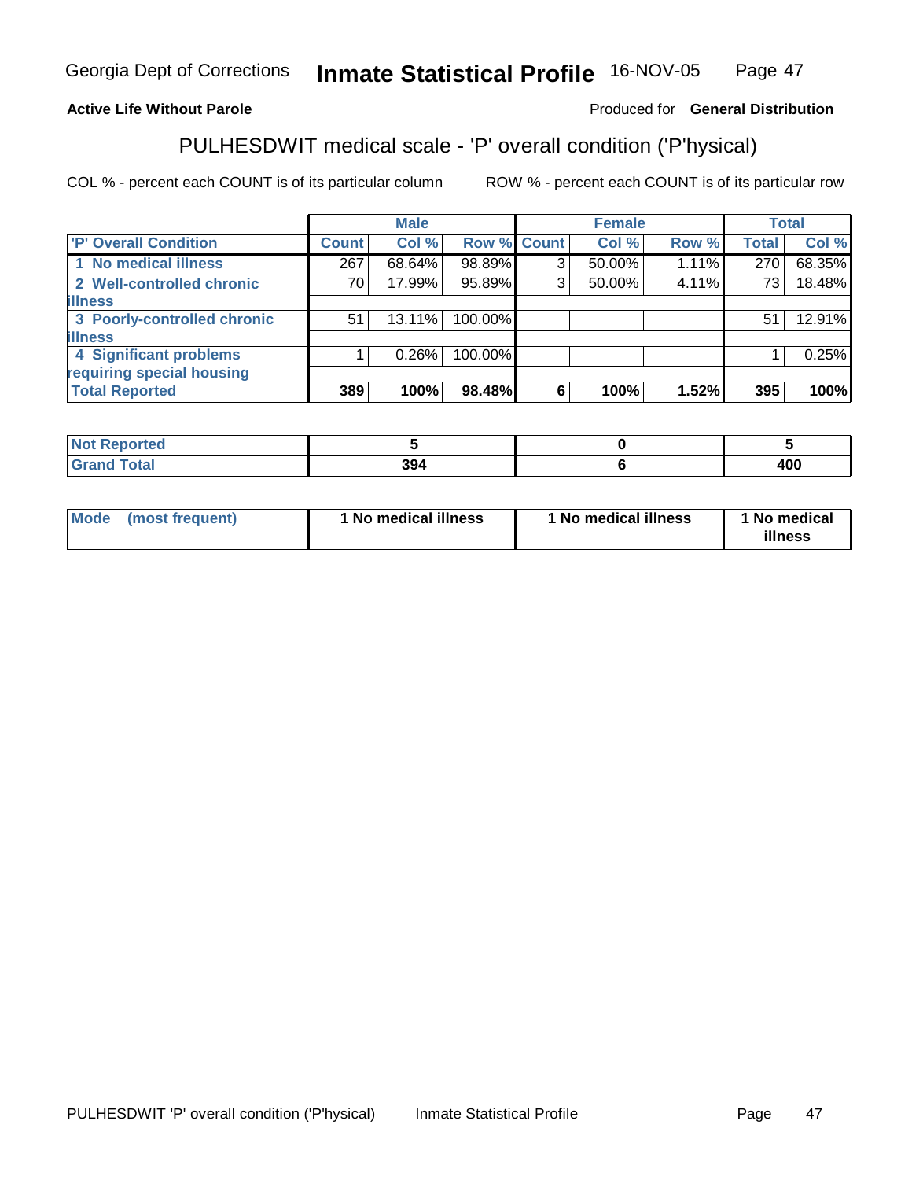Georgia Dept of Corrections **Inmate Statistical Profile** 16-NOV-05

**Active Life Without Parole**

Produced for **General Distribution**

## PULHESDWIT medical scale - 'P' overall condition ('P'hysical)

COL % - percent each COUNT is of its particular column

ROW % - percent each COUNT is of its particular row

| | Male | | | Female | | | Total | |
|---|---|---|---|---|---|---|---|---|
| **'P' Overall Condition** | **Count** | **Col %** | **Row %** | **Count** | **Col %** | **Row %** | **Total** | **Col %** |
| 1 No medical illness | 267 | 68.64% | 98.89% | 3 | 50.00% | 1.11% | 270 | 68.35% |
| 2 Well-controlled chronic illness | 70 | 17.99% | 95.89% | 3 | 50.00% | 4.11% | 73 | 18.48% |
| 3 Poorly-controlled chronic illness | 51 | 13.11% | 100.00% | | | | 51 | 12.91% |
| 4 Significant problems requiring special housing | 1 | 0.26% | 100.00% | | | | 1 | 0.25% |
| **Total Reported** | **389** | **100%** | **98.48%** | **6** | **100%** | **1.52%** | **395** | **100%** |

| | Male | Female | Total |
|---|---|---|---|
| **Not Reported** | **5** | **0** | **5** |
| **Grand Total** | **394** | **6** | **400** |

| | Male | Female | Total |
|---|---|---|---|
| **Mode (most frequent)** | **1 No medical illness** | **1 No medical illness** | **1 No medical illness** |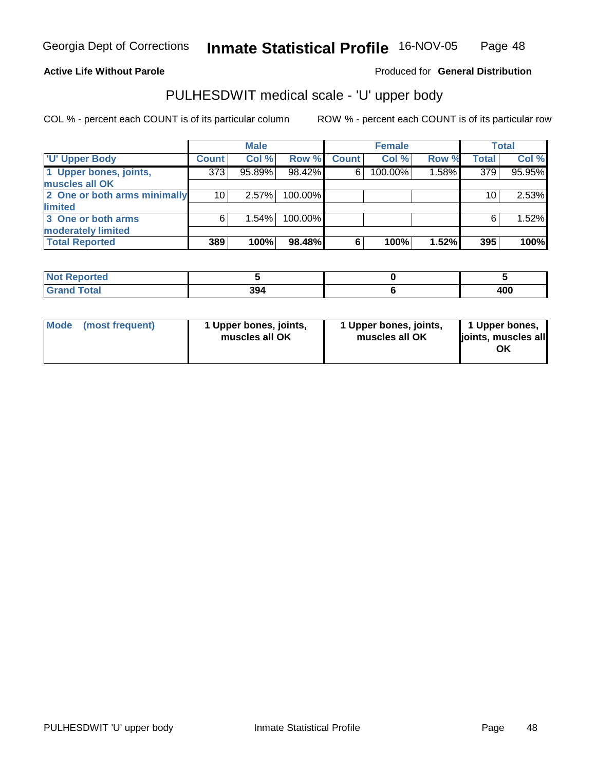Georgia Dept of Corrections **Inmate Statistical Profile** 16-NOV-05

**Active Life Without Parole**

Produced for **General Distribution**

## PULHESDWIT medical scale - 'U' upper body

COL % - percent each COUNT is of its particular column

ROW % - percent each COUNT is of its particular row

| | Male | | | Female | | | Total | |
|---|---|---|---|---|---|---|---|---|
| 'U' Upper Body | Count | Col % | Row % | Count | Col % | Row % | Total | Col % |
| 1 Upper bones, joints, muscles all OK | 373 | 95.89% | 98.42% | 6 | 100.00% | 1.58% | 379 | 95.95% |
| 2 One or both arms minimally limited | 10 | 2.57% | 100.00% | | | | 10 | 2.53% |
| 3 One or both arms moderately limited | 6 | 1.54% | 100.00% | | | | 6 | 1.52% |
| **Total Reported** | **389** | **100%** | **98.48%** | **6** | **100%** | **1.52%** | **395** | **100%** |

| | Male | Female | Total |
|---|---|---|---|
| Not Reported | 5 | 0 | 5 |
| Grand Total | 394 | 6 | 400 |

| | Male | Female | Total |
|---|---|---|---|
| Mode (most frequent) | 1 Upper bones, joints, muscles all OK | 1 Upper bones, joints, muscles all OK | 1 Upper bones, joints, muscles all OK |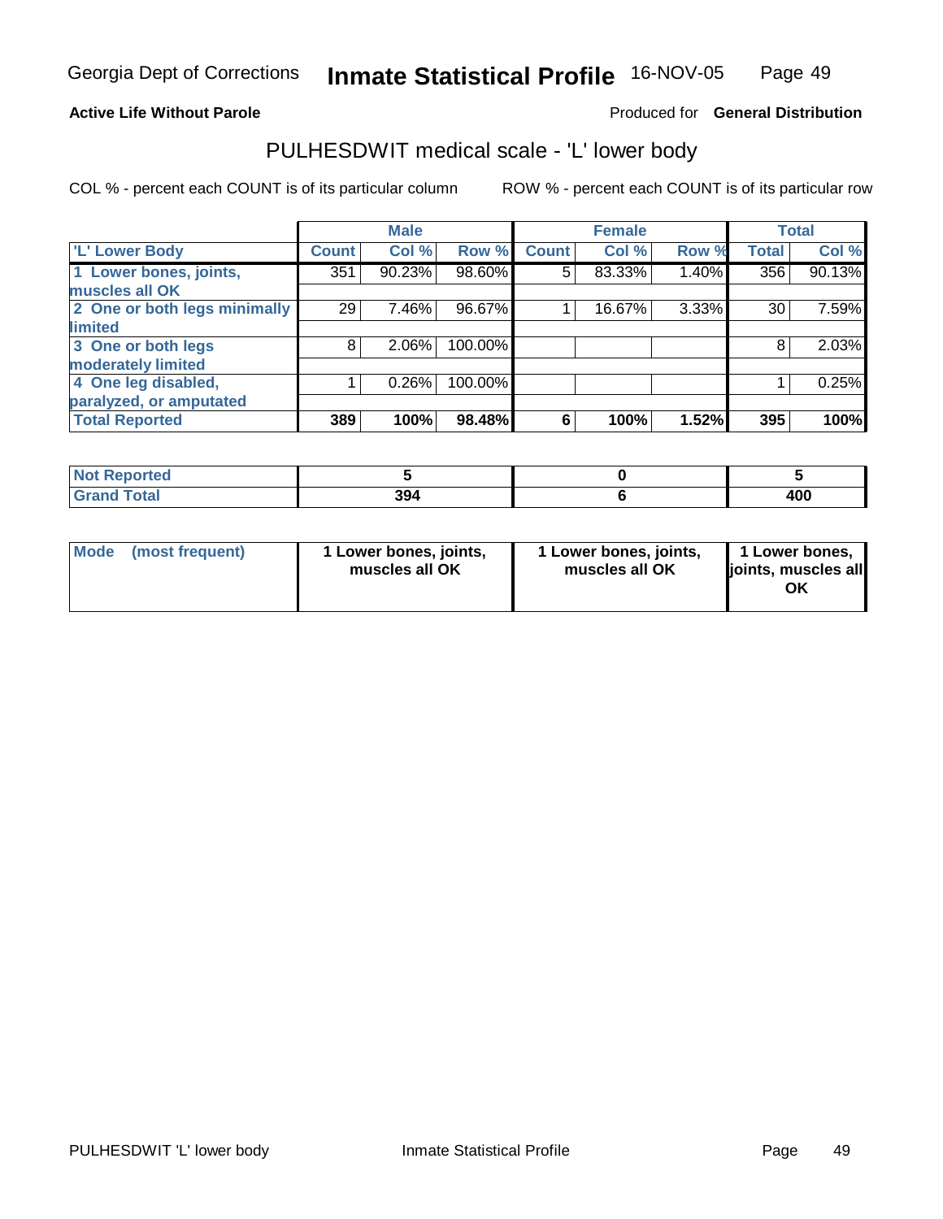Georgia Dept of Corrections **Inmate Statistical Profile** 16-NOV-05

**Active Life Without Parole**

Produced for **General Distribution**

## PULHESDWIT medical scale - 'L' lower body

COL % - percent each COUNT is of its particular column

ROW % - percent each COUNT is of its particular row

| | Male | | | Female | | | Total | |
|---|---|---|---|---|---|---|---|---|
| 'L' Lower Body | Count | Col % | Row % | Count | Col % | Row % | Total | Col % |
| 1 Lower bones, joints, muscles all OK | 351 | 90.23% | 98.60% | 5 | 83.33% | 1.40% | 356 | 90.13% |
| 2 One or both legs minimally limited | 29 | 7.46% | 96.67% | 1 | 16.67% | 3.33% | 30 | 7.59% |
| 3 One or both legs moderately limited | 8 | 2.06% | 100.00% | | | | 8 | 2.03% |
| 4 One leg disabled, paralyzed, or amputated | 1 | 0.26% | 100.00% | | | | 1 | 0.25% |
| **Total Reported** | **389** | **100%** | **98.48%** | **6** | **100%** | **1.52%** | **395** | **100%** |

| | Male | Female | Total |
|---|---|---|---|
| Not Reported | 5 | 0 | 5 |
| Grand Total | 394 | 6 | 400 |

| | Male | Female | Total |
|---|---|---|---|
| Mode (most frequent) | 1 Lower bones, joints, muscles all OK | 1 Lower bones, joints, muscles all OK | 1 Lower bones, joints, muscles all OK |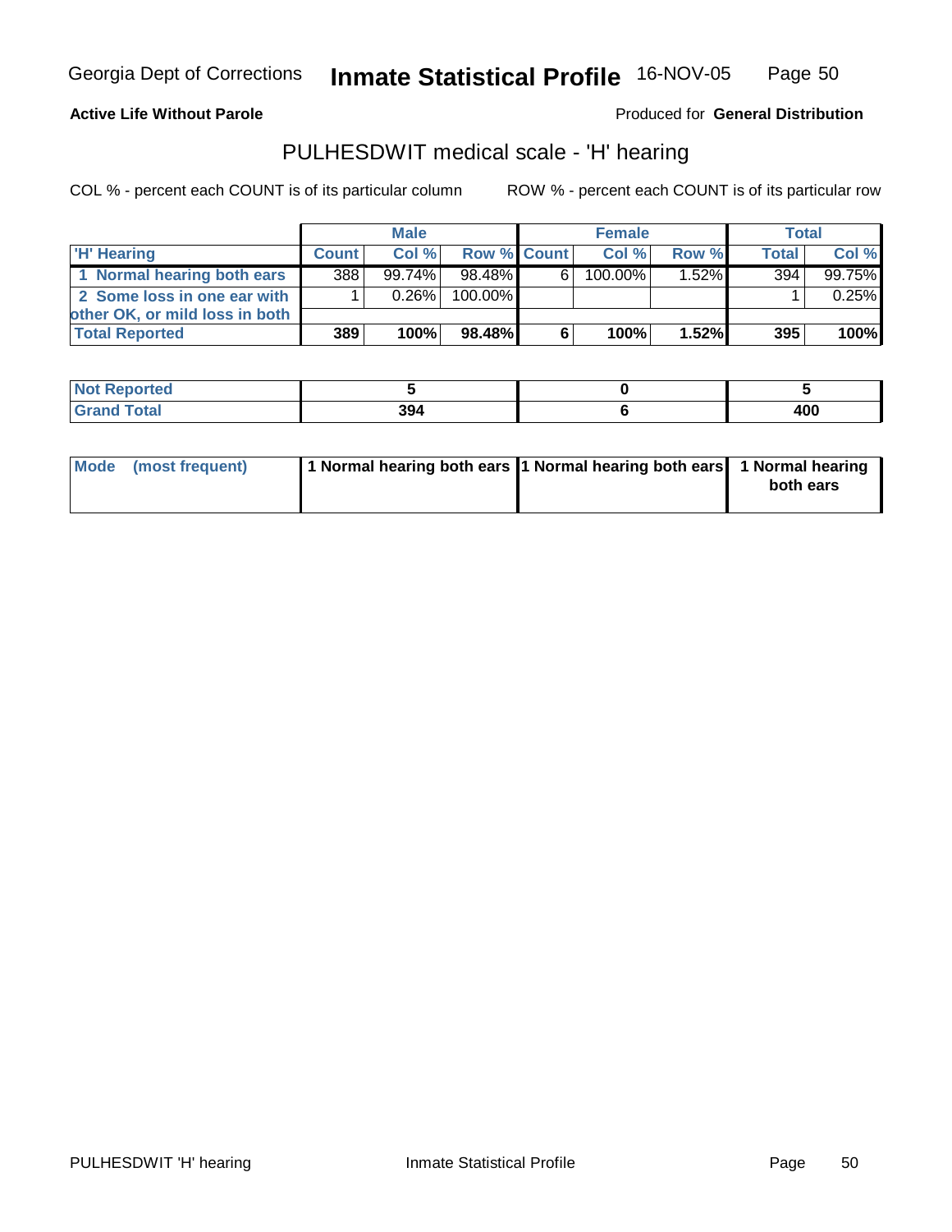Georgia Dept of Corrections **Inmate Statistical Profile** 16-NOV-05

**Active Life Without Parole**

Produced for **General Distribution**

## PULHESDWIT medical scale - 'H' hearing

COL % - percent each COUNT is of its particular column

ROW % - percent each COUNT is of its particular row

| | Male | | | Female | | | Total | |
|---|---|---|---|---|---|---|---|---|
| 'H' Hearing | Count | Col % | Row % | Count | Col % | Row % | Total | Col % |
| 1 Normal hearing both ears | 388 | 99.74% | 98.48% | 6 | 100.00% | 1.52% | 394 | 99.75% |
| 2 Some loss in one ear with other OK, or mild loss in both | 1 | 0.26% | 100.00% | | | | 1 | 0.25% |
| **Total Reported** | **389** | **100%** | **98.48%** | **6** | **100%** | **1.52%** | **395** | **100%** |

| | Male | Female | Total |
|---|---|---|---|
| Not Reported | 5 | 0 | 5 |
| Grand Total | 394 | 6 | 400 |

| | Male | Female | Total |
|---|---|---|---|
| Mode (most frequent) | 1 Normal hearing both ears | 1 Normal hearing both ears | 1 Normal hearing both ears |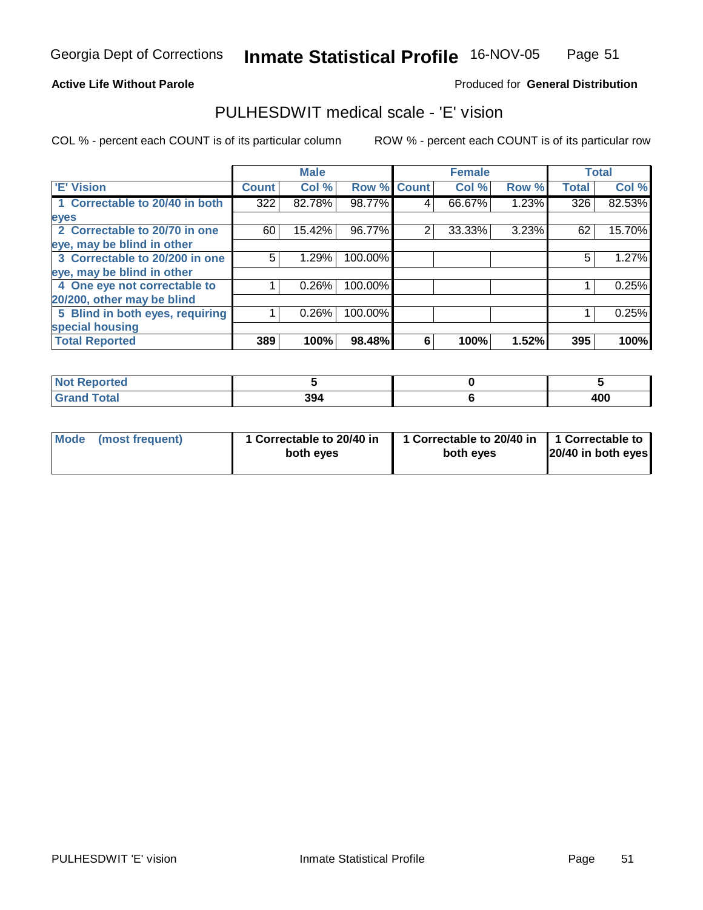Georgia Dept of Corrections **Inmate Statistical Profile** 16-NOV-05

**Active Life Without Parole**

Produced for **General Distribution**

## PULHESDWIT medical scale - 'E' vision

COL % - percent each COUNT is of its particular column

ROW % - percent each COUNT is of its particular row

| | Male | | | Female | | | Total | |
|---|---|---|---|---|---|---|---|---|
| 'E' Vision | Count | Col % | Row % | Count | Col % | Row % | Total | Col % |
| 1 Correctable to 20/40 in both eyes | 322 | 82.78% | 98.77% | 4 | 66.67% | 1.23% | 326 | 82.53% |
| 2 Correctable to 20/70 in one eye, may be blind in other | 60 | 15.42% | 96.77% | 2 | 33.33% | 3.23% | 62 | 15.70% |
| 3 Correctable to 20/200 in one eye, may be blind in other | 5 | 1.29% | 100.00% | | | | 5 | 1.27% |
| 4 One eye not correctable to 20/200, other may be blind | 1 | 0.26% | 100.00% | | | | 1 | 0.25% |
| 5 Blind in both eyes, requiring special housing | 1 | 0.26% | 100.00% | | | | 1 | 0.25% |
| **Total Reported** | **389** | **100%** | **98.48%** | **6** | **100%** | **1.52%** | **395** | **100%** |

| | Male | Female | Total |
|---|---|---|---|
| Not Reported | 5 | 0 | 5 |
| Grand Total | 394 | 6 | 400 |

| | Male | Female | Total |
|---|---|---|---|
| Mode (most frequent) | 1 Correctable to 20/40 in both eyes | 1 Correctable to 20/40 in both eyes | 1 Correctable to 20/40 in both eyes |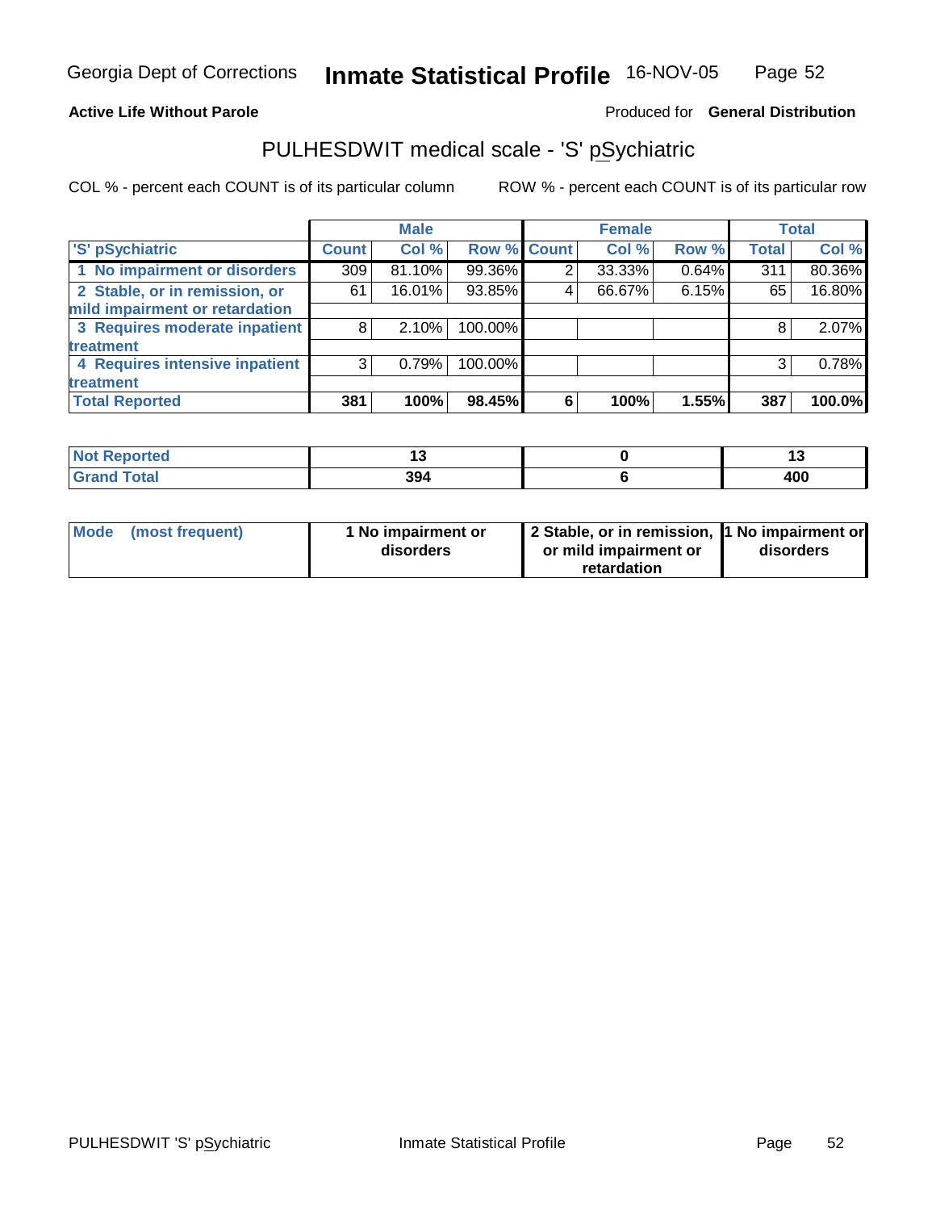**Active Life Without Parole**

Produced for **General Distribution**

## PULHESDWIT medical scale - 'S' pSychiatric

COL % - percent each COUNT is of its particular column

ROW % - percent each COUNT is of its particular row

| 'S' pSychiatric | Male | | | Female | | | Total | |
|---|---|---|---|---|---|---|---|---|
| | Count | Col % | Row % | Count | Col % | Row % | Total | Col % |
| 1 No impairment or disorders | 309 | 81.10% | 99.36% | 2 | 33.33% | 0.64% | 311 | 80.36% |
| 2 Stable, or in remission, or mild impairment or retardation | 61 | 16.01% | 93.85% | 4 | 66.67% | 6.15% | 65 | 16.80% |
| 3 Requires moderate inpatient treatment | 8 | 2.10% | 100.00% | | | | 8 | 2.07% |
| 4 Requires intensive inpatient treatment | 3 | 0.79% | 100.00% | | | | 3 | 0.78% |
| **Total Reported** | **381** | **100%** | **98.45%** | **6** | **100%** | **1.55%** | **387** | **100.0%** |

| | Male | Female | Total |
|---|---|---|---|
| Not Reported | 13 | 0 | 13 |
| Grand Total | 394 | 6 | 400 |

| | Male | Female | Total |
|---|---|---|---|
| Mode (most frequent) | 1 No impairment or disorders | 2 Stable, or in remission, or mild impairment or retardation | 1 No impairment or disorders |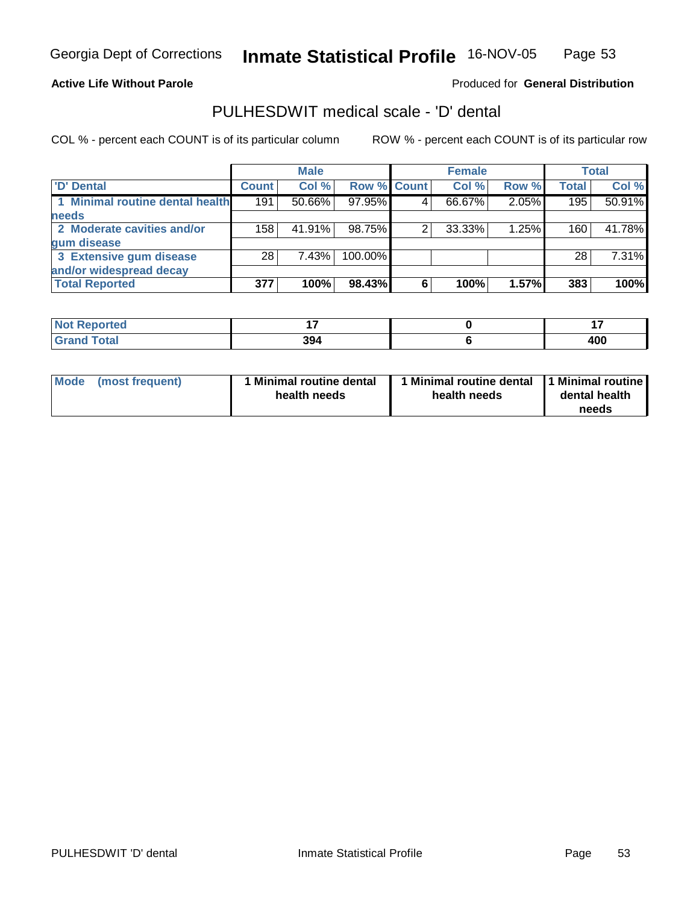**Active Life Without Parole**

Produced for **General Distribution**

## PULHESDWIT medical scale - 'D' dental

COL % - percent each COUNT is of its particular column

ROW % - percent each COUNT is of its particular row

| | Male | | | Female | | | Total | |
|---|---|---|---|---|---|---|---|---|
| 'D' Dental | Count | Col % | Row % | Count | Col % | Row % | Total | Col % |
| 1 Minimal routine dental health needs | 191 | 50.66% | 97.95% | 4 | 66.67% | 2.05% | 195 | 50.91% |
| 2 Moderate cavities and/or gum disease | 158 | 41.91% | 98.75% | 2 | 33.33% | 1.25% | 160 | 41.78% |
| 3 Extensive gum disease and/or widespread decay | 28 | 7.43% | 100.00% | | | | 28 | 7.31% |
| **Total Reported** | **377** | **100%** | **98.43%** | **6** | **100%** | **1.57%** | **383** | **100%** |

| | Male | Female | Total |
|---|---|---|---|
| Not Reported | 17 | 0 | 17 |
| Grand Total | 394 | 6 | 400 |

| | Male | Female | Total |
|---|---|---|---|
| Mode (most frequent) | 1 Minimal routine dental health needs | 1 Minimal routine dental health needs | 1 Minimal routine dental health needs |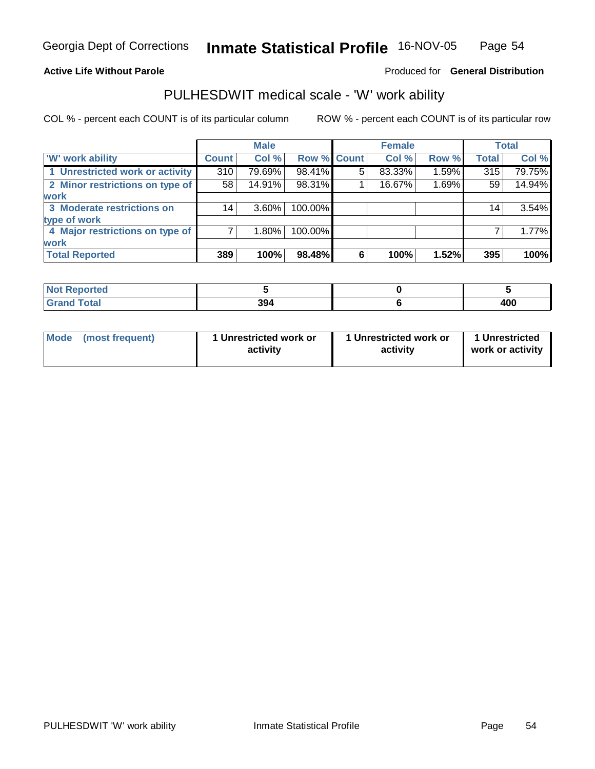Georgia Dept of Corrections **Inmate Statistical Profile** 16-NOV-05

**Active Life Without Parole** Produced for **General Distribution**

## PULHESDWIT medical scale - 'W' work ability

COL % - percent each COUNT is of its particular column ROW % - percent each COUNT is of its particular row

| | Male | | | Female | | | Total | |
|---|---|---|---|---|---|---|---|---|
| 'W' work ability | Count | Col % | Row % | Count | Col % | Row % | Total | Col % |
| 1 Unrestricted work or activity | 310 | 79.69% | 98.41% | 5 | 83.33% | 1.59% | 315 | 79.75% |
| 2 Minor restrictions on type of work | 58 | 14.91% | 98.31% | 1 | 16.67% | 1.69% | 59 | 14.94% |
| 3 Moderate restrictions on type of work | 14 | 3.60% | 100.00% | | | | 14 | 3.54% |
| 4 Major restrictions on type of work | 7 | 1.80% | 100.00% | | | | 7 | 1.77% |
| **Total Reported** | **389** | **100%** | **98.48%** | **6** | **100%** | **1.52%** | **395** | **100%** |

| | Male | Female | Total |
|---|---|---|---|
| Not Reported | 5 | 0 | 5 |
| Grand Total | 394 | 6 | 400 |

| | Male | Female | Total |
|---|---|---|---|
| Mode (most frequent) | 1 Unrestricted work or activity | 1 Unrestricted work or activity | 1 Unrestricted work or activity |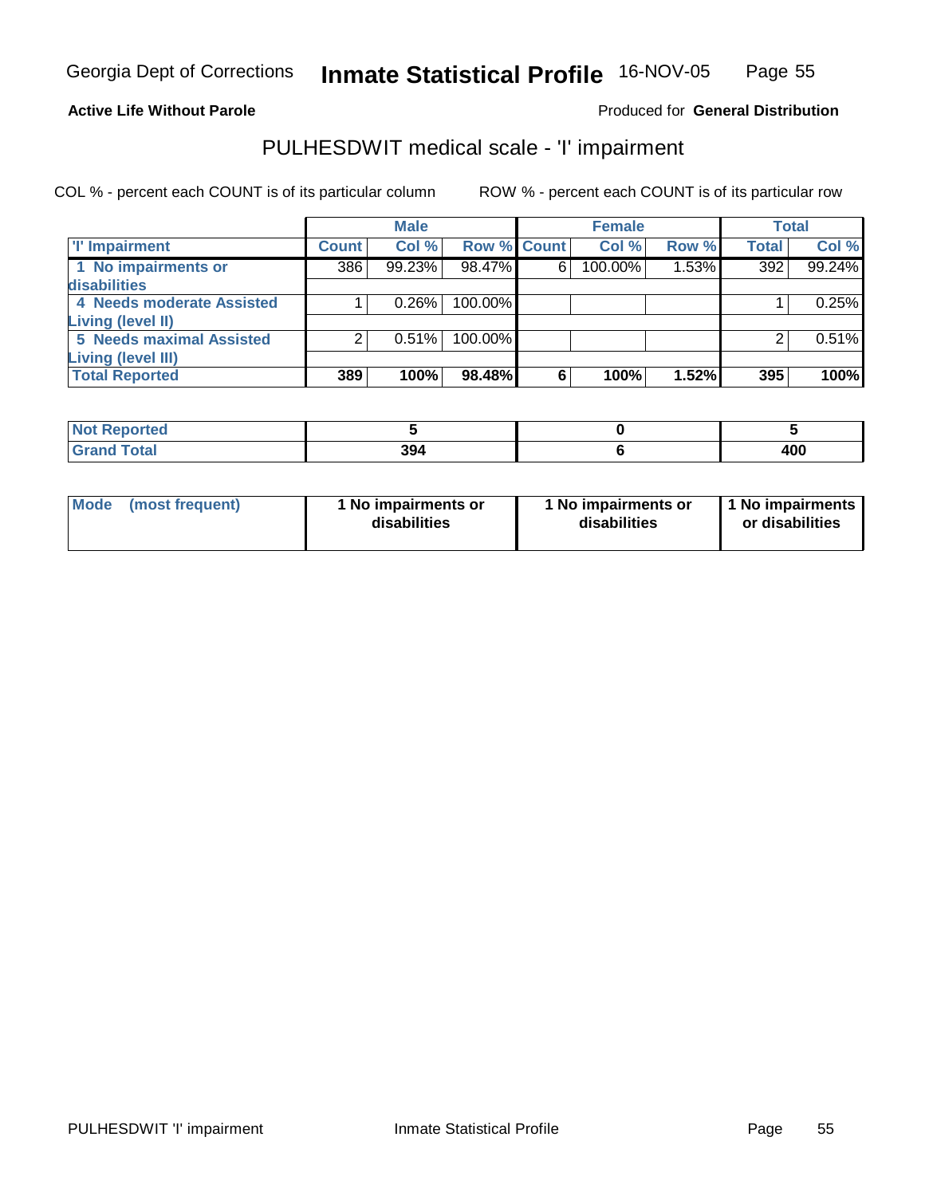Georgia Dept of Corrections **Inmate Statistical Profile** 16-NOV-05

**Active Life Without Parole**

Produced for **General Distribution**

## PULHESDWIT medical scale - 'I' impairment

COL % - percent each COUNT is of its particular column ROW % - percent each COUNT is of its particular row

| | Male | | | Female | | | Total | |
|---|---|---|---|---|---|---|---|---|
| 'I' Impairment | Count | Col % | Row % | Count | Col % | Row % | Total | Col % |
| 1 No impairments or disabilities | 386 | 99.23% | 98.47% | 6 | 100.00% | 1.53% | 392 | 99.24% |
| 4 Needs moderate Assisted Living (level II) | 1 | 0.26% | 100.00% | | | | 1 | 0.25% |
| 5 Needs maximal Assisted Living (level III) | 2 | 0.51% | 100.00% | | | | 2 | 0.51% |
| **Total Reported** | **389** | **100%** | **98.48%** | **6** | **100%** | **1.52%** | **395** | **100%** |

| | Male | Female | Total |
|---|---|---|---|
| Not Reported | 5 | 0 | 5 |
| Grand Total | 394 | 6 | 400 |

| | Male | Female | Total |
|---|---|---|---|
| Mode (most frequent) | 1 No impairments or disabilities | 1 No impairments or disabilities | 1 No impairments or disabilities |

PULHESDWIT 'I' impairment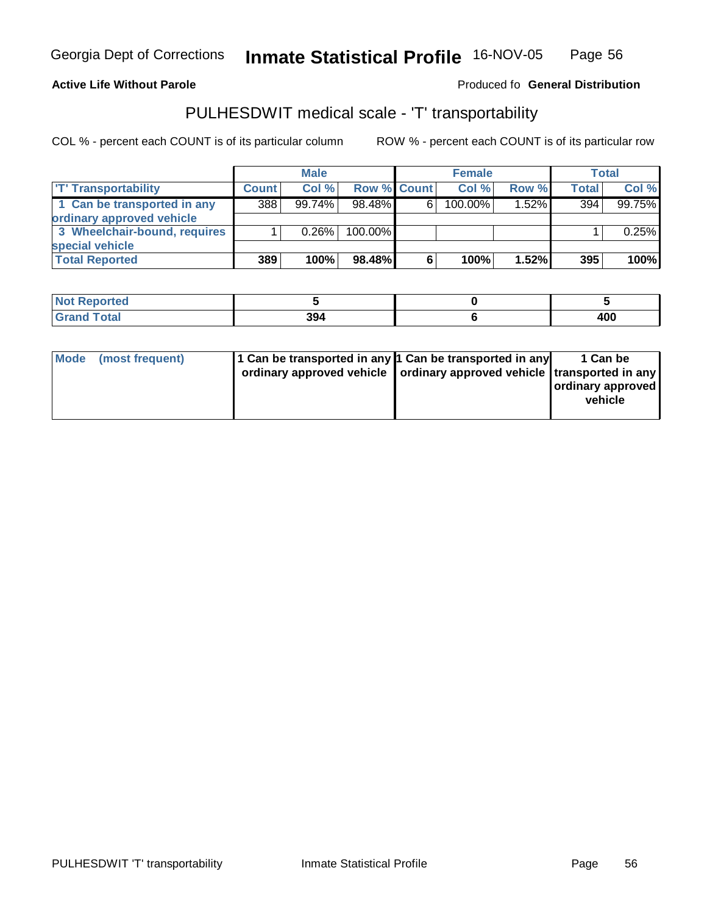Georgia Dept of Corrections **Inmate Statistical Profile** 16-NOV-05

**Active Life Without Parole**

Produced fo **General Distribution**

## PULHESDWIT medical scale - 'T' transportability

COL % - percent each COUNT is of its particular column

ROW % - percent each COUNT is of its particular row

| | Male | | | Female | | | Total | |
|---|---|---|---|---|---|---|---|---|
| 'T' Transportability | Count | Col % | Row % | Count | Col % | Row % | Total | Col % |
| 1 Can be transported in any ordinary approved vehicle | 388 | 99.74% | 98.48% | 6 | 100.00% | 1.52% | 394 | 99.75% |
| 3 Wheelchair-bound, requires special vehicle | 1 | 0.26% | 100.00% | | | | 1 | 0.25% |
| **Total Reported** | **389** | **100%** | **98.48%** | **6** | **100%** | **1.52%** | **395** | **100%** |

| | Male | Female | Total |
|---|---|---|---|
| Not Reported | 5 | 0 | 5 |
| Grand Total | 394 | 6 | 400 |

| | Male | Female | Total |
|---|---|---|---|
| Mode (most frequent) | 1 Can be transported in any ordinary approved vehicle | 1 Can be transported in any ordinary approved vehicle | 1 Can be transported in any ordinary approved vehicle |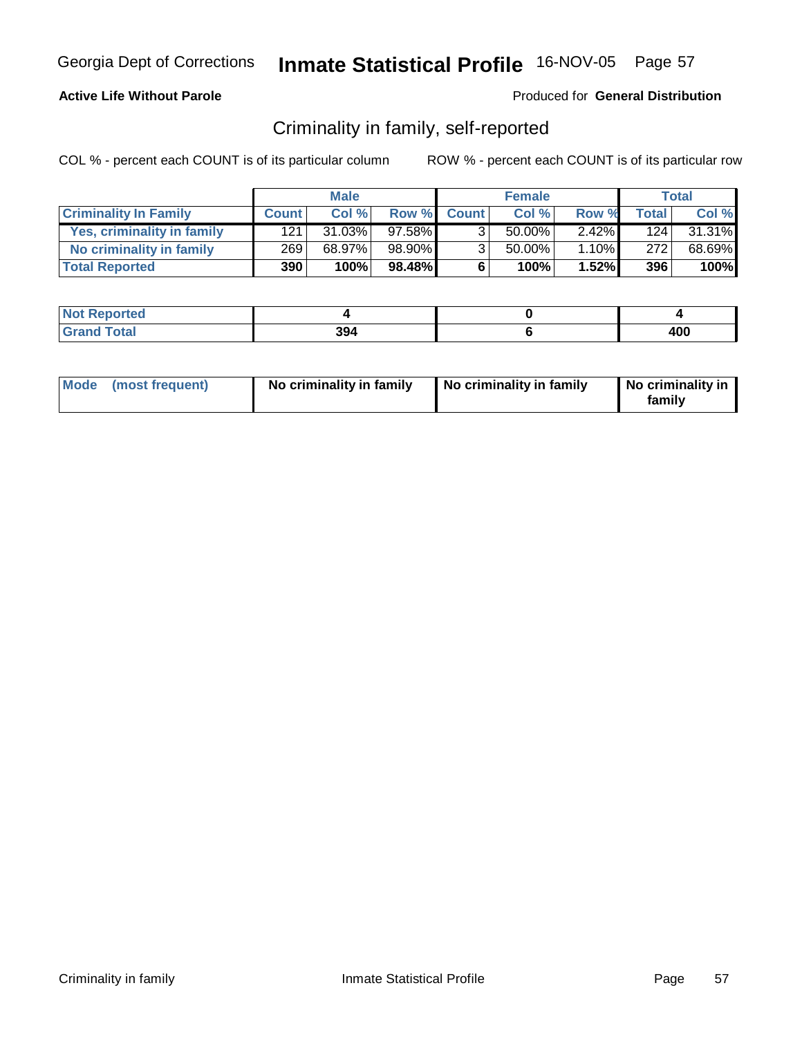Georgia Dept of Corrections **Inmate Statistical Profile** 16-NOV-05

**Active Life Without Parole**

Produced for **General Distribution**

## Criminality in family, self-reported

COL % - percent each COUNT is of its particular column

ROW % - percent each COUNT is of its particular row

| | Male | | | Female | | | Total | |
|---|---|---|---|---|---|---|---|---|
| **Criminality In Family** | **Count** | **Col %** | **Row %** | **Count** | **Col %** | **Row %** | **Total** | **Col %** |
| Yes, criminality in family | 121 | 31.03% | 97.58% | 3 | 50.00% | 2.42% | 124 | 31.31% |
| No criminality in family | 269 | 68.97% | 98.90% | 3 | 50.00% | 1.10% | 272 | 68.69% |
| **Total Reported** | **390** | **100%** | **98.48%** | **6** | **100%** | **1.52%** | **396** | **100%** |

| | Male | Female | Total |
|---|---|---|---|
| **Not Reported** | **4** | **0** | **4** |
| **Grand Total** | **394** | **6** | **400** |

| | Male | Female | Total |
|---|---|---|---|
| **Mode (most frequent)** | **No criminality in family** | **No criminality in family** | **No criminality in family** |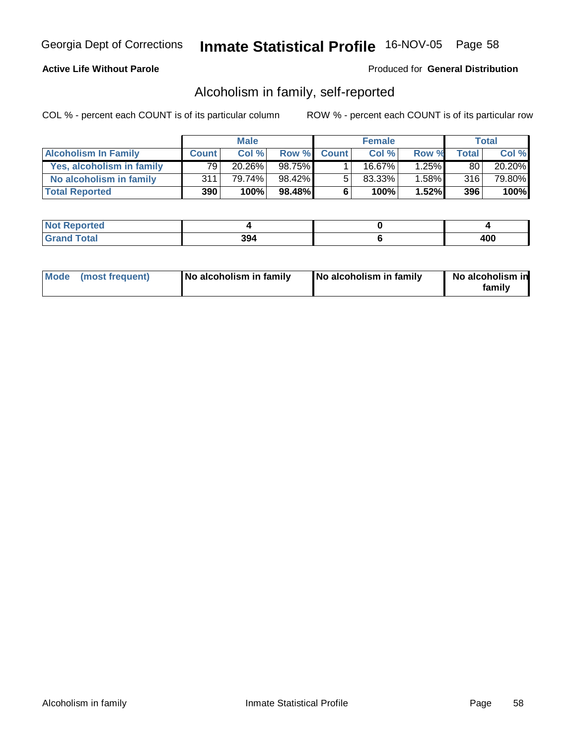Georgia Dept of Corrections **Inmate Statistical Profile** 16-NOV-05

**Active Life Without Parole**

Produced for **General Distribution**

## Alcoholism in family, self-reported

COL % - percent each COUNT is of its particular column    ROW % - percent each COUNT is of its particular row

| | Male | | | Female | | | Total | |
|---|---|---|---|---|---|---|---|---|
| **Alcoholism In Family** | **Count** | **Col %** | **Row %** | **Count** | **Col %** | **Row %** | **Total** | **Col %** |
| **Yes, alcoholism in family** | 79 | 20.26% | 98.75% | 1 | 16.67% | 1.25% | 80 | 20.20% |
| **No alcoholism in family** | 311 | 79.74% | 98.42% | 5 | 83.33% | 1.58% | 316 | 79.80% |
| **Total Reported** | **390** | **100%** | **98.48%** | **6** | **100%** | **1.52%** | **396** | **100%** |

| | Male | Female | Total |
|---|---|---|---|
| **Not Reported** | **4** | **0** | **4** |
| **Grand Total** | **394** | **6** | **400** |

| | Male | Female | Total |
|---|---|---|---|
| **Mode (most frequent)** | **No alcoholism in family** | **No alcoholism in family** | **No alcoholism in family** |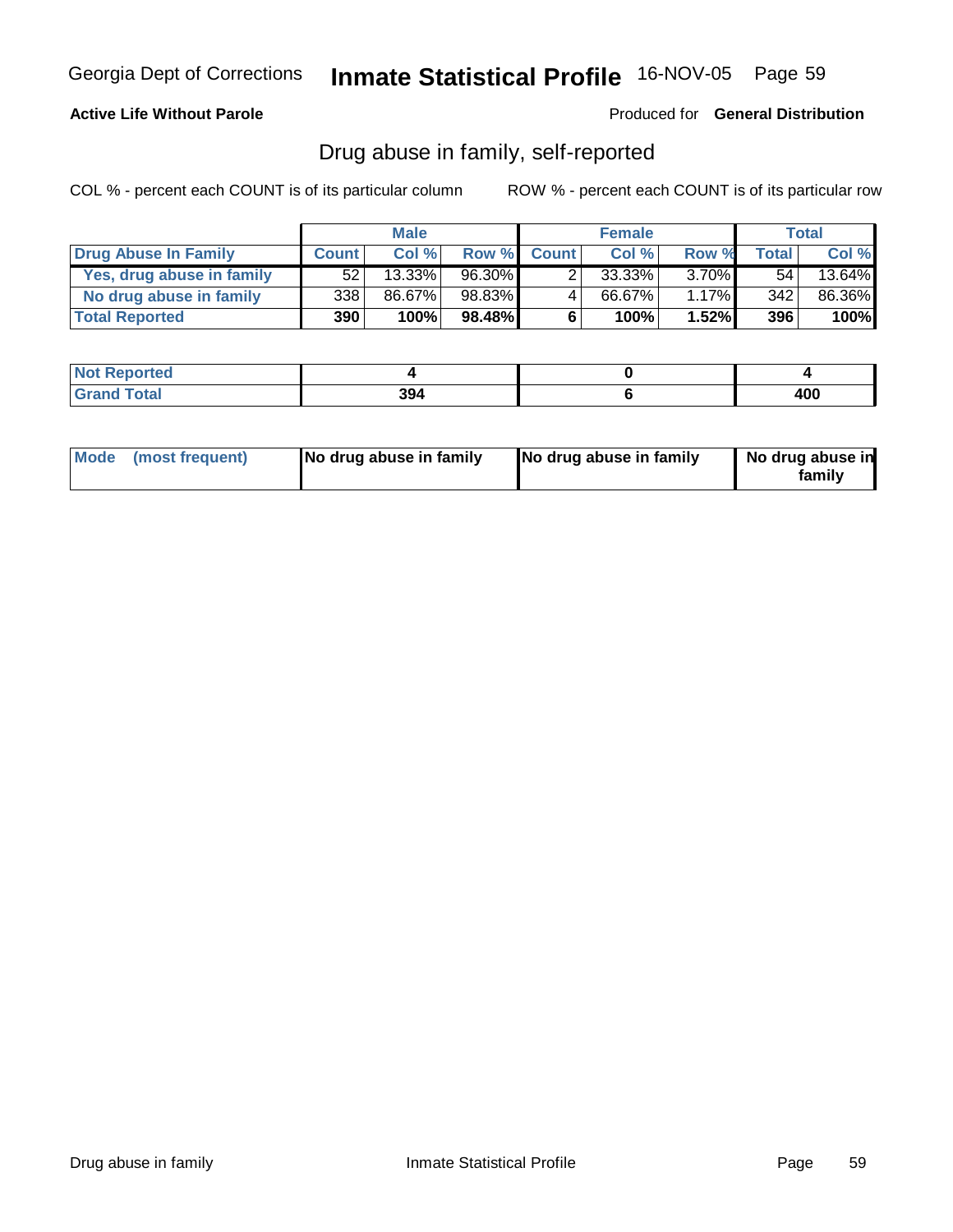Georgia Dept of Corrections **Inmate Statistical Profile** 16-NOV-05

**Active Life Without Parole**

Produced for **General Distribution**

## Drug abuse in family, self-reported

COL % - percent each COUNT is of its particular column ROW % - percent each COUNT is of its particular row

| | Male | | | Female | | | Total | |
|---|---|---|---|---|---|---|---|---|
| **Drug Abuse In Family** | **Count** | **Col %** | **Row %** | **Count** | **Col %** | **Row %** | **Total** | **Col %** |
| **Yes, drug abuse in family** | 52 | 13.33% | 96.30% | 2 | 33.33% | 3.70% | 54 | 13.64% |
| **No drug abuse in family** | 338 | 86.67% | 98.83% | 4 | 66.67% | 1.17% | 342 | 86.36% |
| **Total Reported** | **390** | **100%** | **98.48%** | **6** | **100%** | **1.52%** | **396** | **100%** |

| | Male | Female | Total |
|---|---|---|---|
| **Not Reported** | **4** | **0** | **4** |
| **Grand Total** | **394** | **6** | **400** |

| | Male | Female | Total |
|---|---|---|---|
| **Mode (most frequent)** | **No drug abuse in family** | **No drug abuse in family** | **No drug abuse in family** |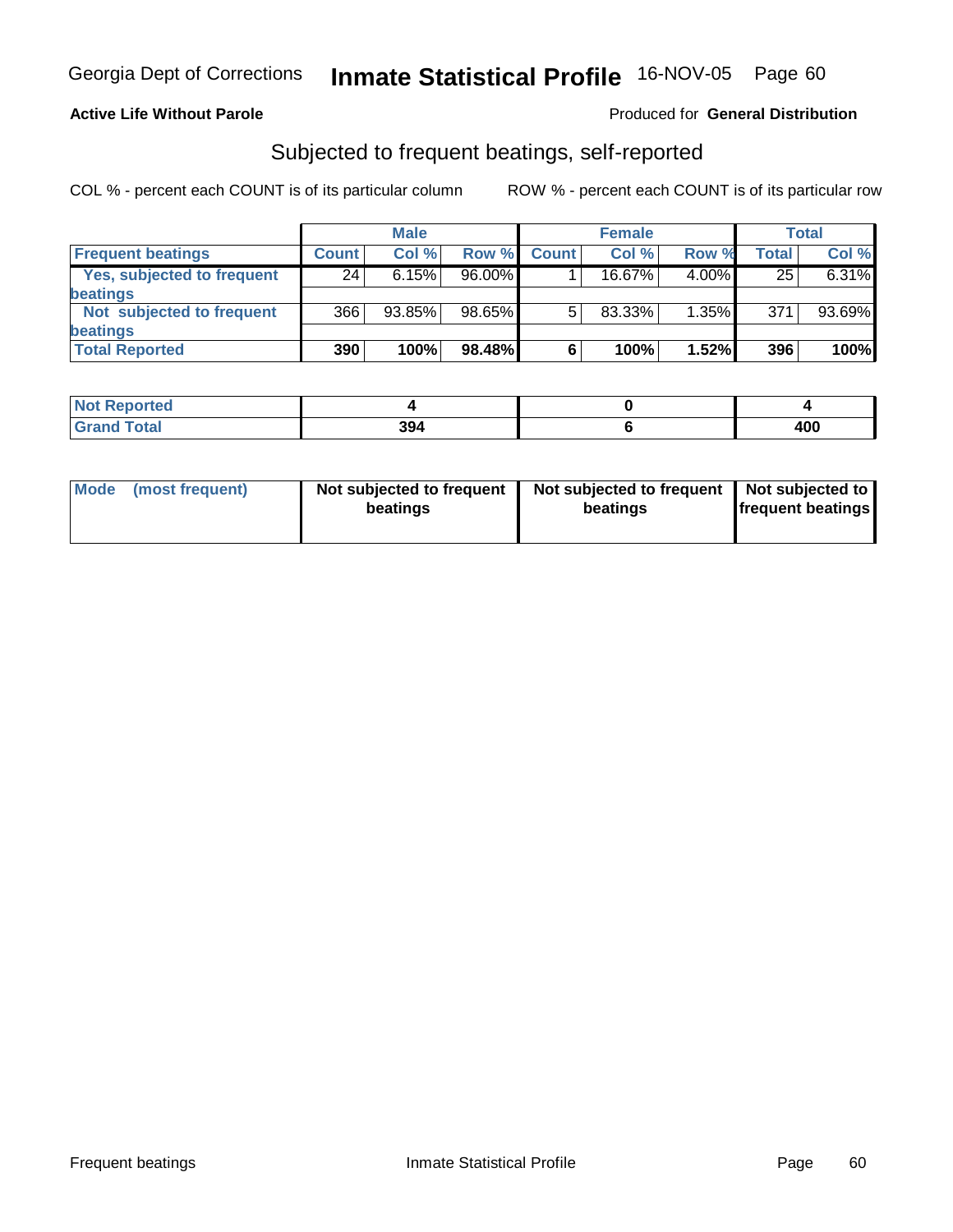Georgia Dept of Corrections **Inmate Statistical Profile** 16-NOV-05

**Active Life Without Parole**

Produced for **General Distribution**

## Subjected to frequent beatings, self-reported

COL % - percent each COUNT is of its particular column    ROW % - percent each COUNT is of its particular row

| | Male | | | Female | | | Total | |
|---|---|---|---|---|---|---|---|---|
| **Frequent beatings** | **Count** | **Col %** | **Row %** | **Count** | **Col %** | **Row %** | **Total** | **Col %** |
| Yes, subjected to frequent beatings | 24 | 6.15% | 96.00% | 1 | 16.67% | 4.00% | 25 | 6.31% |
| Not subjected to frequent beatings | 366 | 93.85% | 98.65% | 5 | 83.33% | 1.35% | 371 | 93.69% |
| **Total Reported** | **390** | **100%** | **98.48%** | **6** | **100%** | **1.52%** | **396** | **100%** |

| | Male | Female | Total |
|---|---|---|---|
| **Not Reported** | **4** | **0** | **4** |
| **Grand Total** | **394** | **6** | **400** |

| | Male | Female | Total |
|---|---|---|---|
| **Mode (most frequent)** | **Not subjected to frequent beatings** | **Not subjected to frequent beatings** | **Not subjected to frequent beatings** |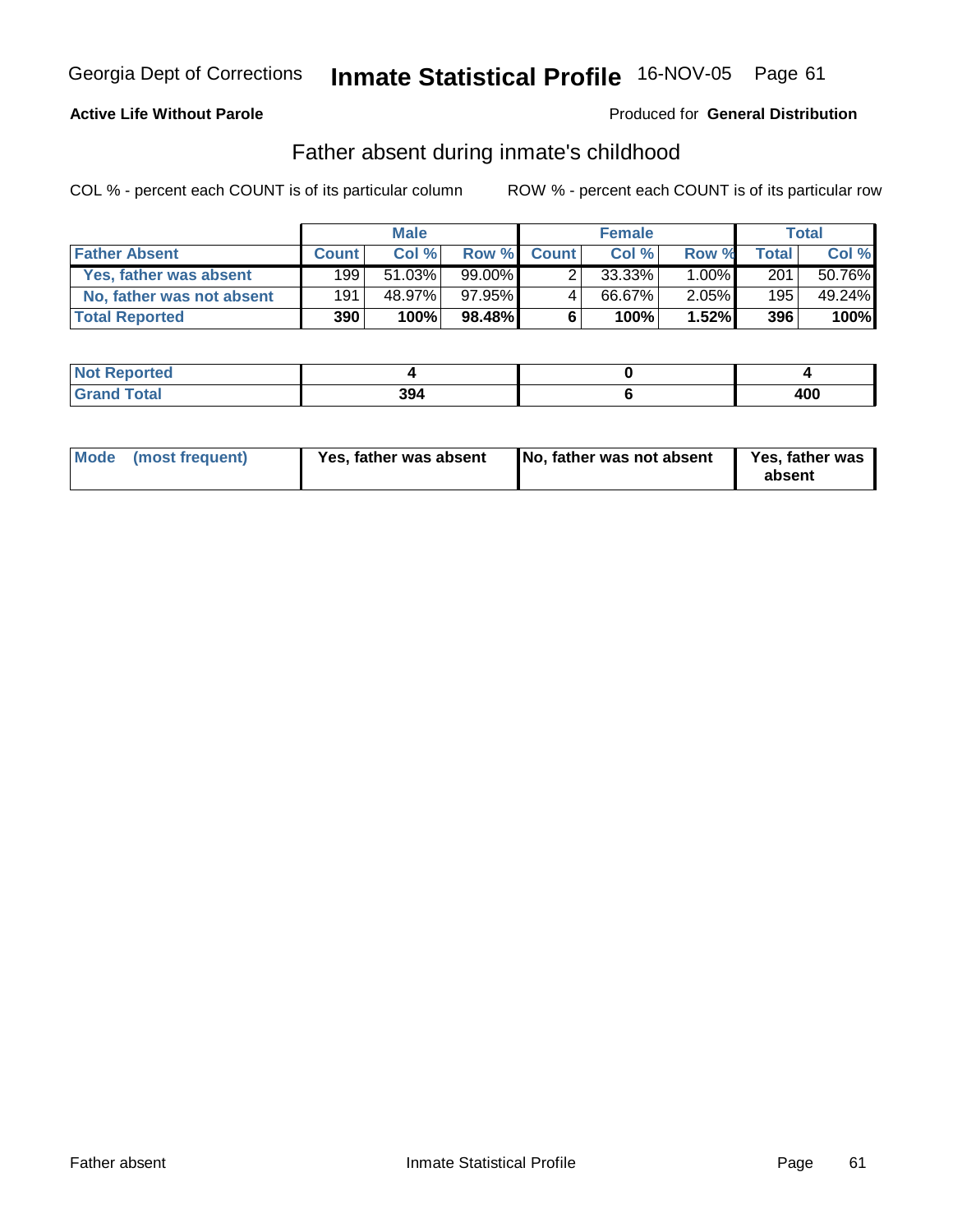Georgia Dept of Corrections **Inmate Statistical Profile** 16-NOV-05

**Active Life Without Parole**

Produced for **General Distribution**

## Father absent during inmate's childhood

COL % - percent each COUNT is of its particular column ROW % - percent each COUNT is of its particular row

| | Male | | | Female | | | Total | |
|---|---|---|---|---|---|---|---|---|
| **Father Absent** | **Count** | **Col %** | **Row %** | **Count** | **Col %** | **Row %** | **Total** | **Col %** |
| **Yes, father was absent** | 199 | 51.03% | 99.00% | 2 | 33.33% | 1.00% | 201 | 50.76% |
| **No, father was not absent** | 191 | 48.97% | 97.95% | 4 | 66.67% | 2.05% | 195 | 49.24% |
| **Total Reported** | **390** | **100%** | **98.48%** | **6** | **100%** | **1.52%** | **396** | **100%** |

| | Male | Female | Total |
|---|---|---|---|
| **Not Reported** | **4** | **0** | **4** |
| **Grand Total** | **394** | **6** | **400** |

| | Male | Female | Total |
|---|---|---|---|
| **Mode (most frequent)** | **Yes, father was absent** | **No, father was not absent** | **Yes, father was absent** |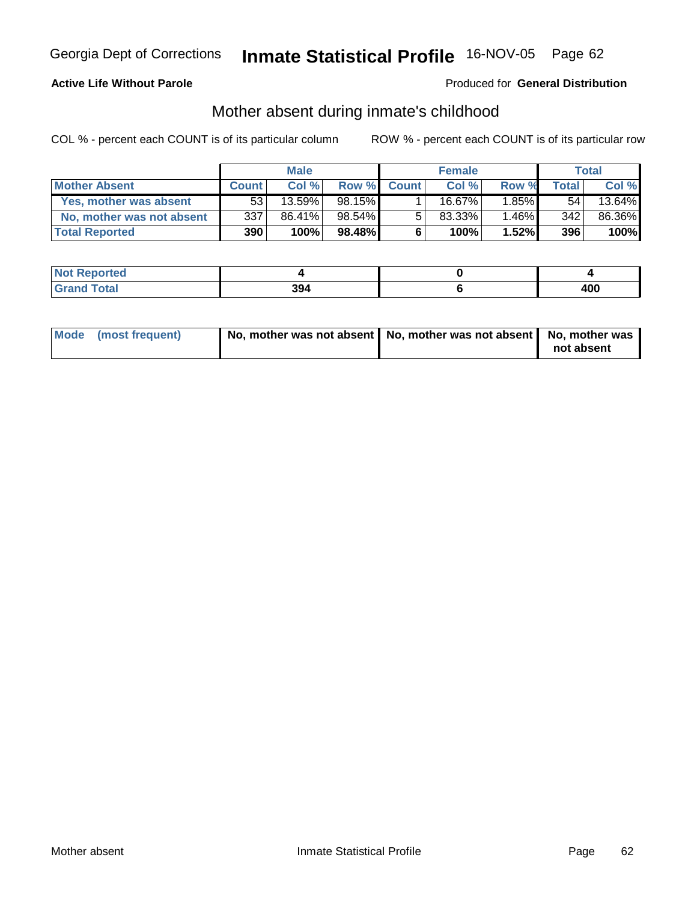Georgia Dept of Corrections **Inmate Statistical Profile** 16-NOV-05

**Active Life Without Parole**

Produced for **General Distribution**

## Mother absent during inmate's childhood

COL % - percent each COUNT is of its particular column

ROW % - percent each COUNT is of its particular row

| | Male | | | Female | | | Total | |
|---|---|---|---|---|---|---|---|---|
| **Mother Absent** | **Count** | **Col %** | **Row %** | **Count** | **Col %** | **Row %** | **Total** | **Col %** |
| **Yes, mother was absent** | 53 | 13.59% | 98.15% | 1 | 16.67% | 1.85% | 54 | 13.64% |
| **No, mother was not absent** | 337 | 86.41% | 98.54% | 5 | 83.33% | 1.46% | 342 | 86.36% |
| **Total Reported** | **390** | **100%** | **98.48%** | **6** | **100%** | **1.52%** | **396** | **100%** |

| | Male | Female | Total |
|---|---|---|---|
| **Not Reported** | **4** | **0** | **4** |
| **Grand Total** | **394** | **6** | **400** |

| | Male | Female | Total |
|---|---|---|---|
| **Mode (most frequent)** | **No, mother was not absent** | **No, mother was not absent** | **No, mother was not absent** |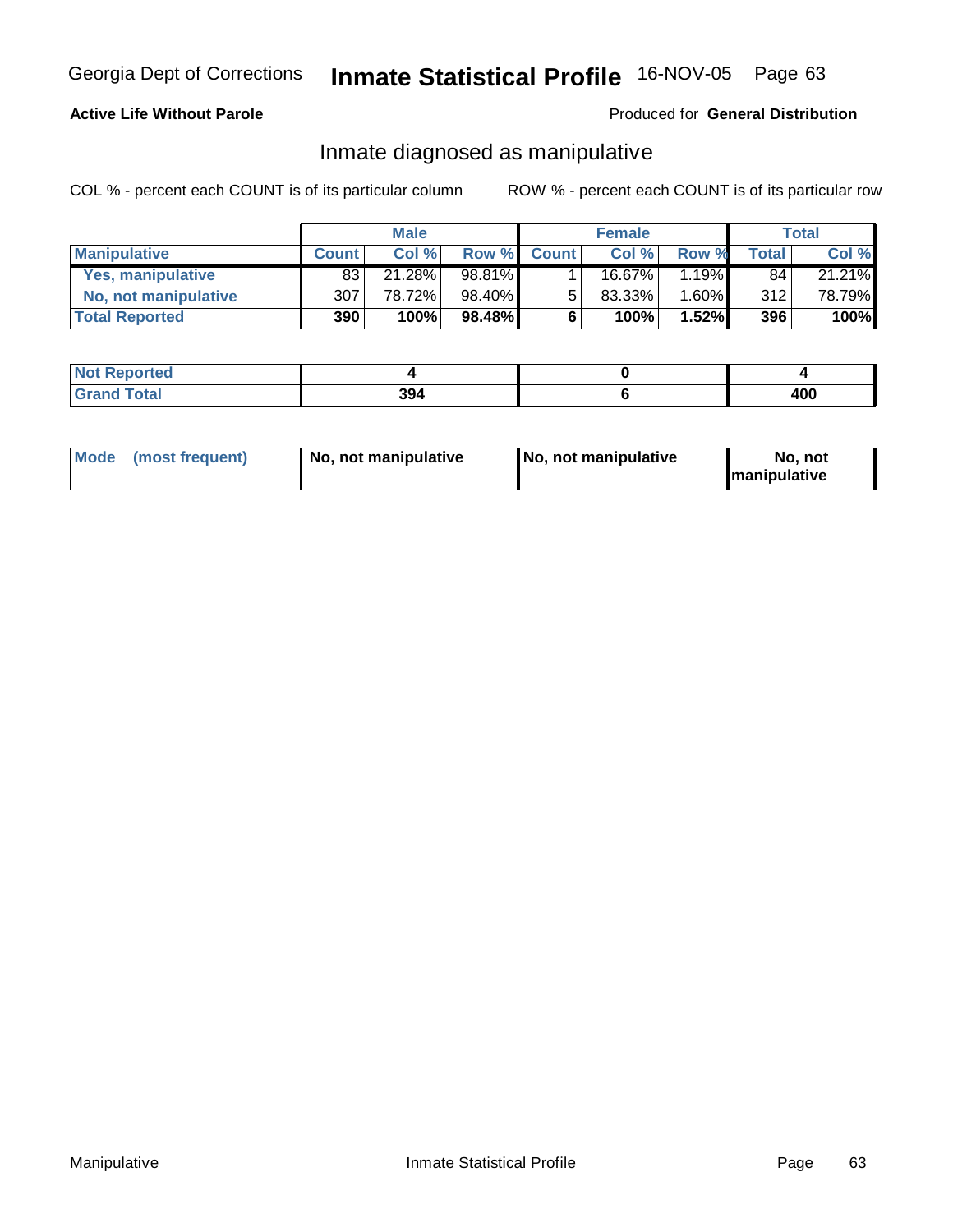Georgia Dept of Corrections **Inmate Statistical Profile** 16-NOV-05

**Active Life Without Parole**

Produced for **General Distribution**

## Inmate diagnosed as manipulative

COL % - percent each COUNT is of its particular column

ROW % - percent each COUNT is of its particular row

| | Male | | | Female | | | Total | |
|---|---|---|---|---|---|---|---|---|
| **Manipulative** | **Count** | **Col %** | **Row %** | **Count** | **Col %** | **Row %** | **Total** | **Col %** |
| **Yes, manipulative** | 83 | 21.28% | 98.81% | 1 | 16.67% | 1.19% | 84 | 21.21% |
| **No, not manipulative** | 307 | 78.72% | 98.40% | 5 | 83.33% | 1.60% | 312 | 78.79% |
| **Total Reported** | **390** | **100%** | **98.48%** | **6** | **100%** | **1.52%** | **396** | **100%** |

| | Male | Female | Total |
|---|---|---|---|
| **Not Reported** | **4** | **0** | **4** |
| **Grand Total** | **394** | **6** | **400** |

| | Male | Female | Total |
|---|---|---|---|
| **Mode (most frequent)** | **No, not manipulative** | **No, not manipulative** | **No, not manipulative** |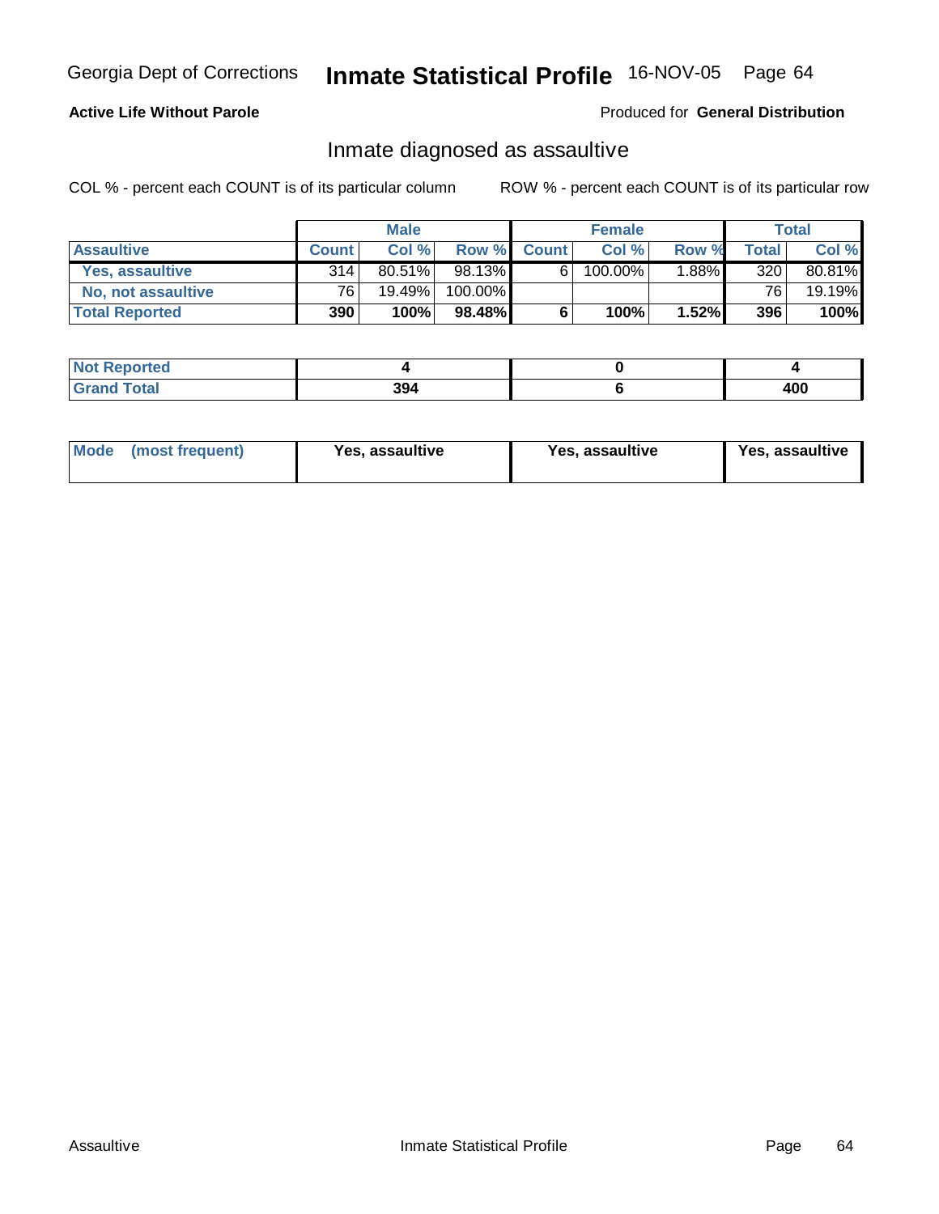Georgia Dept of Corrections **Inmate Statistical Profile** 16-NOV-05

**Active Life Without Parole**

Produced for **General Distribution**

## Inmate diagnosed as assaultive

COL % - percent each COUNT is of its particular column

ROW % - percent each COUNT is of its particular row

| | Male | | | Female | | | Total | |
|---|---|---|---|---|---|---|---|---|
| **Assaultive** | **Count** | **Col %** | **Row %** | **Count** | **Col %** | **Row %** | **Total** | **Col %** |
| **Yes, assaultive** | 314 | 80.51% | 98.13% | 6 | 100.00% | 1.88% | 320 | 80.81% |
| **No, not assaultive** | 76 | 19.49% | 100.00% | | | | 76 | 19.19% |
| **Total Reported** | **390** | **100%** | **98.48%** | **6** | **100%** | **1.52%** | **396** | **100%** |

| | Male | Female | Total |
|---|---|---|---|
| **Not Reported** | **4** | **0** | **4** |
| **Grand Total** | **394** | **6** | **400** |

| | Male | Female | Total |
|---|---|---|---|
| **Mode (most frequent)** | **Yes, assaultive** | **Yes, assaultive** | **Yes, assaultive** |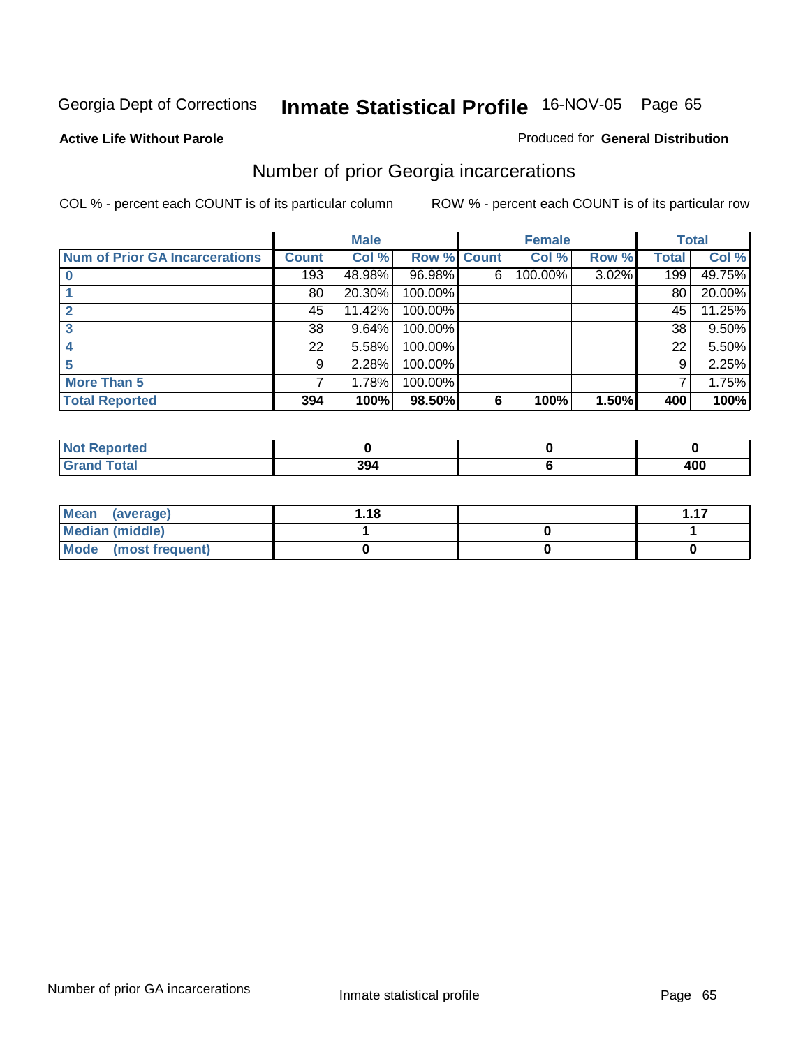Georgia Dept of Corrections **Inmate Statistical Profile** 16-NOV-05

**Active Life Without Parole**

Produced for **General Distribution**

## Number of prior Georgia incarcerations

COL % - percent each COUNT is of its particular column

ROW % - percent each COUNT is of its particular row

| | Male | | | Female | | | Total | |
|---|---|---|---|---|---|---|---|---|
| **Num of Prior GA Incarcerations** | **Count** | **Col %** | **Row %** | **Count** | **Col %** | **Row %** | **Total** | **Col %** |
| **0** | 193 | 48.98% | 96.98% | 6 | 100.00% | 3.02% | 199 | 49.75% |
| **1** | 80 | 20.30% | 100.00% | | | | 80 | 20.00% |
| **2** | 45 | 11.42% | 100.00% | | | | 45 | 11.25% |
| **3** | 38 | 9.64% | 100.00% | | | | 38 | 9.50% |
| **4** | 22 | 5.58% | 100.00% | | | | 22 | 5.50% |
| **5** | 9 | 2.28% | 100.00% | | | | 9 | 2.25% |
| **More Than 5** | 7 | 1.78% | 100.00% | | | | 7 | 1.75% |
| **Total Reported** | **394** | **100%** | **98.50%** | **6** | **100%** | **1.50%** | **400** | **100%** |

| | Male | Female | Total |
|---|---|---|---|
| **Not Reported** | **0** | **0** | **0** |
| **Grand Total** | **394** | **6** | **400** |

| | Male | Female | Total |
|---|---|---|---|
| **Mean (average)** | **1.18** | | **1.17** |
| **Median (middle)** | **1** | **0** | **1** |
| **Mode (most frequent)** | **0** | **0** | **0** |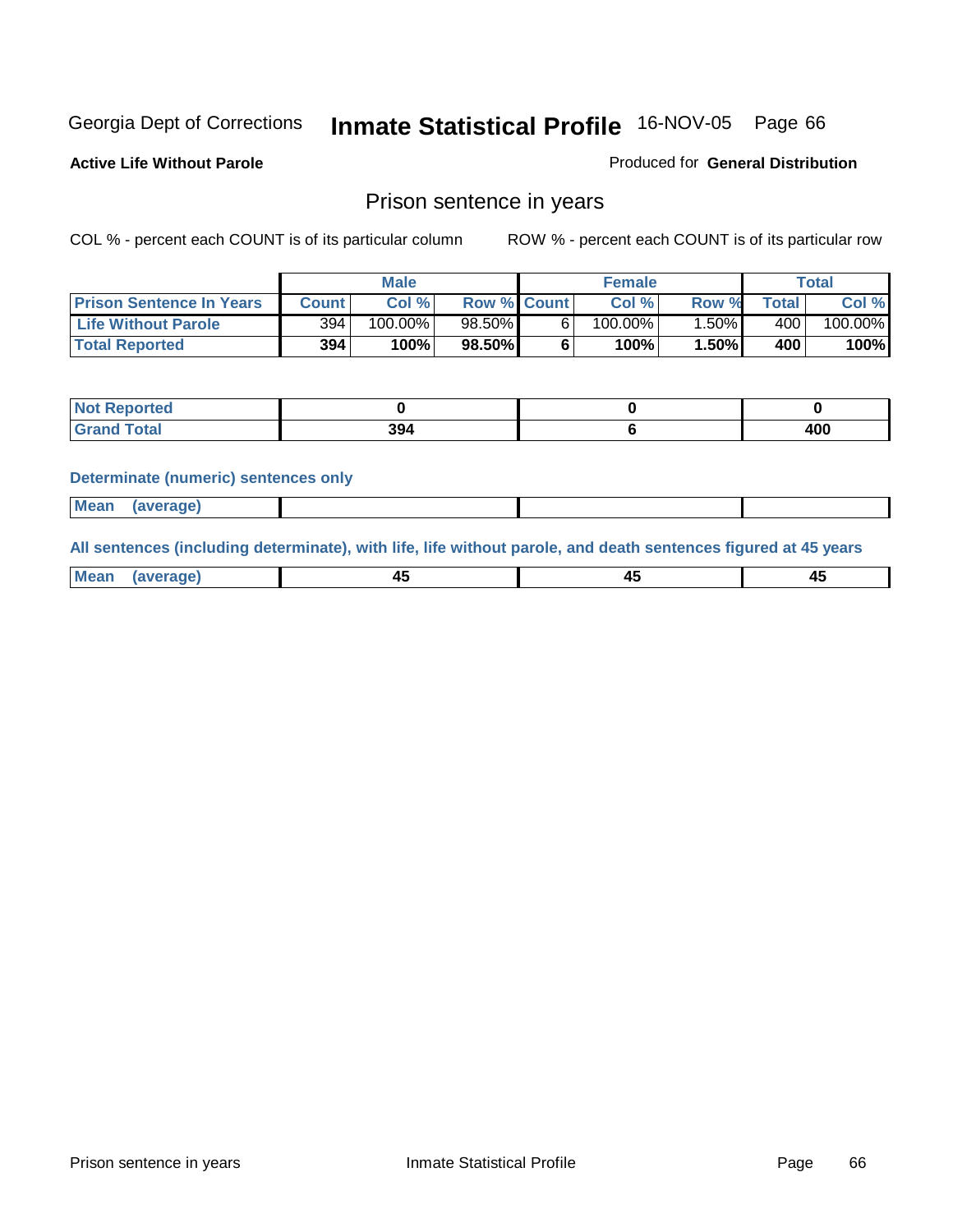Georgia Dept of Corrections **Inmate Statistical Profile** 16-NOV-05

**Active Life Without Parole**

Produced for **General Distribution**

## Prison sentence in years

COL % - percent each COUNT is of its particular column

ROW % - percent each COUNT is of its particular row

| | Male | | | Female | | | Total | |
|---|---|---|---|---|---|---|---|---|
| **Prison Sentence In Years** | **Count** | **Col %** | **Row %** | **Count** | **Col %** | **Row %** | **Total** | **Col %** |
| **Life Without Parole** | 394 | 100.00% | 98.50% | 6 | 100.00% | 1.50% | 400 | 100.00% |
| **Total Reported** | **394** | **100%** | **98.50%** | **6** | **100%** | **1.50%** | **400** | **100%** |

| | Male | Female | Total |
|---|---|---|---|
| **Not Reported** | **0** | **0** | **0** |
| **Grand Total** | **394** | **6** | **400** |

**Determinate (numeric) sentences only**

| | Male | Female | Total |
|---|---|---|---|
| **Mean (average)** | | | |

**All sentences (including determinate), with life, life without parole, and death sentences figured at 45 years**

| | Male | Female | Total |
|---|---|---|---|
| **Mean (average)** | **45** | **45** | **45** |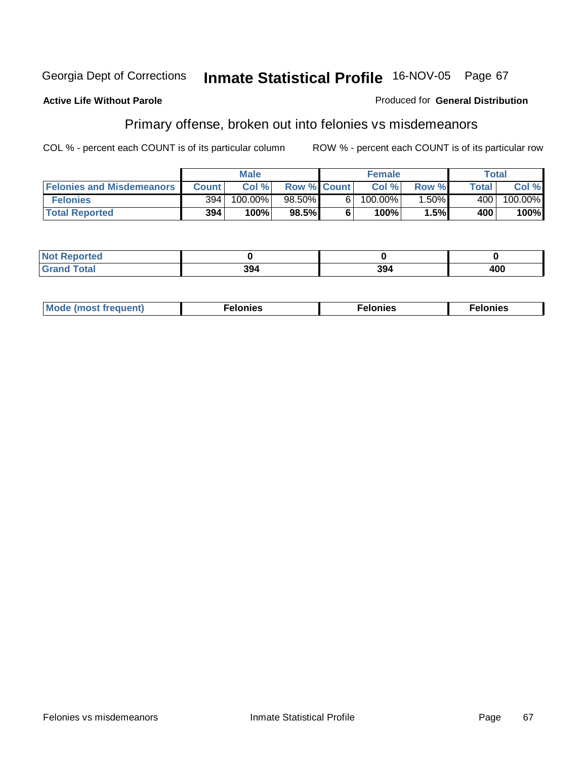Georgia Dept of Corrections **Inmate Statistical Profile** 16-NOV-05

**Active Life Without Parole**

Produced for **General Distribution**

## Primary offense, broken out into felonies vs misdemeanors

COL % - percent each COUNT is of its particular column

ROW % - percent each COUNT is of its particular row

| | Male | | | Female | | | Total | |
|---|---|---|---|---|---|---|---|---|
| **Felonies and Misdemeanors** | **Count** | **Col %** | **Row %** | **Count** | **Col %** | **Row %** | **Total** | **Col %** |
| **Felonies** | 394 | 100.00% | 98.50% | 6 | 100.00% | 1.50% | 400 | 100.00% |
| **Total Reported** | **394** | **100%** | **98.5%** | **6** | **100%** | **1.5%** | **400** | **100%** |

| | Male | Female | Total |
|---|---|---|---|
| **Not Reported** | **0** | **0** | **0** |
| **Grand Total** | **394** | **394** | **400** |

| | Male | Female | Total |
|---|---|---|---|
| **Mode (most frequent)** | **Felonies** | **Felonies** | **Felonies** |

Felonies vs misdemeanors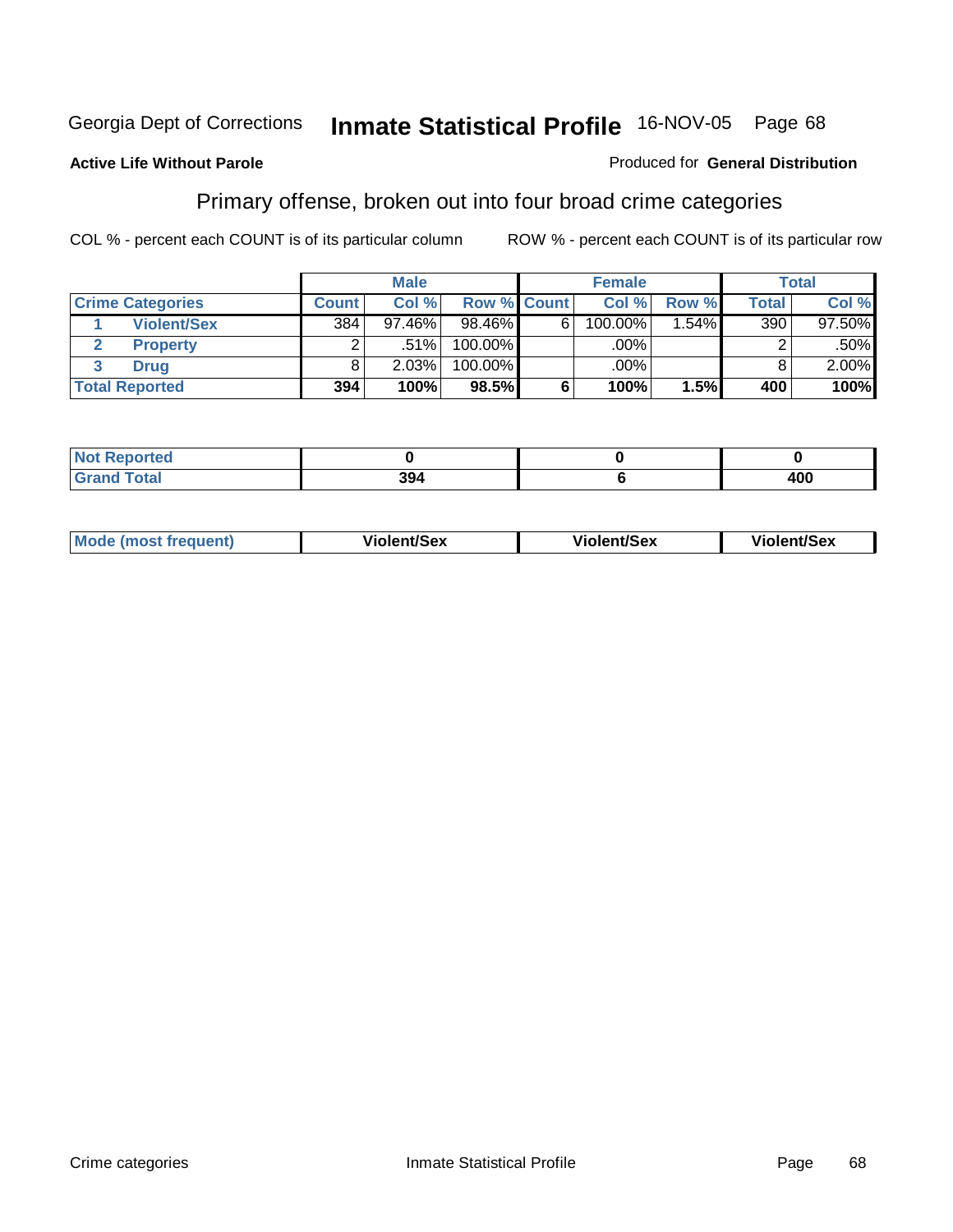Georgia Dept of Corrections **Inmate Statistical Profile** 16-NOV-05

**Active Life Without Parole**

Produced for **General Distribution**

## Primary offense, broken out into four broad crime categories

COL % - percent each COUNT is of its particular column        ROW % - percent each COUNT is of its particular row

| | | Male | | | Female | | | Total | |
|---|---|---|---|---|---|---|---|---|---|
| **Crime Categories** | | **Count** | **Col %** | **Row %** | **Count** | **Col %** | **Row %** | **Total** | **Col %** |
| 1 | Violent/Sex | 384 | 97.46% | 98.46% | 6 | 100.00% | 1.54% | 390 | 97.50% |
| 2 | Property | 2 | .51% | 100.00% | | .00% | | 2 | .50% |
| 3 | Drug | 8 | 2.03% | 100.00% | | .00% | | 8 | 2.00% |
| **Total Reported** | | **394** | **100%** | **98.5%** | **6** | **100%** | **1.5%** | **400** | **100%** |

| | Male | Female | Total |
|---|---|---|---|
| **Not Reported** | **0** | **0** | **0** |
| **Grand Total** | **394** | **6** | **400** |

| | Male | Female | Total |
|---|---|---|---|
| **Mode (most frequent)** | **Violent/Sex** | **Violent/Sex** | **Violent/Sex** |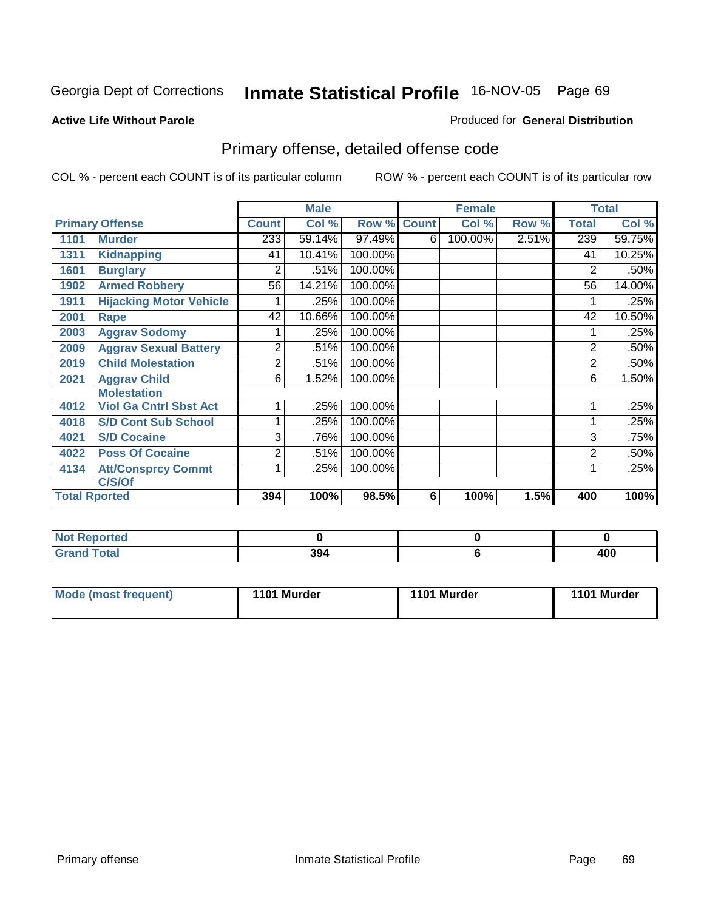Georgia Dept of Corrections **Inmate Statistical Profile** 16-NOV-05

**Active Life Without Parole**

Produced for **General Distribution**

## Primary offense, detailed offense code

COL % - percent each COUNT is of its particular column

ROW % - percent each COUNT is of its particular row

| Primary Offense | | Male | | | Female | | | Total | |
|---|---|---|---|---|---|---|---|---|---|
| | | Count | Col % | Row % | Count | Col % | Row % | Total | Col % |
| 1101 | Murder | 233 | 59.14% | 97.49% | 6 | 100.00% | 2.51% | 239 | 59.75% |
| 1311 | Kidnapping | 41 | 10.41% | 100.00% | | | | 41 | 10.25% |
| 1601 | Burglary | 2 | .51% | 100.00% | | | | 2 | .50% |
| 1902 | Armed Robbery | 56 | 14.21% | 100.00% | | | | 56 | 14.00% |
| 1911 | Hijacking Motor Vehicle | 1 | .25% | 100.00% | | | | 1 | .25% |
| 2001 | Rape | 42 | 10.66% | 100.00% | | | | 42 | 10.50% |
| 2003 | Aggrav Sodomy | 1 | .25% | 100.00% | | | | 1 | .25% |
| 2009 | Aggrav Sexual Battery | 2 | .51% | 100.00% | | | | 2 | .50% |
| 2019 | Child Molestation | 2 | .51% | 100.00% | | | | 2 | .50% |
| 2021 | Aggrav Child Molestation | 6 | 1.52% | 100.00% | | | | 6 | 1.50% |
| 4012 | Viol Ga Cntrl Sbst Act | 1 | .25% | 100.00% | | | | 1 | .25% |
| 4018 | S/D Cont Sub School | 1 | .25% | 100.00% | | | | 1 | .25% |
| 4021 | S/D Cocaine | 3 | .76% | 100.00% | | | | 3 | .75% |
| 4022 | Poss Of Cocaine | 2 | .51% | 100.00% | | | | 2 | .50% |
| 4134 | Att/Consprcy Commt C/S/Of | 1 | .25% | 100.00% | | | | 1 | .25% |
| **Total Rported** | | **394** | **100%** | **98.5%** | **6** | **100%** | **1.5%** | **400** | **100%** |

| | Male | Female | Total |
|---|---|---|---|
| Not Reported | 0 | 0 | 0 |
| Grand Total | 394 | 6 | 400 |

| | Male | Female | Total |
|---|---|---|---|
| Mode (most frequent) | 1101 Murder | 1101 Murder | 1101 Murder |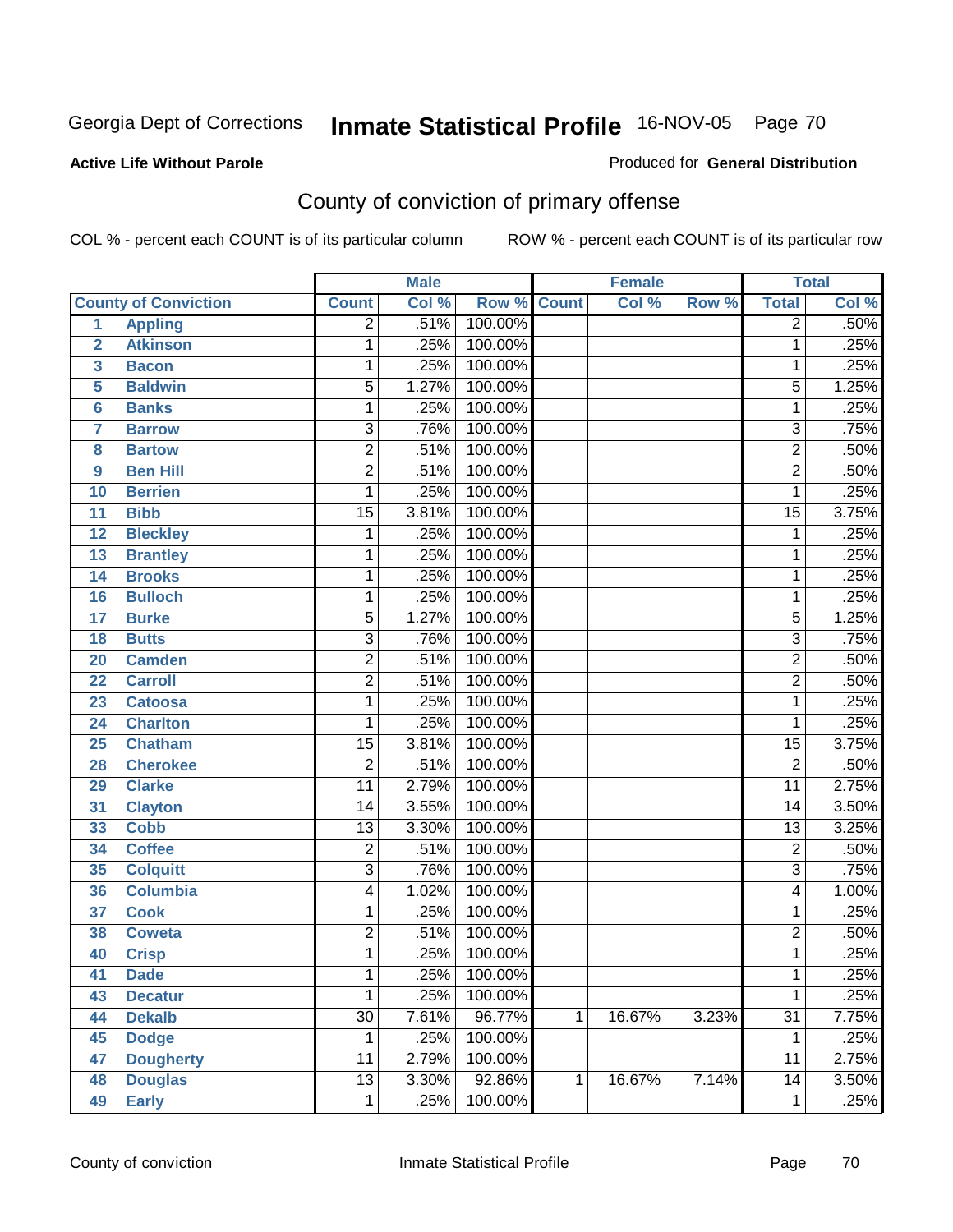Georgia Dept of Corrections **Inmate Statistical Profile** 16-NOV-05

**Active Life Without Parole**

Produced for **General Distribution**

## County of conviction of primary offense

COL % - percent each COUNT is of its particular column ROW % - percent each COUNT is of its particular row

| | | Male | | | Female | | | Total | |
|---|---|---|---|---|---|---|---|---|---|
| **County of Conviction** | | **Count** | **Col %** | **Row %** | **Count** | **Col %** | **Row %** | **Total** | **Col %** |
| 1 | Appling | 2 | .51% | 100.00% | | | | 2 | .50% |
| 2 | Atkinson | 1 | .25% | 100.00% | | | | 1 | .25% |
| 3 | Bacon | 1 | .25% | 100.00% | | | | 1 | .25% |
| 5 | Baldwin | 5 | 1.27% | 100.00% | | | | 5 | 1.25% |
| 6 | Banks | 1 | .25% | 100.00% | | | | 1 | .25% |
| 7 | Barrow | 3 | .76% | 100.00% | | | | 3 | .75% |
| 8 | Bartow | 2 | .51% | 100.00% | | | | 2 | .50% |
| 9 | Ben Hill | 2 | .51% | 100.00% | | | | 2 | .50% |
| 10 | Berrien | 1 | .25% | 100.00% | | | | 1 | .25% |
| 11 | Bibb | 15 | 3.81% | 100.00% | | | | 15 | 3.75% |
| 12 | Bleckley | 1 | .25% | 100.00% | | | | 1 | .25% |
| 13 | Brantley | 1 | .25% | 100.00% | | | | 1 | .25% |
| 14 | Brooks | 1 | .25% | 100.00% | | | | 1 | .25% |
| 16 | Bulloch | 1 | .25% | 100.00% | | | | 1 | .25% |
| 17 | Burke | 5 | 1.27% | 100.00% | | | | 5 | 1.25% |
| 18 | Butts | 3 | .76% | 100.00% | | | | 3 | .75% |
| 20 | Camden | 2 | .51% | 100.00% | | | | 2 | .50% |
| 22 | Carroll | 2 | .51% | 100.00% | | | | 2 | .50% |
| 23 | Catoosa | 1 | .25% | 100.00% | | | | 1 | .25% |
| 24 | Charlton | 1 | .25% | 100.00% | | | | 1 | .25% |
| 25 | Chatham | 15 | 3.81% | 100.00% | | | | 15 | 3.75% |
| 28 | Cherokee | 2 | .51% | 100.00% | | | | 2 | .50% |
| 29 | Clarke | 11 | 2.79% | 100.00% | | | | 11 | 2.75% |
| 31 | Clayton | 14 | 3.55% | 100.00% | | | | 14 | 3.50% |
| 33 | Cobb | 13 | 3.30% | 100.00% | | | | 13 | 3.25% |
| 34 | Coffee | 2 | .51% | 100.00% | | | | 2 | .50% |
| 35 | Colquitt | 3 | .76% | 100.00% | | | | 3 | .75% |
| 36 | Columbia | 4 | 1.02% | 100.00% | | | | 4 | 1.00% |
| 37 | Cook | 1 | .25% | 100.00% | | | | 1 | .25% |
| 38 | Coweta | 2 | .51% | 100.00% | | | | 2 | .50% |
| 40 | Crisp | 1 | .25% | 100.00% | | | | 1 | .25% |
| 41 | Dade | 1 | .25% | 100.00% | | | | 1 | .25% |
| 43 | Decatur | 1 | .25% | 100.00% | | | | 1 | .25% |
| 44 | Dekalb | 30 | 7.61% | 96.77% | 1 | 16.67% | 3.23% | 31 | 7.75% |
| 45 | Dodge | 1 | .25% | 100.00% | | | | 1 | .25% |
| 47 | Dougherty | 11 | 2.79% | 100.00% | | | | 11 | 2.75% |
| 48 | Douglas | 13 | 3.30% | 92.86% | 1 | 16.67% | 7.14% | 14 | 3.50% |
| 49 | Early | 1 | .25% | 100.00% | | | | 1 | .25% |

County of conviction Inmate Statistical Profile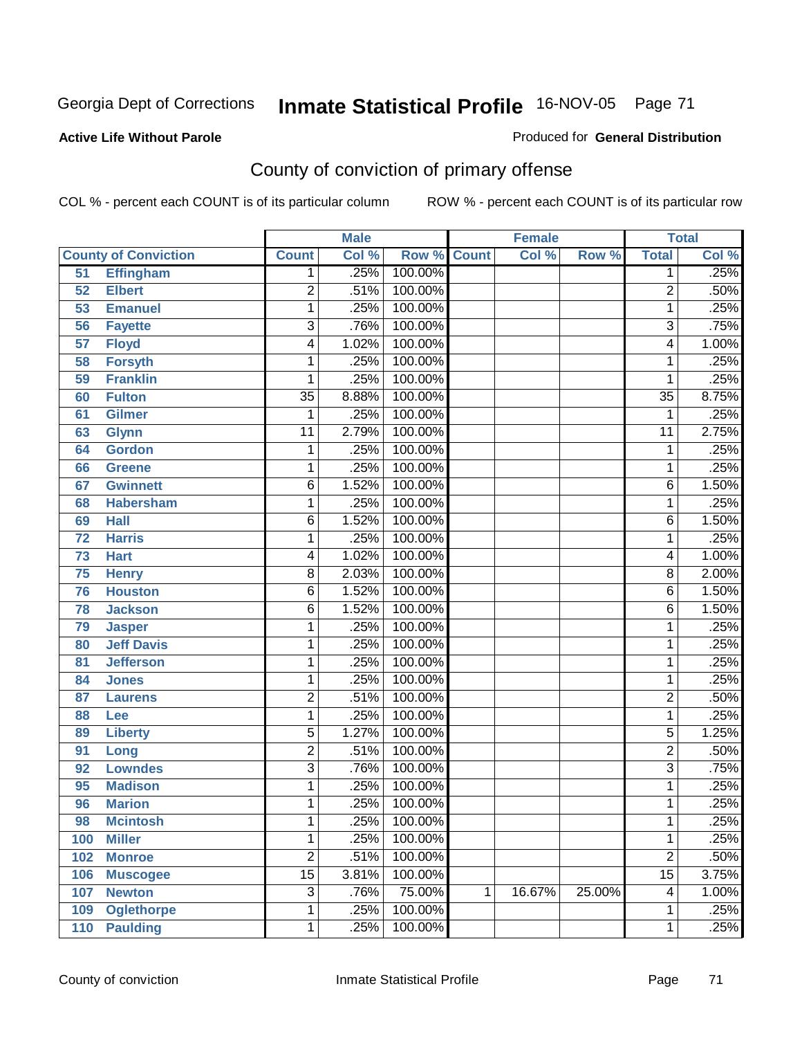Georgia Dept of Corrections **Inmate Statistical Profile** 16-NOV-05

**Active Life Without Parole**

Produced for **General Distribution**

## County of conviction of primary offense

COL % - percent each COUNT is of its particular column    ROW % - percent each COUNT is of its particular row

| | | Male | | | Female | | | Total | |
|---|---|---|---|---|---|---|---|---|---|
| County of Conviction | | Count | Col % | Row % | Count | Col % | Row % | Total | Col % |
| 51 | Effingham | 1 | .25% | 100.00% | | | | 1 | .25% |
| 52 | Elbert | 2 | .51% | 100.00% | | | | 2 | .50% |
| 53 | Emanuel | 1 | .25% | 100.00% | | | | 1 | .25% |
| 56 | Fayette | 3 | .76% | 100.00% | | | | 3 | .75% |
| 57 | Floyd | 4 | 1.02% | 100.00% | | | | 4 | 1.00% |
| 58 | Forsyth | 1 | .25% | 100.00% | | | | 1 | .25% |
| 59 | Franklin | 1 | .25% | 100.00% | | | | 1 | .25% |
| 60 | Fulton | 35 | 8.88% | 100.00% | | | | 35 | 8.75% |
| 61 | Gilmer | 1 | .25% | 100.00% | | | | 1 | .25% |
| 63 | Glynn | 11 | 2.79% | 100.00% | | | | 11 | 2.75% |
| 64 | Gordon | 1 | .25% | 100.00% | | | | 1 | .25% |
| 66 | Greene | 1 | .25% | 100.00% | | | | 1 | .25% |
| 67 | Gwinnett | 6 | 1.52% | 100.00% | | | | 6 | 1.50% |
| 68 | Habersham | 1 | .25% | 100.00% | | | | 1 | .25% |
| 69 | Hall | 6 | 1.52% | 100.00% | | | | 6 | 1.50% |
| 72 | Harris | 1 | .25% | 100.00% | | | | 1 | .25% |
| 73 | Hart | 4 | 1.02% | 100.00% | | | | 4 | 1.00% |
| 75 | Henry | 8 | 2.03% | 100.00% | | | | 8 | 2.00% |
| 76 | Houston | 6 | 1.52% | 100.00% | | | | 6 | 1.50% |
| 78 | Jackson | 6 | 1.52% | 100.00% | | | | 6 | 1.50% |
| 79 | Jasper | 1 | .25% | 100.00% | | | | 1 | .25% |
| 80 | Jeff Davis | 1 | .25% | 100.00% | | | | 1 | .25% |
| 81 | Jefferson | 1 | .25% | 100.00% | | | | 1 | .25% |
| 84 | Jones | 1 | .25% | 100.00% | | | | 1 | .25% |
| 87 | Laurens | 2 | .51% | 100.00% | | | | 2 | .50% |
| 88 | Lee | 1 | .25% | 100.00% | | | | 1 | .25% |
| 89 | Liberty | 5 | 1.27% | 100.00% | | | | 5 | 1.25% |
| 91 | Long | 2 | .51% | 100.00% | | | | 2 | .50% |
| 92 | Lowndes | 3 | .76% | 100.00% | | | | 3 | .75% |
| 95 | Madison | 1 | .25% | 100.00% | | | | 1 | .25% |
| 96 | Marion | 1 | .25% | 100.00% | | | | 1 | .25% |
| 98 | Mcintosh | 1 | .25% | 100.00% | | | | 1 | .25% |
| 100 | Miller | 1 | .25% | 100.00% | | | | 1 | .25% |
| 102 | Monroe | 2 | .51% | 100.00% | | | | 2 | .50% |
| 106 | Muscogee | 15 | 3.81% | 100.00% | | | | 15 | 3.75% |
| 107 | Newton | 3 | .76% | 75.00% | 1 | 16.67% | 25.00% | 4 | 1.00% |
| 109 | Oglethorpe | 1 | .25% | 100.00% | | | | 1 | .25% |
| 110 | Paulding | 1 | .25% | 100.00% | | | | 1 | .25% |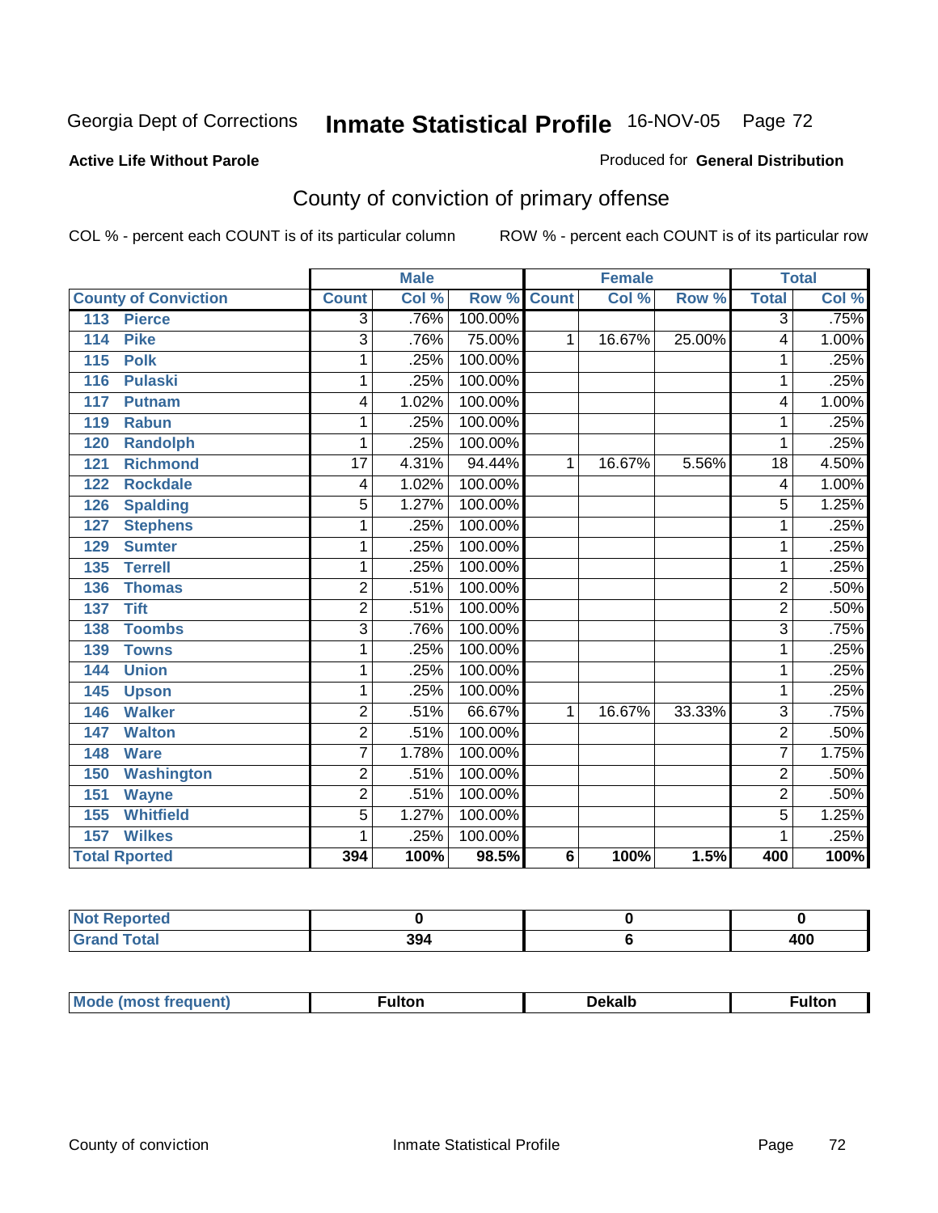Georgia Dept of Corrections **Inmate Statistical Profile** 16-NOV-05

**Active Life Without Parole**

Produced for **General Distribution**

## County of conviction of primary offense

COL % - percent each COUNT is of its particular column    ROW % - percent each COUNT is of its particular row

| County of Conviction | Male | | | Female | | | Total | |
|---|---|---|---|---|---|---|---|---|
| | Count | Col % | Row % | Count | Col % | Row % | Total | Col % |
| 113 Pierce | 3 | .76% | 100.00% | | | | 3 | .75% |
| 114 Pike | 3 | .76% | 75.00% | 1 | 16.67% | 25.00% | 4 | 1.00% |
| 115 Polk | 1 | .25% | 100.00% | | | | 1 | .25% |
| 116 Pulaski | 1 | .25% | 100.00% | | | | 1 | .25% |
| 117 Putnam | 4 | 1.02% | 100.00% | | | | 4 | 1.00% |
| 119 Rabun | 1 | .25% | 100.00% | | | | 1 | .25% |
| 120 Randolph | 1 | .25% | 100.00% | | | | 1 | .25% |
| 121 Richmond | 17 | 4.31% | 94.44% | 1 | 16.67% | 5.56% | 18 | 4.50% |
| 122 Rockdale | 4 | 1.02% | 100.00% | | | | 4 | 1.00% |
| 126 Spalding | 5 | 1.27% | 100.00% | | | | 5 | 1.25% |
| 127 Stephens | 1 | .25% | 100.00% | | | | 1 | .25% |
| 129 Sumter | 1 | .25% | 100.00% | | | | 1 | .25% |
| 135 Terrell | 1 | .25% | 100.00% | | | | 1 | .25% |
| 136 Thomas | 2 | .51% | 100.00% | | | | 2 | .50% |
| 137 Tift | 2 | .51% | 100.00% | | | | 2 | .50% |
| 138 Toombs | 3 | .76% | 100.00% | | | | 3 | .75% |
| 139 Towns | 1 | .25% | 100.00% | | | | 1 | .25% |
| 144 Union | 1 | .25% | 100.00% | | | | 1 | .25% |
| 145 Upson | 1 | .25% | 100.00% | | | | 1 | .25% |
| 146 Walker | 2 | .51% | 66.67% | 1 | 16.67% | 33.33% | 3 | .75% |
| 147 Walton | 2 | .51% | 100.00% | | | | 2 | .50% |
| 148 Ware | 7 | 1.78% | 100.00% | | | | 7 | 1.75% |
| 150 Washington | 2 | .51% | 100.00% | | | | 2 | .50% |
| 151 Wayne | 2 | .51% | 100.00% | | | | 2 | .50% |
| 155 Whitfield | 5 | 1.27% | 100.00% | | | | 5 | 1.25% |
| 157 Wilkes | 1 | .25% | 100.00% | | | | 1 | .25% |
| **Total Rported** | **394** | **100%** | **98.5%** | **6** | **100%** | **1.5%** | **400** | **100%** |

| | Male | Female | Total |
|---|---|---|---|
| Not Reported | 0 | 0 | 0 |
| Grand Total | 394 | 6 | 400 |

| | Male | Female | Total |
|---|---|---|---|
| Mode (most frequent) | Fulton | Dekalb | Fulton |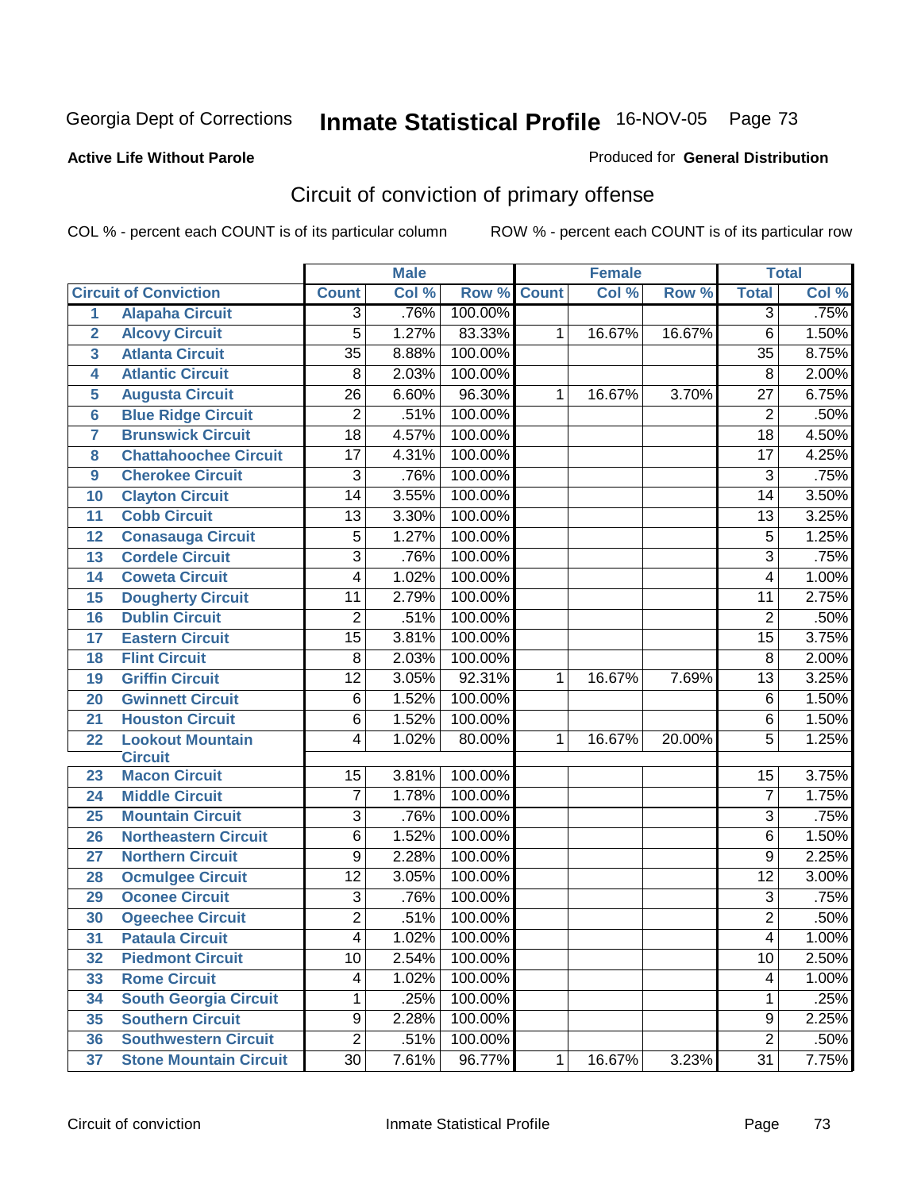Georgia Dept of Corrections **Inmate Statistical Profile** 16-NOV-05

**Active Life Without Parole**

Produced for **General Distribution**

## Circuit of conviction of primary offense

COL % - percent each COUNT is of its particular column     ROW % - percent each COUNT is of its particular row

| | | Male | | | Female | | | Total | |
|---|---|---|---|---|---|---|---|---|---|
| | **Circuit of Conviction** | **Count** | **Col %** | **Row %** | **Count** | **Col %** | **Row %** | **Total** | **Col %** |
| 1 | Alapaha Circuit | 3 | .76% | 100.00% | | | | 3 | .75% |
| 2 | Alcovy Circuit | 5 | 1.27% | 83.33% | 1 | 16.67% | 16.67% | 6 | 1.50% |
| 3 | Atlanta Circuit | 35 | 8.88% | 100.00% | | | | 35 | 8.75% |
| 4 | Atlantic Circuit | 8 | 2.03% | 100.00% | | | | 8 | 2.00% |
| 5 | Augusta Circuit | 26 | 6.60% | 96.30% | 1 | 16.67% | 3.70% | 27 | 6.75% |
| 6 | Blue Ridge Circuit | 2 | .51% | 100.00% | | | | 2 | .50% |
| 7 | Brunswick Circuit | 18 | 4.57% | 100.00% | | | | 18 | 4.50% |
| 8 | Chattahoochee Circuit | 17 | 4.31% | 100.00% | | | | 17 | 4.25% |
| 9 | Cherokee Circuit | 3 | .76% | 100.00% | | | | 3 | .75% |
| 10 | Clayton Circuit | 14 | 3.55% | 100.00% | | | | 14 | 3.50% |
| 11 | Cobb Circuit | 13 | 3.30% | 100.00% | | | | 13 | 3.25% |
| 12 | Conasauga Circuit | 5 | 1.27% | 100.00% | | | | 5 | 1.25% |
| 13 | Cordele Circuit | 3 | .76% | 100.00% | | | | 3 | .75% |
| 14 | Coweta Circuit | 4 | 1.02% | 100.00% | | | | 4 | 1.00% |
| 15 | Dougherty Circuit | 11 | 2.79% | 100.00% | | | | 11 | 2.75% |
| 16 | Dublin Circuit | 2 | .51% | 100.00% | | | | 2 | .50% |
| 17 | Eastern Circuit | 15 | 3.81% | 100.00% | | | | 15 | 3.75% |
| 18 | Flint Circuit | 8 | 2.03% | 100.00% | | | | 8 | 2.00% |
| 19 | Griffin Circuit | 12 | 3.05% | 92.31% | 1 | 16.67% | 7.69% | 13 | 3.25% |
| 20 | Gwinnett Circuit | 6 | 1.52% | 100.00% | | | | 6 | 1.50% |
| 21 | Houston Circuit | 6 | 1.52% | 100.00% | | | | 6 | 1.50% |
| 22 | Lookout Mountain Circuit | 4 | 1.02% | 80.00% | 1 | 16.67% | 20.00% | 5 | 1.25% |
| 23 | Macon Circuit | 15 | 3.81% | 100.00% | | | | 15 | 3.75% |
| 24 | Middle Circuit | 7 | 1.78% | 100.00% | | | | 7 | 1.75% |
| 25 | Mountain Circuit | 3 | .76% | 100.00% | | | | 3 | .75% |
| 26 | Northeastern Circuit | 6 | 1.52% | 100.00% | | | | 6 | 1.50% |
| 27 | Northern Circuit | 9 | 2.28% | 100.00% | | | | 9 | 2.25% |
| 28 | Ocmulgee Circuit | 12 | 3.05% | 100.00% | | | | 12 | 3.00% |
| 29 | Oconee Circuit | 3 | .76% | 100.00% | | | | 3 | .75% |
| 30 | Ogeechee Circuit | 2 | .51% | 100.00% | | | | 2 | .50% |
| 31 | Pataula Circuit | 4 | 1.02% | 100.00% | | | | 4 | 1.00% |
| 32 | Piedmont Circuit | 10 | 2.54% | 100.00% | | | | 10 | 2.50% |
| 33 | Rome Circuit | 4 | 1.02% | 100.00% | | | | 4 | 1.00% |
| 34 | South Georgia Circuit | 1 | .25% | 100.00% | | | | 1 | .25% |
| 35 | Southern Circuit | 9 | 2.28% | 100.00% | | | | 9 | 2.25% |
| 36 | Southwestern Circuit | 2 | .51% | 100.00% | | | | 2 | .50% |
| 37 | Stone Mountain Circuit | 30 | 7.61% | 96.77% | 1 | 16.67% | 3.23% | 31 | 7.75% |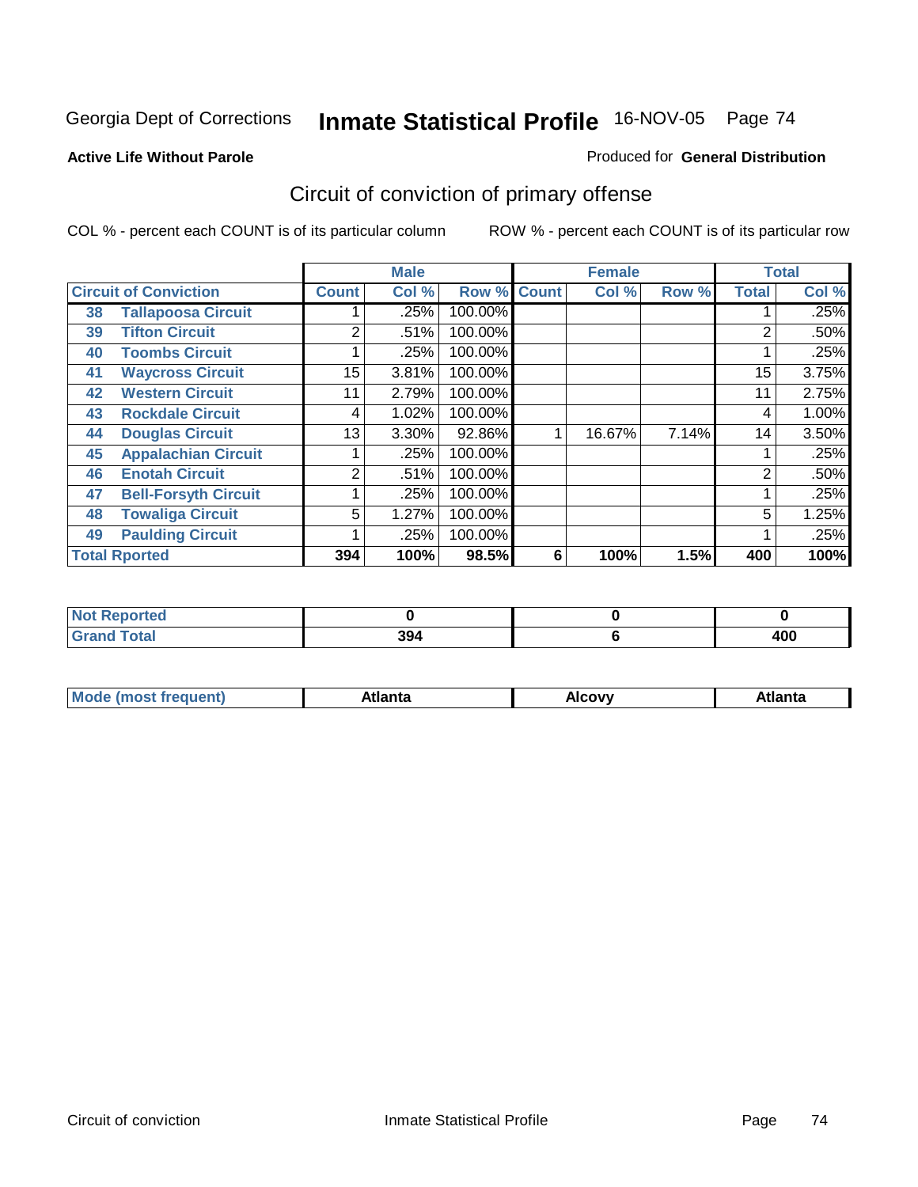Georgia Dept of Corrections **Inmate Statistical Profile** 16-NOV-05

**Active Life Without Parole**

Produced for **General Distribution**

## Circuit of conviction of primary offense

COL % - percent each COUNT is of its particular column    ROW % - percent each COUNT is of its particular row

| Circuit of Conviction | | Male | | | Female | | | Total | |
|---|---|---|---|---|---|---|---|---|---|
| | | Count | Col % | Row % | Count | Col % | Row % | Total | Col % |
| 38 | Tallapoosa Circuit | 1 | .25% | 100.00% | | | | 1 | .25% |
| 39 | Tifton Circuit | 2 | .51% | 100.00% | | | | 2 | .50% |
| 40 | Toombs Circuit | 1 | .25% | 100.00% | | | | 1 | .25% |
| 41 | Waycross Circuit | 15 | 3.81% | 100.00% | | | | 15 | 3.75% |
| 42 | Western Circuit | 11 | 2.79% | 100.00% | | | | 11 | 2.75% |
| 43 | Rockdale Circuit | 4 | 1.02% | 100.00% | | | | 4 | 1.00% |
| 44 | Douglas Circuit | 13 | 3.30% | 92.86% | 1 | 16.67% | 7.14% | 14 | 3.50% |
| 45 | Appalachian Circuit | 1 | .25% | 100.00% | | | | 1 | .25% |
| 46 | Enotah Circuit | 2 | .51% | 100.00% | | | | 2 | .50% |
| 47 | Bell-Forsyth Circuit | 1 | .25% | 100.00% | | | | 1 | .25% |
| 48 | Towaliga Circuit | 5 | 1.27% | 100.00% | | | | 5 | 1.25% |
| 49 | Paulding Circuit | 1 | .25% | 100.00% | | | | 1 | .25% |
| **Total Rported** | | **394** | **100%** | **98.5%** | **6** | **100%** | **1.5%** | **400** | **100%** |

| | Male | Female | Total |
|---|---|---|---|
| Not Reported | 0 | 0 | 0 |
| Grand Total | 394 | 6 | 400 |

| | Male | Female | Total |
|---|---|---|---|
| Mode (most frequent) | Atlanta | Alcovy | Atlanta |

Circuit of conviction    Inmate Statistical Profile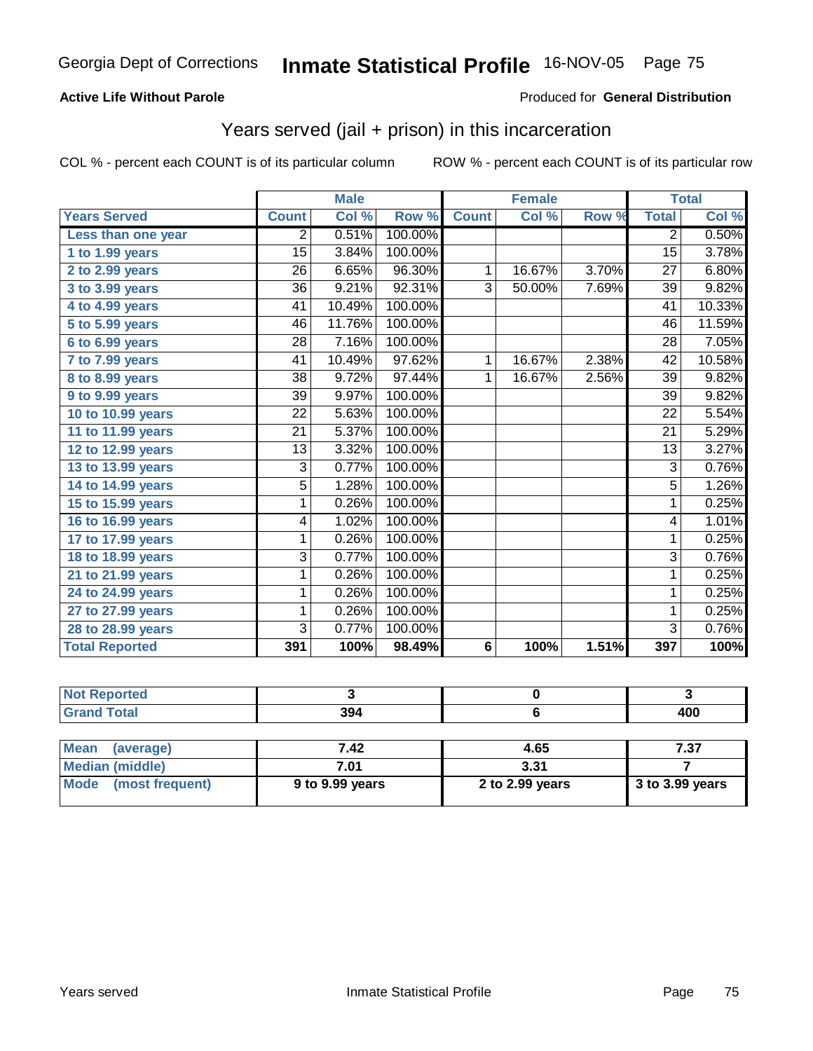Georgia Dept of Corrections **Inmate Statistical Profile** 16-NOV-05

**Active Life Without Parole**

Produced for **General Distribution**

## Years served (jail + prison) in this incarceration

COL % - percent each COUNT is of its particular column    ROW % - percent each COUNT is of its particular row

| | Male | | | Female | | | Total | |
|---|---|---|---|---|---|---|---|---|
| **Years Served** | **Count** | **Col %** | **Row %** | **Count** | **Col %** | **Row %** | **Total** | **Col %** |
| Less than one year | 2 | 0.51% | 100.00% | | | | 2 | 0.50% |
| 1 to 1.99 years | 15 | 3.84% | 100.00% | | | | 15 | 3.78% |
| 2 to 2.99 years | 26 | 6.65% | 96.30% | 1 | 16.67% | 3.70% | 27 | 6.80% |
| 3 to 3.99 years | 36 | 9.21% | 92.31% | 3 | 50.00% | 7.69% | 39 | 9.82% |
| 4 to 4.99 years | 41 | 10.49% | 100.00% | | | | 41 | 10.33% |
| 5 to 5.99 years | 46 | 11.76% | 100.00% | | | | 46 | 11.59% |
| 6 to 6.99 years | 28 | 7.16% | 100.00% | | | | 28 | 7.05% |
| 7 to 7.99 years | 41 | 10.49% | 97.62% | 1 | 16.67% | 2.38% | 42 | 10.58% |
| 8 to 8.99 years | 38 | 9.72% | 97.44% | 1 | 16.67% | 2.56% | 39 | 9.82% |
| 9 to 9.99 years | 39 | 9.97% | 100.00% | | | | 39 | 9.82% |
| 10 to 10.99 years | 22 | 5.63% | 100.00% | | | | 22 | 5.54% |
| 11 to 11.99 years | 21 | 5.37% | 100.00% | | | | 21 | 5.29% |
| 12 to 12.99 years | 13 | 3.32% | 100.00% | | | | 13 | 3.27% |
| 13 to 13.99 years | 3 | 0.77% | 100.00% | | | | 3 | 0.76% |
| 14 to 14.99 years | 5 | 1.28% | 100.00% | | | | 5 | 1.26% |
| 15 to 15.99 years | 1 | 0.26% | 100.00% | | | | 1 | 0.25% |
| 16 to 16.99 years | 4 | 1.02% | 100.00% | | | | 4 | 1.01% |
| 17 to 17.99 years | 1 | 0.26% | 100.00% | | | | 1 | 0.25% |
| 18 to 18.99 years | 3 | 0.77% | 100.00% | | | | 3 | 0.76% |
| 21 to 21.99 years | 1 | 0.26% | 100.00% | | | | 1 | 0.25% |
| 24 to 24.99 years | 1 | 0.26% | 100.00% | | | | 1 | 0.25% |
| 27 to 27.99 years | 1 | 0.26% | 100.00% | | | | 1 | 0.25% |
| 28 to 28.99 years | 3 | 0.77% | 100.00% | | | | 3 | 0.76% |
| **Total Reported** | **391** | **100%** | **98.49%** | **6** | **100%** | **1.51%** | **397** | **100%** |

| | Male | Female | Total |
|---|---|---|---|
| Not Reported | 3 | 0 | 3 |
| Grand Total | 394 | 6 | 400 |

| | Male | Female | Total |
|---|---|---|---|
| Mean (average) | 7.42 | 4.65 | 7.37 |
| Median (middle) | 7.01 | 3.31 | 7 |
| Mode (most frequent) | 9 to 9.99 years | 2 to 2.99 years | 3 to 3.99 years |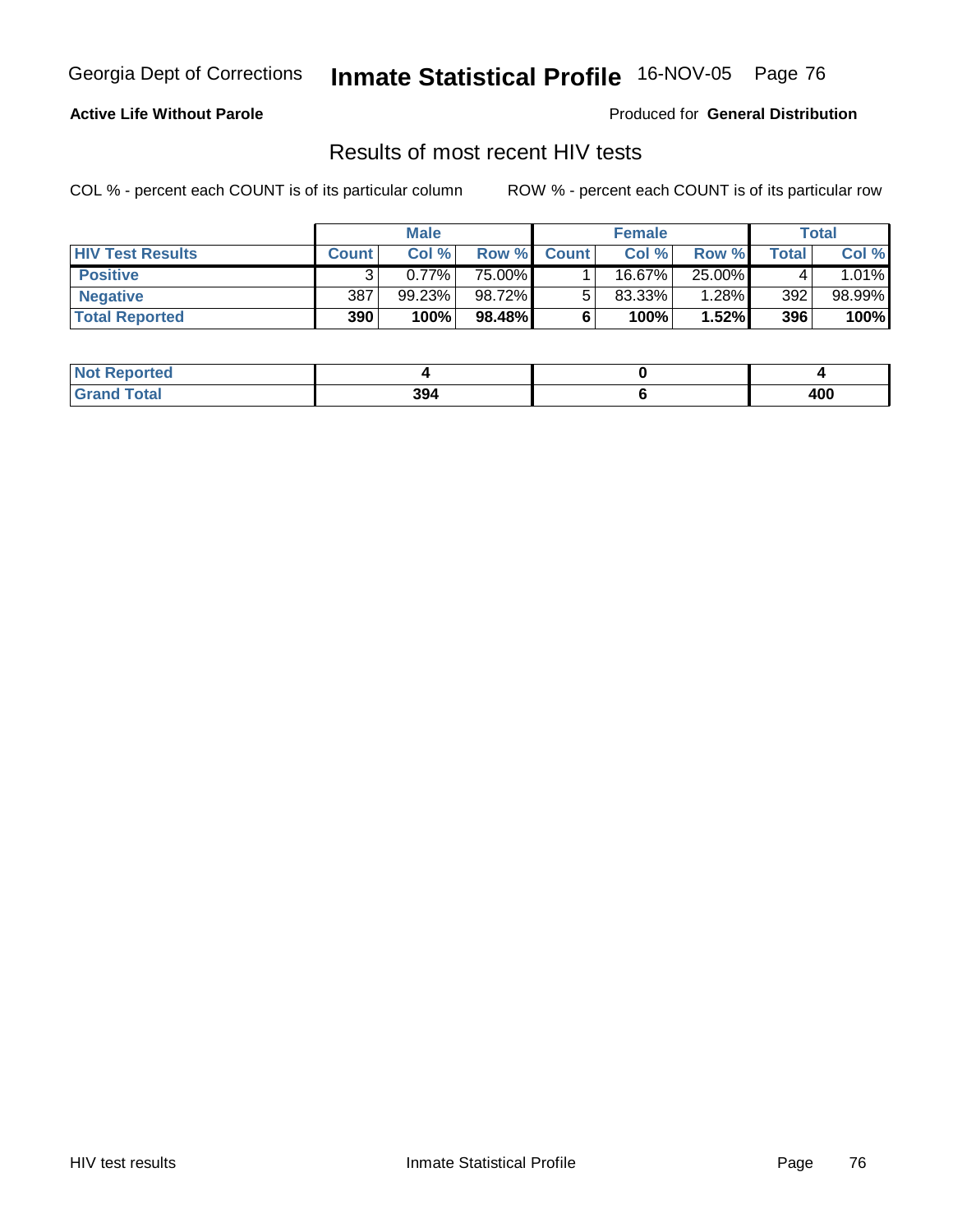Georgia Dept of Corrections **Inmate Statistical Profile** 16-NOV-05

**Active Life Without Parole**

Produced for **General Distribution**

## Results of most recent HIV tests

COL % - percent each COUNT is of its particular column

ROW % - percent each COUNT is of its particular row

| | Male | | | Female | | | Total | |
|---|---|---|---|---|---|---|---|---|
| **HIV Test Results** | **Count** | **Col %** | **Row %** | **Count** | **Col %** | **Row %** | **Total** | **Col %** |
| **Positive** | 3 | 0.77% | 75.00% | 1 | 16.67% | 25.00% | 4 | 1.01% |
| **Negative** | 387 | 99.23% | 98.72% | 5 | 83.33% | 1.28% | 392 | 98.99% |
| **Total Reported** | **390** | **100%** | **98.48%** | **6** | **100%** | **1.52%** | **396** | **100%** |

| | Male | Female | Total |
|---|---|---|---|
| **Not Reported** | **4** | **0** | **4** |
| **Grand Total** | **394** | **6** | **400** |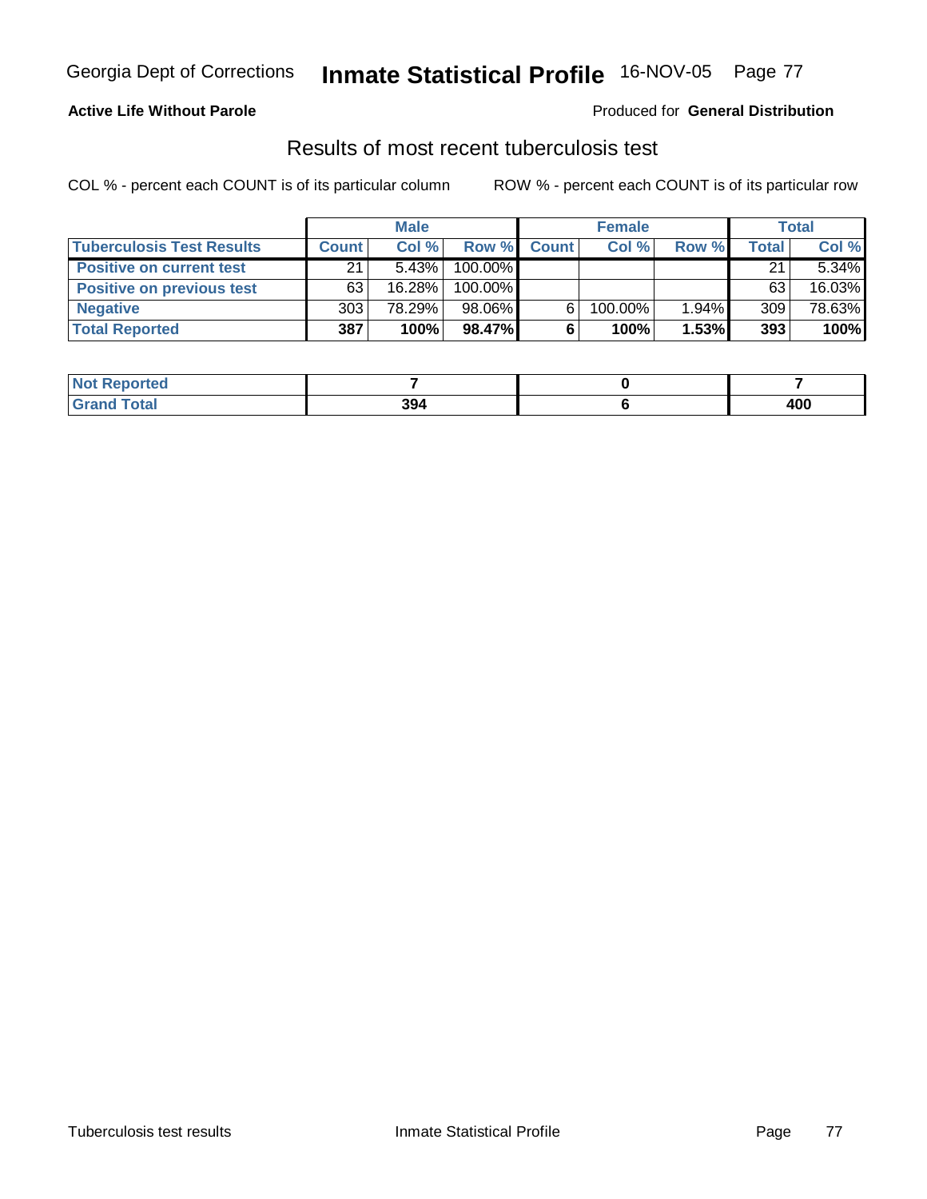**Active Life Without Parole**

Produced for **General Distribution**

## Results of most recent tuberculosis test

COL % - percent each COUNT is of its particular column

ROW % - percent each COUNT is of its particular row

| | Male | | | Female | | | Total | |
|---|---|---|---|---|---|---|---|---|
| **Tuberculosis Test Results** | **Count** | **Col %** | **Row %** | **Count** | **Col %** | **Row %** | **Total** | **Col %** |
| **Positive on current test** | 21 | 5.43% | 100.00% | | | | 21 | 5.34% |
| **Positive on previous test** | 63 | 16.28% | 100.00% | | | | 63 | 16.03% |
| **Negative** | 303 | 78.29% | 98.06% | 6 | 100.00% | 1.94% | 309 | 78.63% |
| **Total Reported** | **387** | **100%** | **98.47%** | **6** | **100%** | **1.53%** | **393** | **100%** |

| | Male | Female | Total |
|---|---|---|---|
| **Not Reported** | **7** | **0** | **7** |
| **Grand Total** | **394** | **6** | **400** |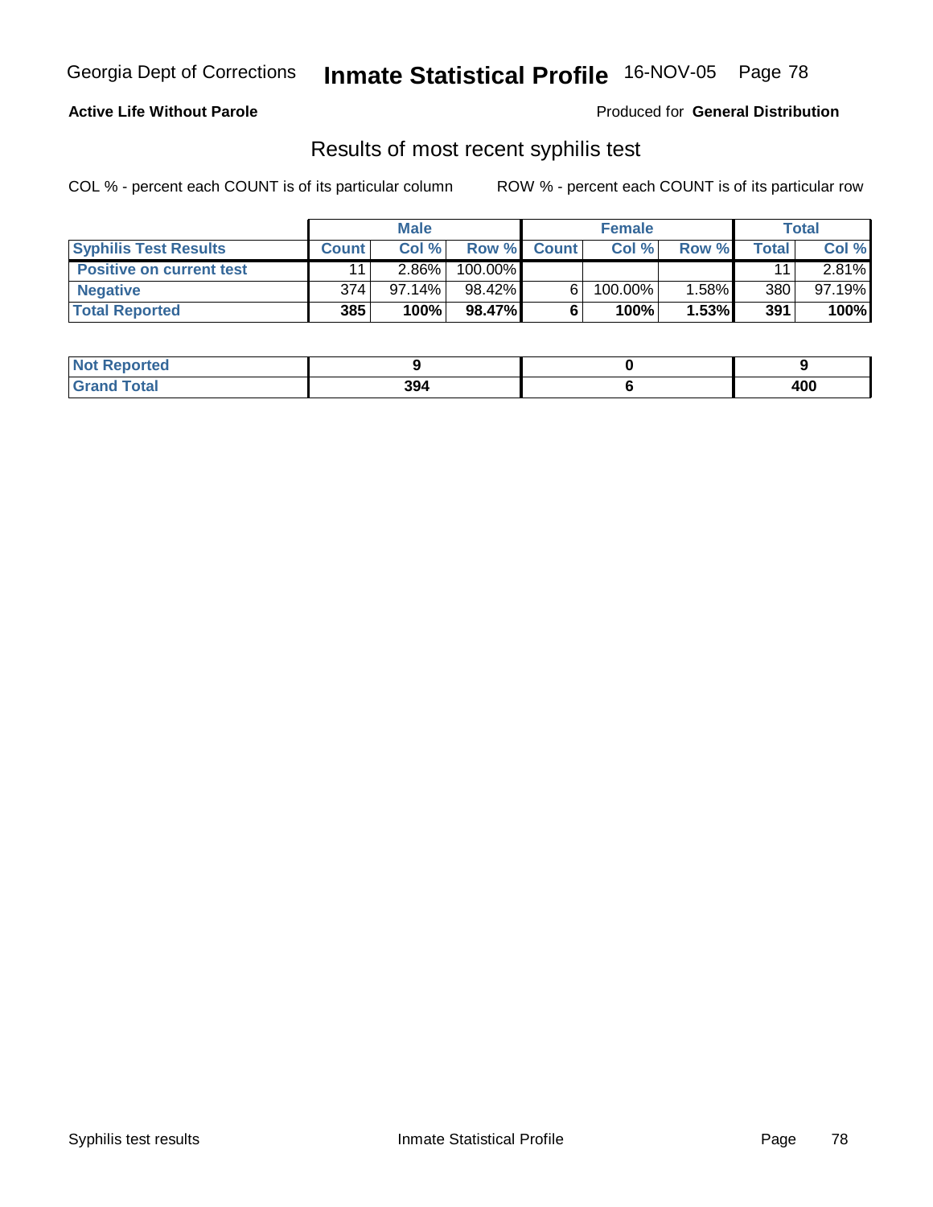Georgia Dept of Corrections **Inmate Statistical Profile** 16-NOV-05

**Active Life Without Parole**

Produced for **General Distribution**

## Results of most recent syphilis test

COL % - percent each COUNT is of its particular column

ROW % - percent each COUNT is of its particular row

| | Male | | | Female | | | Total | |
|---|---|---|---|---|---|---|---|---|
| **Syphilis Test Results** | **Count** | **Col %** | **Row %** | **Count** | **Col %** | **Row %** | **Total** | **Col %** |
| **Positive on current test** | 11 | 2.86% | 100.00% | | | | 11 | 2.81% |
| **Negative** | 374 | 97.14% | 98.42% | 6 | 100.00% | 1.58% | 380 | 97.19% |
| **Total Reported** | **385** | **100%** | **98.47%** | **6** | **100%** | **1.53%** | **391** | **100%** |

| | Male | Female | Total |
|---|---|---|---|
| **Not Reported** | **9** | **0** | **9** |
| **Grand Total** | **394** | **6** | **400** |

Syphilis test results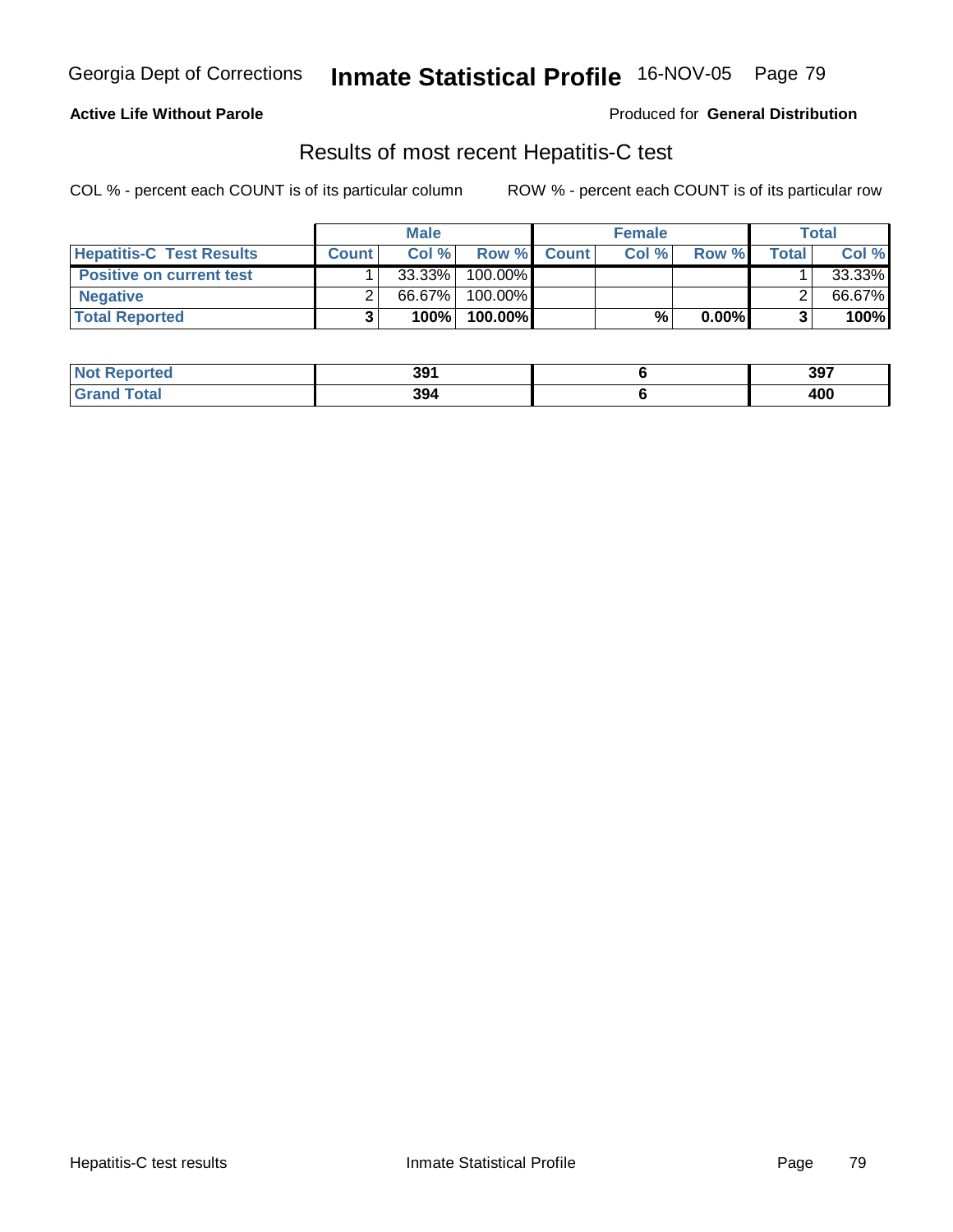Georgia Dept of Corrections **Inmate Statistical Profile** 16-NOV-05

**Active Life Without Parole**

Produced for **General Distribution**

## Results of most recent Hepatitis-C test

COL % - percent each COUNT is of its particular column     ROW % - percent each COUNT is of its particular row

| | Male | | | Female | | | Total | |
|---|---|---|---|---|---|---|---|---|
| **Hepatitis-C Test Results** | **Count** | **Col %** | **Row %** | **Count** | **Col %** | **Row %** | **Total** | **Col %** |
| **Positive on current test** | 1 | 33.33% | 100.00% | | | | 1 | 33.33% |
| **Negative** | 2 | 66.67% | 100.00% | | | | 2 | 66.67% |
| **Total Reported** | **3** | **100%** | **100.00%** | | **%** | **0.00%** | **3** | **100%** |

| | Male | Female | Total |
|---|---|---|---|
| **Not Reported** | **391** | **6** | **397** |
| **Grand Total** | **394** | **6** | **400** |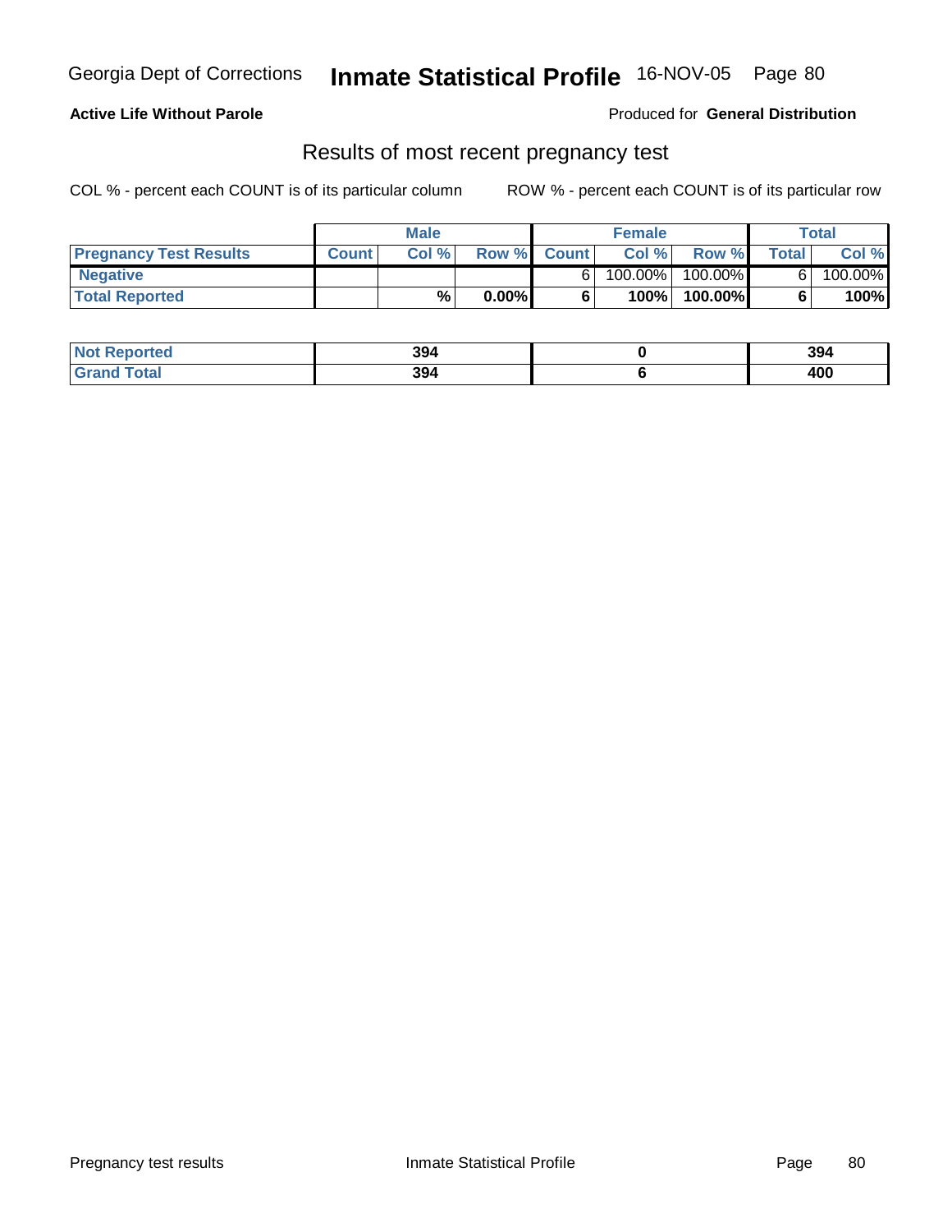Georgia Dept of Corrections **Inmate Statistical Profile** 16-NOV-05

**Active Life Without Parole**

Produced for **General Distribution**

## Results of most recent pregnancy test

COL % - percent each COUNT is of its particular column    ROW % - percent each COUNT is of its particular row

| | Male | | | Female | | | Total | |
|---|---|---|---|---|---|---|---|---|
| **Pregnancy Test Results** | **Count** | **Col %** | **Row %** | **Count** | **Col %** | **Row %** | **Total** | **Col %** |
| **Negative** | | | | 6 | 100.00% | 100.00% | 6 | 100.00% |
| **Total Reported** | | **%** | **0.00%** | **6** | **100%** | **100.00%** | **6** | **100%** |

| | Male | Female | Total |
|---|---|---|---|
| **Not Reported** | **394** | **0** | **394** |
| **Grand Total** | **394** | **6** | **400** |

Pregnancy test results    Inmate Statistical Profile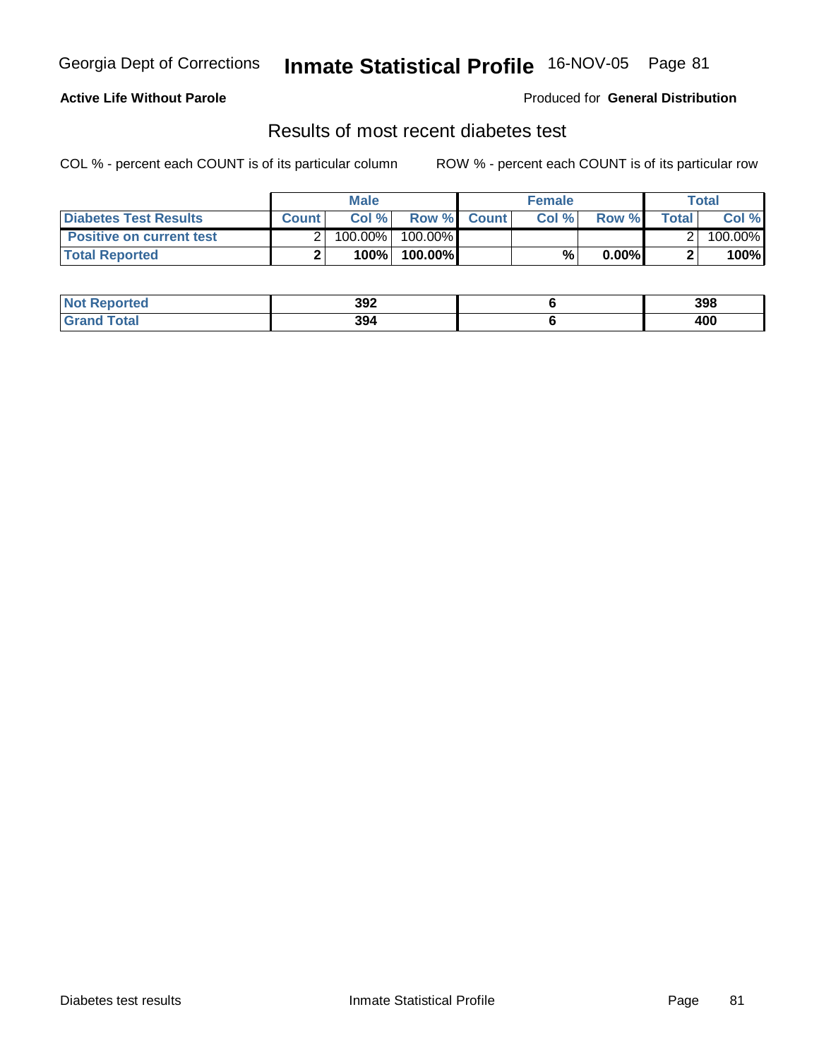Georgia Dept of Corrections **Inmate Statistical Profile** 16-NOV-05

**Active Life Without Parole**

Produced for **General Distribution**

## Results of most recent diabetes test

COL % - percent each COUNT is of its particular column

ROW % - percent each COUNT is of its particular row

| | Male | | | Female | | | Total | |
|---|---|---|---|---|---|---|---|---|
| **Diabetes Test Results** | **Count** | **Col %** | **Row %** | **Count** | **Col %** | **Row %** | **Total** | **Col %** |
| **Positive on current test** | 2 | 100.00% | 100.00% | | | | 2 | 100.00% |
| **Total Reported** | **2** | **100%** | **100.00%** | | **%** | **0.00%** | **2** | **100%** |

| | Male | Female | Total |
|---|---|---|---|
| **Not Reported** | **392** | **6** | **398** |
| **Grand Total** | **394** | **6** | **400** |

Diabetes test results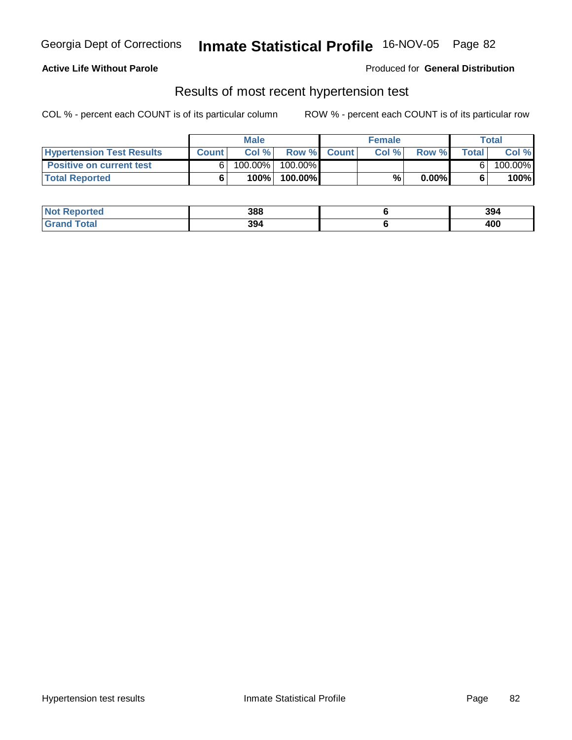Georgia Dept of Corrections **Inmate Statistical Profile** 16-NOV-05 Page 82

**Active Life Without Parole**

Produced for **General Distribution**

## Results of most recent hypertension test

COL % - percent each COUNT is of its particular column ROW % - percent each COUNT is of its particular row

| | Male | | | Female | | | Total | |
|---|---|---|---|---|---|---|---|---|
| **Hypertension Test Results** | **Count** | **Col %** | **Row %** | **Count** | **Col %** | **Row %** | **Total** | **Col %** |
| **Positive on current test** | 6 | 100.00% | 100.00% | | | | 6 | 100.00% |
| **Total Reported** | **6** | **100%** | **100.00%** | | **%** | **0.00%** | **6** | **100%** |

| | Male | Female | Total |
|---|---|---|---|
| **Not Reported** | **388** | **6** | **394** |
| **Grand Total** | **394** | **6** | **400** |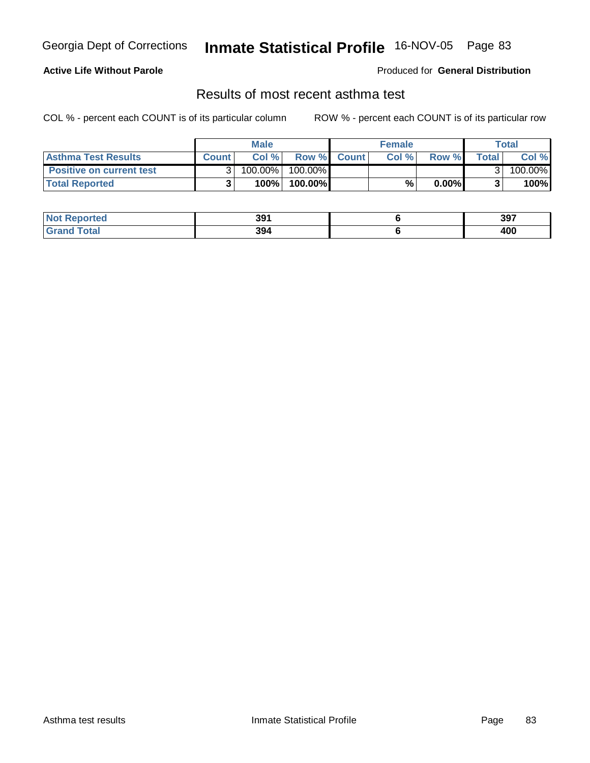Georgia Dept of Corrections **Inmate Statistical Profile** 16-NOV-05

**Active Life Without Parole**

Produced for **General Distribution**

## Results of most recent asthma test

COL % - percent each COUNT is of its particular column        ROW % - percent each COUNT is of its particular row

| | Male | | | Female | | | Total | |
|---|---|---|---|---|---|---|---|---|
| **Asthma Test Results** | **Count** | **Col %** | **Row %** | **Count** | **Col %** | **Row %** | **Total** | **Col %** |
| **Positive on current test** | 3 | 100.00% | 100.00% | | | | 3 | 100.00% |
| **Total Reported** | **3** | **100%** | **100.00%** | | **%** | **0.00%** | **3** | **100%** |

| | Male | Female | Total |
|---|---|---|---|
| **Not Reported** | **391** | **6** | **397** |
| **Grand Total** | **394** | **6** | **400** |